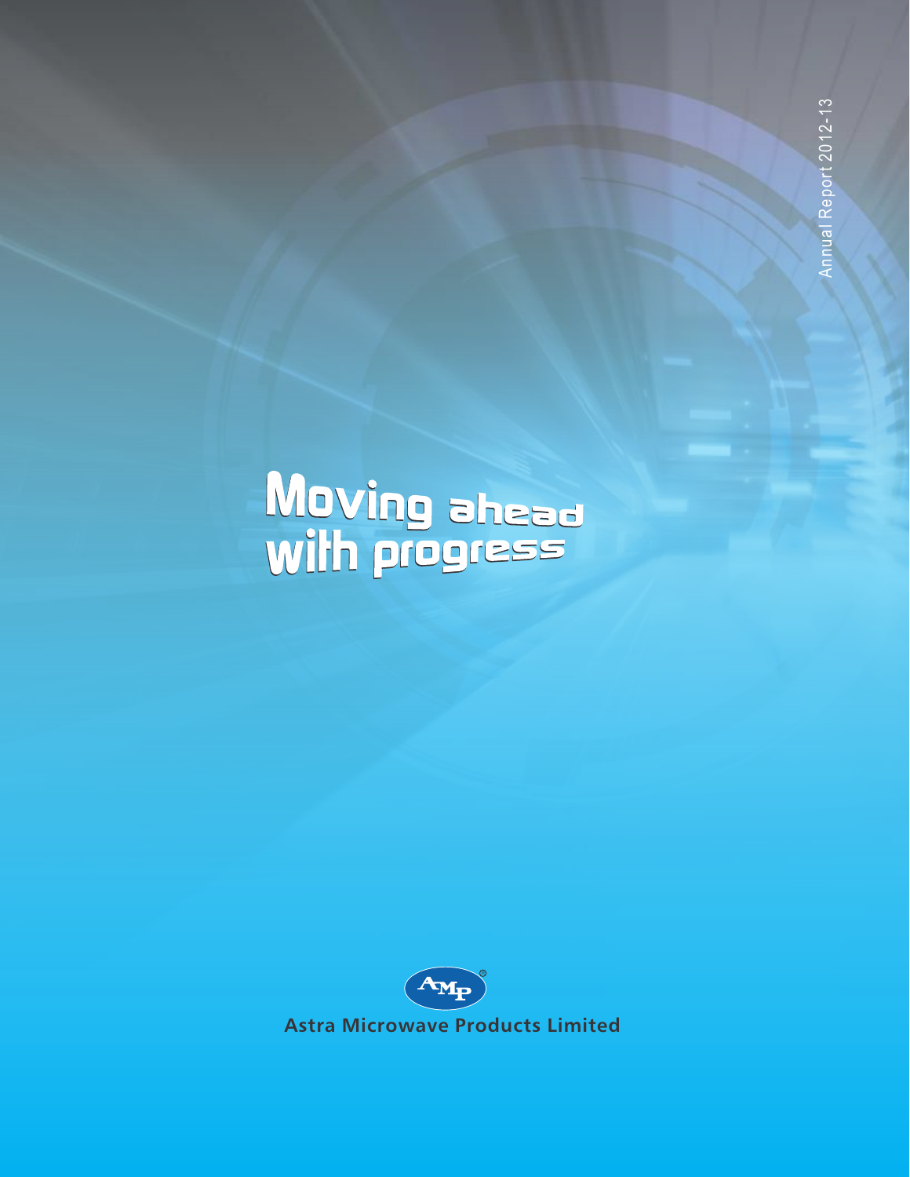Annual Report 2012-13

# Moving ahead with progress

AMP®

**Astra Microwave Products Limited**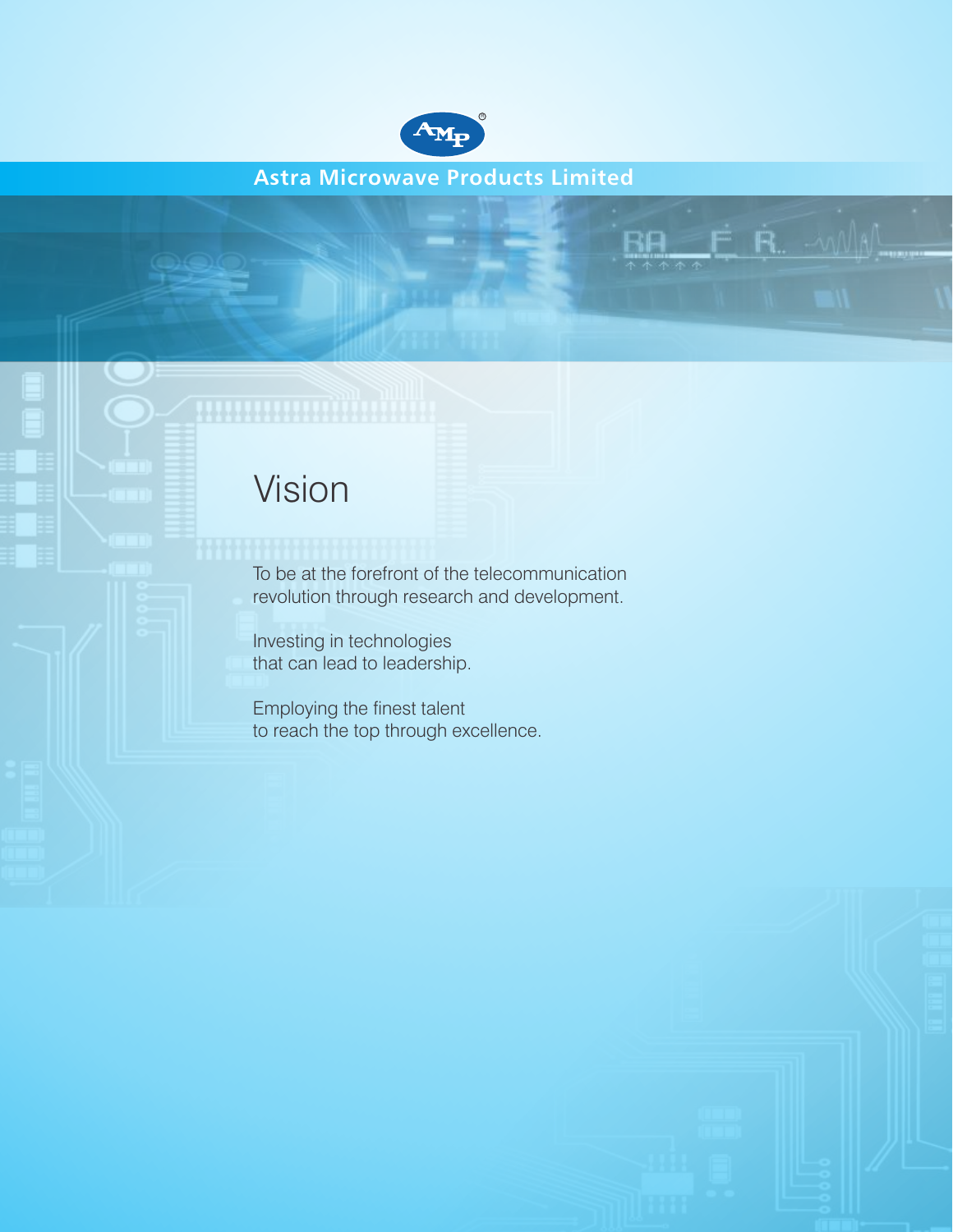Astra Microwave Products Limited

# Vision

To be at the forefront of the telecommunication revolution through research and development.

Investing in technologies that can lead to leadership.

Employing the finest talent to reach the top through excellence.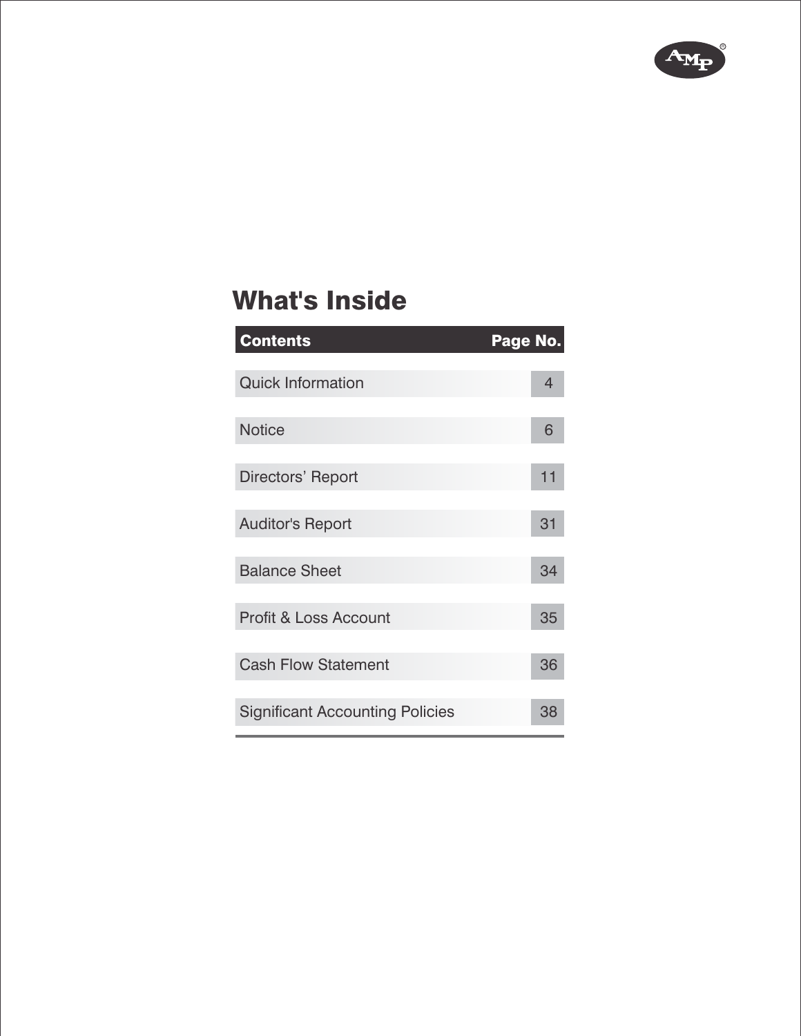# What's Inside

| Contents | Page No. |
| --- | --- |
| Quick Information | 4 |
| Notice | 6 |
| Directors' Report | 11 |
| Auditor's Report | 31 |
| Balance Sheet | 34 |
| Profit & Loss Account | 35 |
| Cash Flow Statement | 36 |
| Significant Accounting Policies | 38 |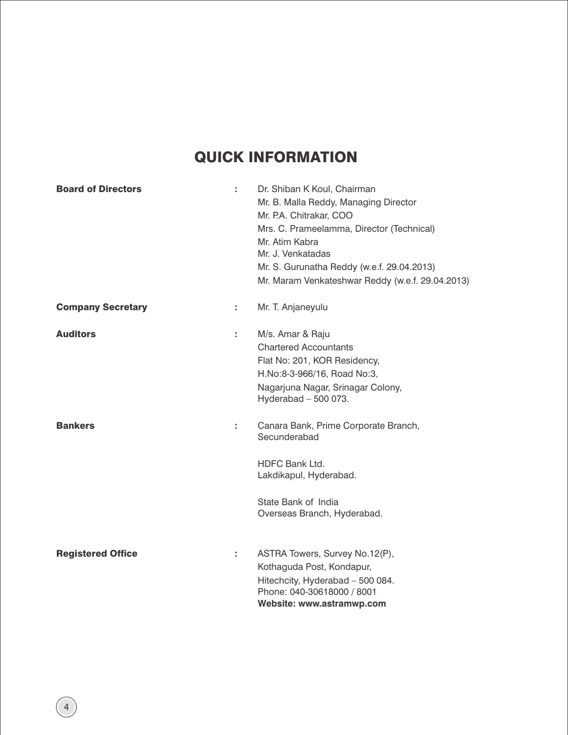# QUICK INFORMATION

| | | |
|---|---|---|
| **Board of Directors** | : | Dr. Shiban K Koul, Chairman<br>Mr. B. Malla Reddy, Managing Director<br>Mr. P.A. Chitrakar, COO<br>Mrs. C. Prameelamma, Director (Technical)<br>Mr. Atim Kabra<br>Mr. J. Venkatadas<br>Mr. S. Gurunatha Reddy (w.e.f. 29.04.2013)<br>Mr. Maram Venkateshwar Reddy (w.e.f. 29.04.2013) |
| **Company Secretary** | : | Mr. T. Anjaneyulu |
| **Auditors** | : | M/s. Amar & Raju<br>Chartered Accountants<br>Flat No: 201, KOR Residency,<br>H.No:8-3-966/16, Road No:3,<br>Nagarjuna Nagar, Srinagar Colony,<br>Hyderabad – 500 073. |
| **Bankers** | : | Canara Bank, Prime Corporate Branch,<br>Secunderabad<br><br>HDFC Bank Ltd.<br>Lakdikapul, Hyderabad.<br><br>State Bank of India<br>Overseas Branch, Hyderabad. |
| **Registered Office** | : | ASTRA Towers, Survey No.12(P),<br>Kothaguda Post, Kondapur,<br>Hitechcity, Hyderabad – 500 084.<br>Phone: 040-30618000 / 8001<br>**Website: www.astramwp.com** |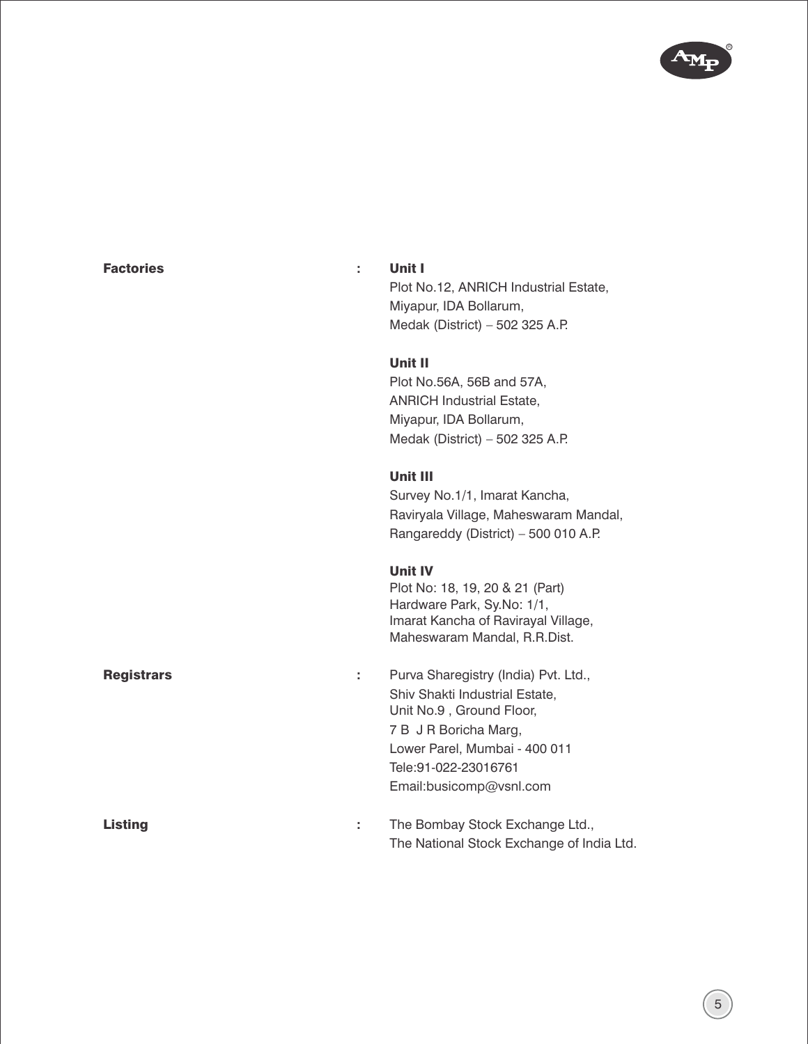**Factories** : **Unit I**
Plot No.12, ANRICH Industrial Estate,
Miyapur, IDA Bollarum,
Medak (District) – 502 325 A.P.

**Unit II**
Plot No.56A, 56B and 57A,
ANRICH Industrial Estate,
Miyapur, IDA Bollarum,
Medak (District) – 502 325 A.P.

**Unit III**
Survey No.1/1, Imarat Kancha,
Raviryala Village, Maheswaram Mandal,
Rangareddy (District) – 500 010 A.P.

**Unit IV**
Plot No: 18, 19, 20 & 21 (Part)
Hardware Park, Sy.No: 1/1,
Imarat Kancha of Ravirayal Village,
Maheswaram Mandal, R.R.Dist.

**Registrars** : Purva Sharegistry (India) Pvt. Ltd.,
Shiv Shakti Industrial Estate,
Unit No.9 , Ground Floor,
7 B J R Boricha Marg,
Lower Parel, Mumbai - 400 011
Tele:91-022-23016761
Email:busicomp@vsnl.com

**Listing** : The Bombay Stock Exchange Ltd.,
The National Stock Exchange of India Ltd.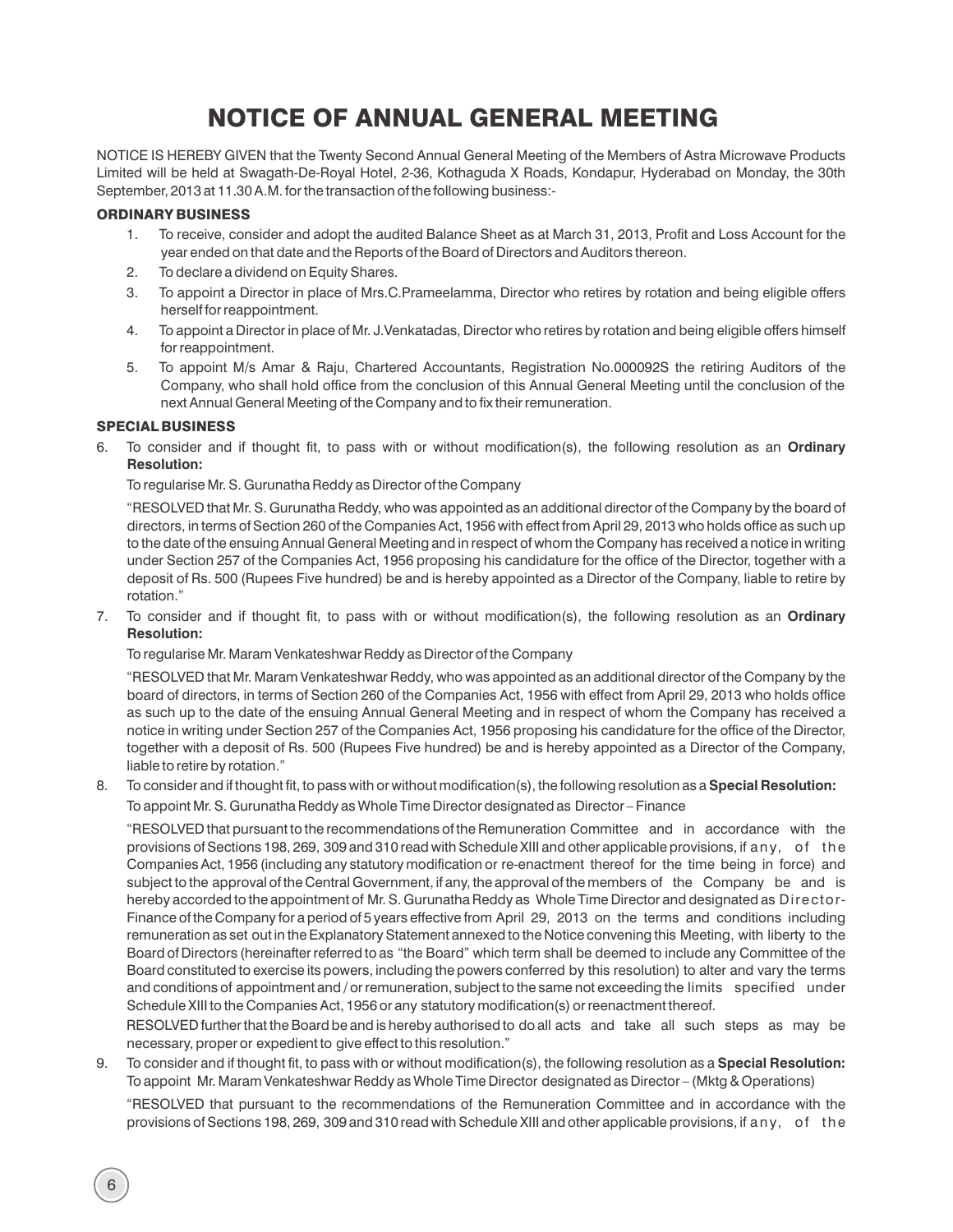# NOTICE OF ANNUAL GENERAL MEETING

NOTICE IS HEREBY GIVEN that the Twenty Second Annual General Meeting of the Members of Astra Microwave Products Limited will be held at Swagath-De-Royal Hotel, 2-36, Kothaguda X Roads, Kondapur, Hyderabad on Monday, the 30th September, 2013 at 11.30 A.M. for the transaction of the following business:-

### ORDINARY BUSINESS

1. To receive, consider and adopt the audited Balance Sheet as at March 31, 2013, Profit and Loss Account for the year ended on that date and the Reports of the Board of Directors and Auditors thereon.
2. To declare a dividend on Equity Shares.
3. To appoint a Director in place of Mrs.C.Prameelamma, Director who retires by rotation and being eligible offers herself for reappointment.
4. To appoint a Director in place of Mr. J.Venkatadas, Director who retires by rotation and being eligible offers himself for reappointment.
5. To appoint M/s Amar & Raju, Chartered Accountants, Registration No.000092S the retiring Auditors of the Company, who shall hold office from the conclusion of this Annual General Meeting until the conclusion of the next Annual General Meeting of the Company and to fix their remuneration.

### SPECIAL BUSINESS

6. To consider and if thought fit, to pass with or without modification(s), the following resolution as an **Ordinary Resolution:**

   To regularise Mr. S. Gurunatha Reddy as Director of the Company

   "RESOLVED that Mr. S. Gurunatha Reddy, who was appointed as an additional director of the Company by the board of directors, in terms of Section 260 of the Companies Act, 1956 with effect from April 29, 2013 who holds office as such up to the date of the ensuing Annual General Meeting and in respect of whom the Company has received a notice in writing under Section 257 of the Companies Act, 1956 proposing his candidature for the office of the Director, together with a deposit of Rs. 500 (Rupees Five hundred) be and is hereby appointed as a Director of the Company, liable to retire by rotation."

7. To consider and if thought fit, to pass with or without modification(s), the following resolution as an **Ordinary Resolution:**

   To regularise Mr. Maram Venkateshwar Reddy as Director of the Company

   "RESOLVED that Mr. Maram Venkateshwar Reddy, who was appointed as an additional director of the Company by the board of directors, in terms of Section 260 of the Companies Act, 1956 with effect from April 29, 2013 who holds office as such up to the date of the ensuing Annual General Meeting and in respect of whom the Company has received a notice in writing under Section 257 of the Companies Act, 1956 proposing his candidature for the office of the Director, together with a deposit of Rs. 500 (Rupees Five hundred) be and is hereby appointed as a Director of the Company, liable to retire by rotation."

8. To consider and if thought fit, to pass with or without modification(s), the following resolution as a **Special Resolution:**

   To appoint Mr. S. Gurunatha Reddy as Whole Time Director designated as Director – Finance

   "RESOLVED that pursuant to the recommendations of the Remuneration Committee and in accordance with the provisions of Sections 198, 269, 309 and 310 read with Schedule XIII and other applicable provisions, if any, of the Companies Act, 1956 (including any statutory modification or re-enactment thereof for the time being in force) and subject to the approval of the Central Government, if any, the approval of the members of the Company be and is hereby accorded to the appointment of Mr. S. Gurunatha Reddy as Whole Time Director and designated as Director-Finance of the Company for a period of 5 years effective from April 29, 2013 on the terms and conditions including remuneration as set out in the Explanatory Statement annexed to the Notice convening this Meeting, with liberty to the Board of Directors (hereinafter referred to as "the Board" which term shall be deemed to include any Committee of the Board constituted to exercise its powers, including the powers conferred by this resolution) to alter and vary the terms and conditions of appointment and / or remuneration, subject to the same not exceeding the limits specified under Schedule XIII to the Companies Act, 1956 or any statutory modification(s) or reenactment thereof.

   RESOLVED further that the Board be and is hereby authorised to do all acts and take all such steps as may be necessary, proper or expedient to give effect to this resolution."

9. To consider and if thought fit, to pass with or without modification(s), the following resolution as a **Special Resolution:**

   To appoint Mr. Maram Venkateshwar Reddy as Whole Time Director designated as Director – (Mktg & Operations)

   "RESOLVED that pursuant to the recommendations of the Remuneration Committee and in accordance with the provisions of Sections 198, 269, 309 and 310 read with Schedule XIII and other applicable provisions, if any, of the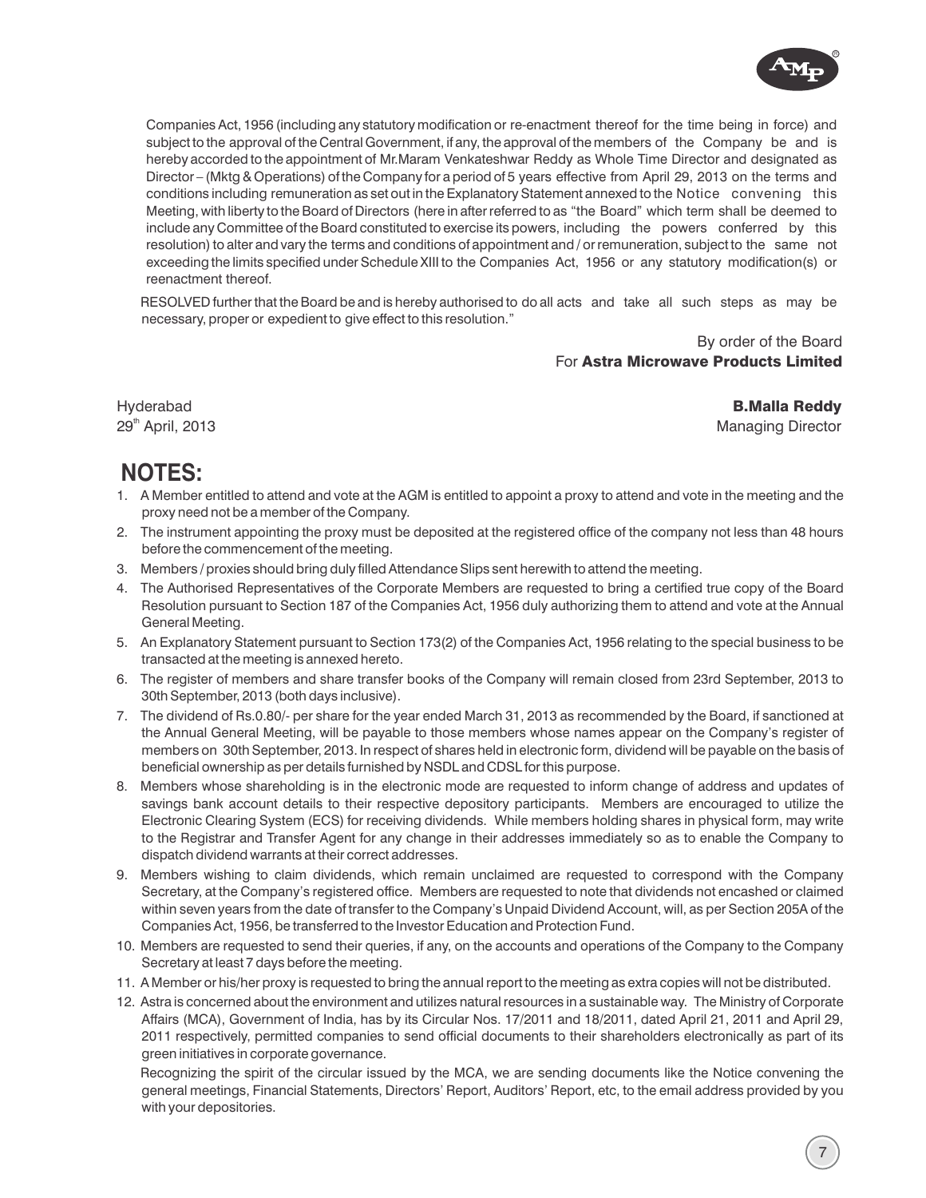Companies Act, 1956 (including any statutory modification or re-enactment thereof for the time being in force) and subject to the approval of the Central Government, if any, the approval of the members of the Company be and is hereby accorded to the appointment of Mr.Maram Venkateshwar Reddy as Whole Time Director and designated as Director – (Mktg & Operations) of the Company for a period of 5 years effective from April 29, 2013 on the terms and conditions including remuneration as set out in the Explanatory Statement annexed to the Notice convening this Meeting, with liberty to the Board of Directors (here in after referred to as "the Board" which term shall be deemed to include any Committee of the Board constituted to exercise its powers, including the powers conferred by this resolution) to alter and vary the terms and conditions of appointment and / or remuneration, subject to the same not exceeding the limits specified under Schedule XIII to the Companies Act, 1956 or any statutory modification(s) or reenactment thereof.

RESOLVED further that the Board be and is hereby authorised to do all acts and take all such steps as may be necessary, proper or expedient to give effect to this resolution."

By order of the Board
For **Astra Microwave Products Limited**

Hyderabad
29th April, 2013

**B.Malla Reddy**
Managing Director

## NOTES:

1. A Member entitled to attend and vote at the AGM is entitled to appoint a proxy to attend and vote in the meeting and the proxy need not be a member of the Company.
2. The instrument appointing the proxy must be deposited at the registered office of the company not less than 48 hours before the commencement of the meeting.
3. Members / proxies should bring duly filled Attendance Slips sent herewith to attend the meeting.
4. The Authorised Representatives of the Corporate Members are requested to bring a certified true copy of the Board Resolution pursuant to Section 187 of the Companies Act, 1956 duly authorizing them to attend and vote at the Annual General Meeting.
5. An Explanatory Statement pursuant to Section 173(2) of the Companies Act, 1956 relating to the special business to be transacted at the meeting is annexed hereto.
6. The register of members and share transfer books of the Company will remain closed from 23rd September, 2013 to 30th September, 2013 (both days inclusive).
7. The dividend of Rs.0.80/- per share for the year ended March 31, 2013 as recommended by the Board, if sanctioned at the Annual General Meeting, will be payable to those members whose names appear on the Company's register of members on 30th September, 2013. In respect of shares held in electronic form, dividend will be payable on the basis of beneficial ownership as per details furnished by NSDL and CDSL for this purpose.
8. Members whose shareholding is in the electronic mode are requested to inform change of address and updates of savings bank account details to their respective depository participants. Members are encouraged to utilize the Electronic Clearing System (ECS) for receiving dividends. While members holding shares in physical form, may write to the Registrar and Transfer Agent for any change in their addresses immediately so as to enable the Company to dispatch dividend warrants at their correct addresses.
9. Members wishing to claim dividends, which remain unclaimed are requested to correspond with the Company Secretary, at the Company's registered office. Members are requested to note that dividends not encashed or claimed within seven years from the date of transfer to the Company's Unpaid Dividend Account, will, as per Section 205A of the Companies Act, 1956, be transferred to the Investor Education and Protection Fund.
10. Members are requested to send their queries, if any, on the accounts and operations of the Company to the Company Secretary at least 7 days before the meeting.
11. A Member or his/her proxy is requested to bring the annual report to the meeting as extra copies will not be distributed.
12. Astra is concerned about the environment and utilizes natural resources in a sustainable way. The Ministry of Corporate Affairs (MCA), Government of India, has by its Circular Nos. 17/2011 and 18/2011, dated April 21, 2011 and April 29, 2011 respectively, permitted companies to send official documents to their shareholders electronically as part of its green initiatives in corporate governance.

    Recognizing the spirit of the circular issued by the MCA, we are sending documents like the Notice convening the general meetings, Financial Statements, Directors' Report, Auditors' Report, etc, to the email address provided by you with your depositories.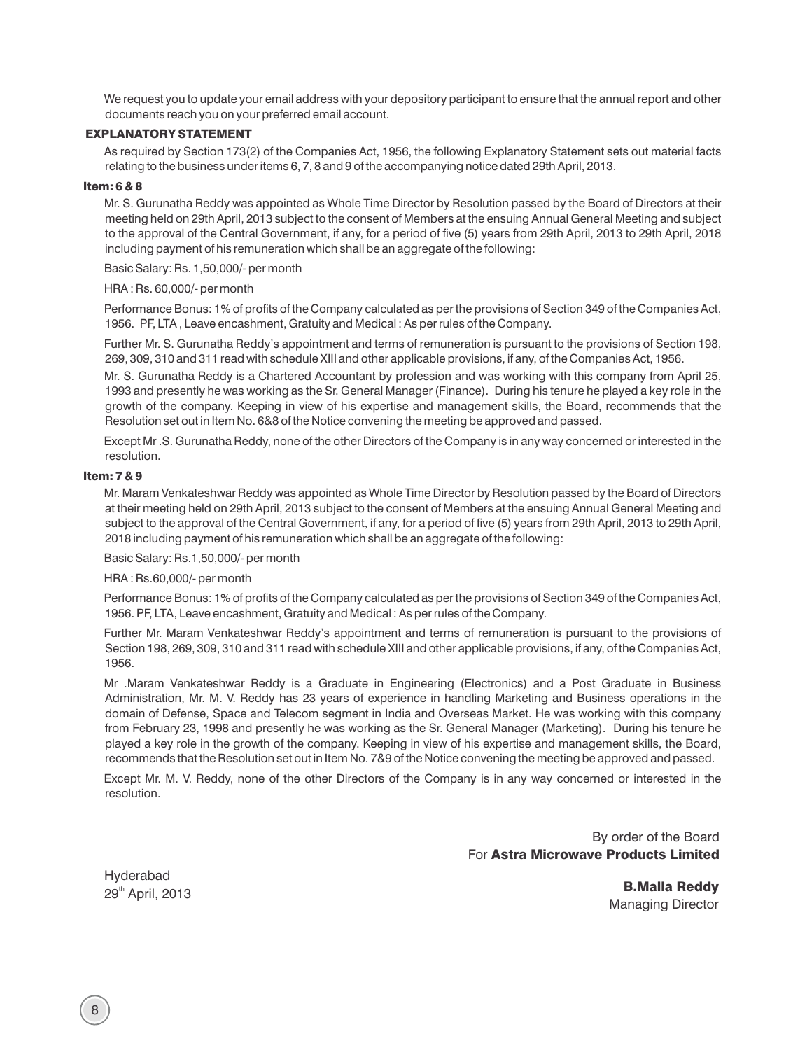We request you to update your email address with your depository participant to ensure that the annual report and other documents reach you on your preferred email account.

## EXPLANATORY STATEMENT

As required by Section 173(2) of the Companies Act, 1956, the following Explanatory Statement sets out material facts relating to the business under items 6, 7, 8 and 9 of the accompanying notice dated 29th April, 2013.

### Item: 6 & 8

Mr. S. Gurunatha Reddy was appointed as Whole Time Director by Resolution passed by the Board of Directors at their meeting held on 29th April, 2013 subject to the consent of Members at the ensuing Annual General Meeting and subject to the approval of the Central Government, if any, for a period of five (5) years from 29th April, 2013 to 29th April, 2018 including payment of his remuneration which shall be an aggregate of the following:

Basic Salary: Rs. 1,50,000/- per month

HRA : Rs. 60,000/- per month

Performance Bonus: 1% of profits of the Company calculated as per the provisions of Section 349 of the Companies Act, 1956. PF, LTA , Leave encashment, Gratuity and Medical : As per rules of the Company.

Further Mr. S. Gurunatha Reddy's appointment and terms of remuneration is pursuant to the provisions of Section 198, 269, 309, 310 and 311 read with schedule XIII and other applicable provisions, if any, of the Companies Act, 1956.

Mr. S. Gurunatha Reddy is a Chartered Accountant by profession and was working with this company from April 25, 1993 and presently he was working as the Sr. General Manager (Finance). During his tenure he played a key role in the growth of the company. Keeping in view of his expertise and management skills, the Board, recommends that the Resolution set out in Item No. 6&8 of the Notice convening the meeting be approved and passed.

Except Mr .S. Gurunatha Reddy, none of the other Directors of the Company is in any way concerned or interested in the resolution.

### Item: 7 & 9

Mr. Maram Venkateshwar Reddy was appointed as Whole Time Director by Resolution passed by the Board of Directors at their meeting held on 29th April, 2013 subject to the consent of Members at the ensuing Annual General Meeting and subject to the approval of the Central Government, if any, for a period of five (5) years from 29th April, 2013 to 29th April, 2018 including payment of his remuneration which shall be an aggregate of the following:

Basic Salary: Rs.1,50,000/- per month

HRA : Rs.60,000/- per month

Performance Bonus: 1% of profits of the Company calculated as per the provisions of Section 349 of the Companies Act, 1956. PF, LTA, Leave encashment, Gratuity and Medical : As per rules of the Company.

Further Mr. Maram Venkateshwar Reddy's appointment and terms of remuneration is pursuant to the provisions of Section 198, 269, 309, 310 and 311 read with schedule XIII and other applicable provisions, if any, of the Companies Act, 1956.

Mr .Maram Venkateshwar Reddy is a Graduate in Engineering (Electronics) and a Post Graduate in Business Administration, Mr. M. V. Reddy has 23 years of experience in handling Marketing and Business operations in the domain of Defense, Space and Telecom segment in India and Overseas Market. He was working with this company from February 23, 1998 and presently he was working as the Sr. General Manager (Marketing). During his tenure he played a key role in the growth of the company. Keeping in view of his expertise and management skills, the Board, recommends that the Resolution set out in Item No. 7&9 of the Notice convening the meeting be approved and passed.

Except Mr. M. V. Reddy, none of the other Directors of the Company is in any way concerned or interested in the resolution.

By order of the Board
For **Astra Microwave Products Limited**

Hyderabad
29th April, 2013

**B.Malla Reddy**
Managing Director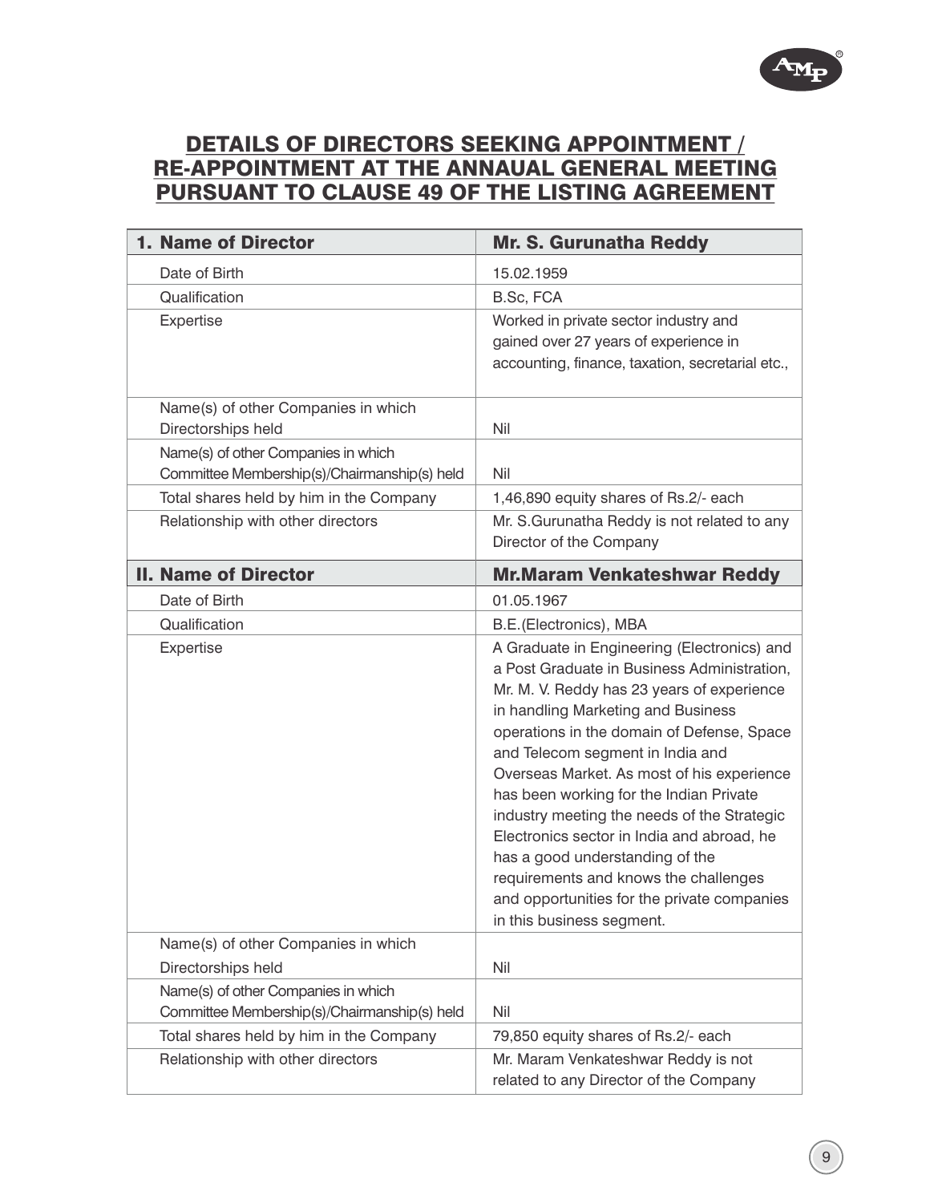## DETAILS OF DIRECTORS SEEKING APPOINTMENT / RE-APPOINTMENT AT THE ANNAUAL GENERAL MEETING PURSUANT TO CLAUSE 49 OF THE LISTING AGREEMENT

| 1. Name of Director | Mr. S. Gurunatha Reddy |
|---|---|
| Date of Birth | 15.02.1959 |
| Qualification | B.Sc, FCA |
| Expertise | Worked in private sector industry and gained over 27 years of experience in accounting, finance, taxation, secretarial etc., |
| Name(s) of other Companies in which Directorships held | Nil |
| Name(s) of other Companies in which Committee Membership(s)/Chairmanship(s) held | Nil |
| Total shares held by him in the Company | 1,46,890 equity shares of Rs.2/- each |
| Relationship with other directors | Mr. S.Gurunatha Reddy is not related to any Director of the Company |
| **II. Name of Director** | **Mr.Maram Venkateshwar Reddy** |
| Date of Birth | 01.05.1967 |
| Qualification | B.E.(Electronics), MBA |
| Expertise | A Graduate in Engineering (Electronics) and a Post Graduate in Business Administration, Mr. M. V. Reddy has 23 years of experience in handling Marketing and Business operations in the domain of Defense, Space and Telecom segment in India and Overseas Market. As most of his experience has been working for the Indian Private industry meeting the needs of the Strategic Electronics sector in India and abroad, he has a good understanding of the requirements and knows the challenges and opportunities for the private companies in this business segment. |
| Name(s) of other Companies in which Directorships held | Nil |
| Name(s) of other Companies in which Committee Membership(s)/Chairmanship(s) held | Nil |
| Total shares held by him in the Company | 79,850 equity shares of Rs.2/- each |
| Relationship with other directors | Mr. Maram Venkateshwar Reddy is not related to any Director of the Company |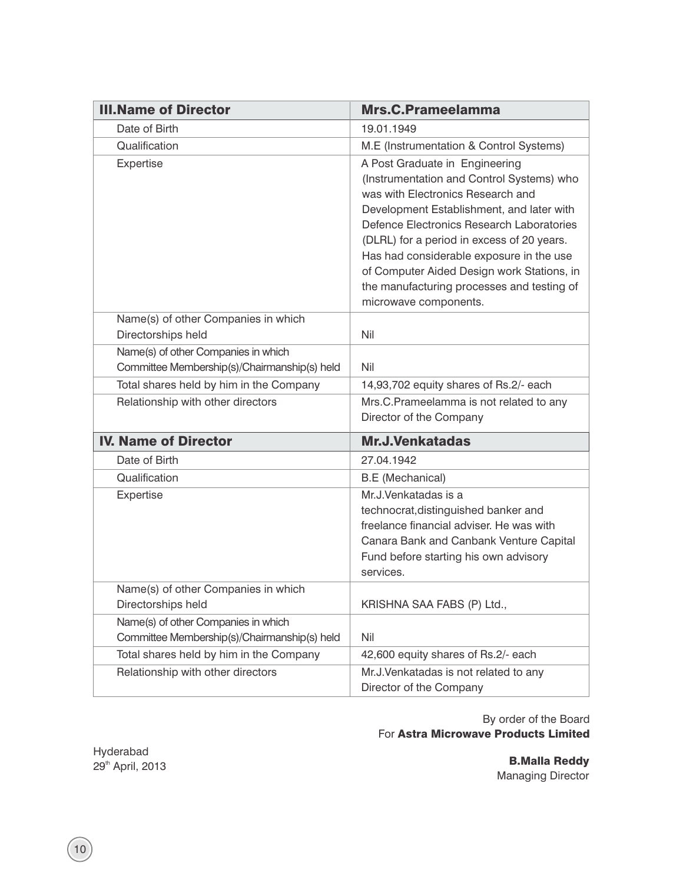| III.Name of Director | Mrs.C.Prameelamma |
|---|---|
| Date of Birth | 19.01.1949 |
| Qualification | M.E (Instrumentation & Control Systems) |
| Expertise | A Post Graduate in Engineering (Instrumentation and Control Systems) who was with Electronics Research and Development Establishment, and later with Defence Electronics Research Laboratories (DLRL) for a period in excess of 20 years. Has had considerable exposure in the use of Computer Aided Design work Stations, in the manufacturing processes and testing of microwave components. |
| Name(s) of other Companies in which Directorships held | Nil |
| Name(s) of other Companies in which Committee Membership(s)/Chairmanship(s) held | Nil |
| Total shares held by him in the Company | 14,93,702 equity shares of Rs.2/- each |
| Relationship with other directors | Mrs.C.Prameelamma is not related to any Director of the Company |

| IV. Name of Director | Mr.J.Venkatadas |
|---|---|
| Date of Birth | 27.04.1942 |
| Qualification | B.E (Mechanical) |
| Expertise | Mr.J.Venkatadas is a technocrat,distinguished banker and freelance financial adviser. He was with Canara Bank and Canbank Venture Capital Fund before starting his own advisory services. |
| Name(s) of other Companies in which Directorships held | KRISHNA SAA FABS (P) Ltd., |
| Name(s) of other Companies in which Committee Membership(s)/Chairmanship(s) held | Nil |
| Total shares held by him in the Company | 42,600 equity shares of Rs.2/- each |
| Relationship with other directors | Mr.J.Venkatadas is not related to any Director of the Company |

By order of the Board
For **Astra Microwave Products Limited**

Hyderabad
29th April, 2013

**B.Malla Reddy**
Managing Director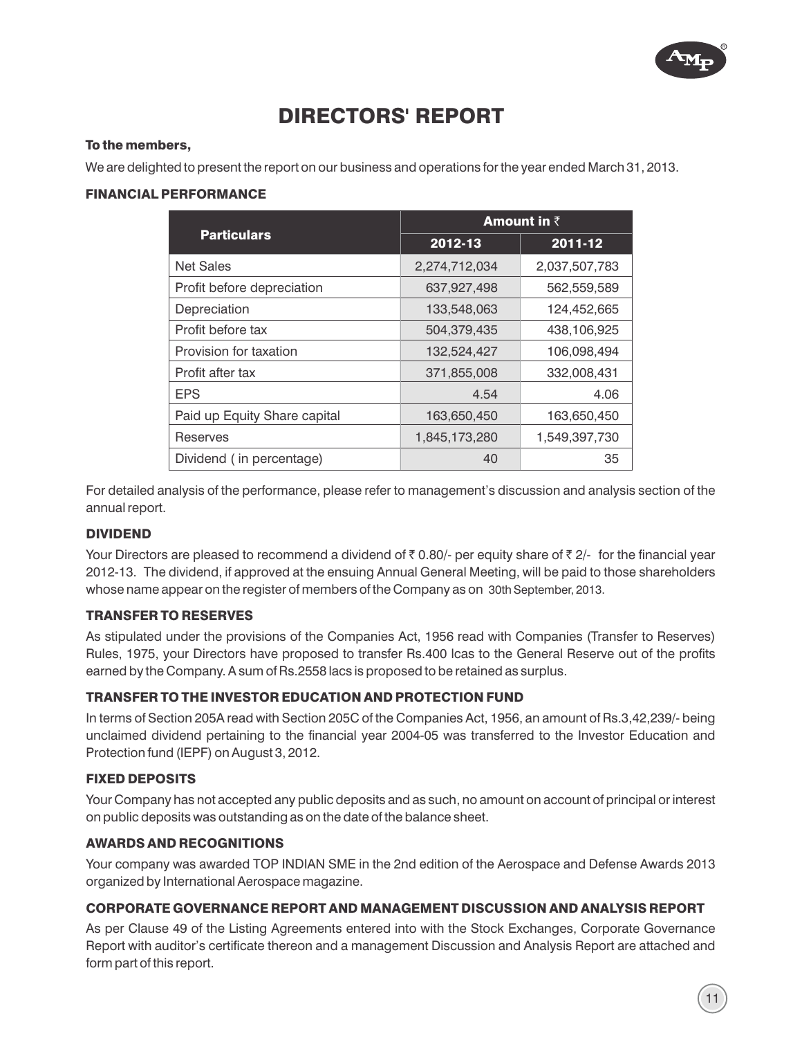# DIRECTORS' REPORT

**To the members,**

We are delighted to present the report on our business and operations for the year ended March 31, 2013.

## FINANCIAL PERFORMANCE

| Particulars | Amount in ₹ | |
|---|---|---|
| | 2012-13 | 2011-12 |
| Net Sales | 2,274,712,034 | 2,037,507,783 |
| Profit before depreciation | 637,927,498 | 562,559,589 |
| Depreciation | 133,548,063 | 124,452,665 |
| Profit before tax | 504,379,435 | 438,106,925 |
| Provision for taxation | 132,524,427 | 106,098,494 |
| Profit after tax | 371,855,008 | 332,008,431 |
| EPS | 4.54 | 4.06 |
| Paid up Equity Share capital | 163,650,450 | 163,650,450 |
| Reserves | 1,845,173,280 | 1,549,397,730 |
| Dividend ( in percentage) | 40 | 35 |

For detailed analysis of the performance, please refer to management's discussion and analysis section of the annual report.

## DIVIDEND

Your Directors are pleased to recommend a dividend of ₹ 0.80/- per equity share of ₹ 2/- for the financial year 2012-13. The dividend, if approved at the ensuing Annual General Meeting, will be paid to those shareholders whose name appear on the register of members of the Company as on 30th September, 2013.

## TRANSFER TO RESERVES

As stipulated under the provisions of the Companies Act, 1956 read with Companies (Transfer to Reserves) Rules, 1975, your Directors have proposed to transfer Rs.400 lcas to the General Reserve out of the profits earned by the Company. A sum of Rs.2558 lacs is proposed to be retained as surplus.

## TRANSFER TO THE INVESTOR EDUCATION AND PROTECTION FUND

In terms of Section 205A read with Section 205C of the Companies Act, 1956, an amount of Rs.3,42,239/- being unclaimed dividend pertaining to the financial year 2004-05 was transferred to the Investor Education and Protection fund (IEPF) on August 3, 2012.

## FIXED DEPOSITS

Your Company has not accepted any public deposits and as such, no amount on account of principal or interest on public deposits was outstanding as on the date of the balance sheet.

## AWARDS AND RECOGNITIONS

Your company was awarded TOP INDIAN SME in the 2nd edition of the Aerospace and Defense Awards 2013 organized by International Aerospace magazine.

## CORPORATE GOVERNANCE REPORT AND MANAGEMENT DISCUSSION AND ANALYSIS REPORT

As per Clause 49 of the Listing Agreements entered into with the Stock Exchanges, Corporate Governance Report with auditor's certificate thereon and a management Discussion and Analysis Report are attached and form part of this report.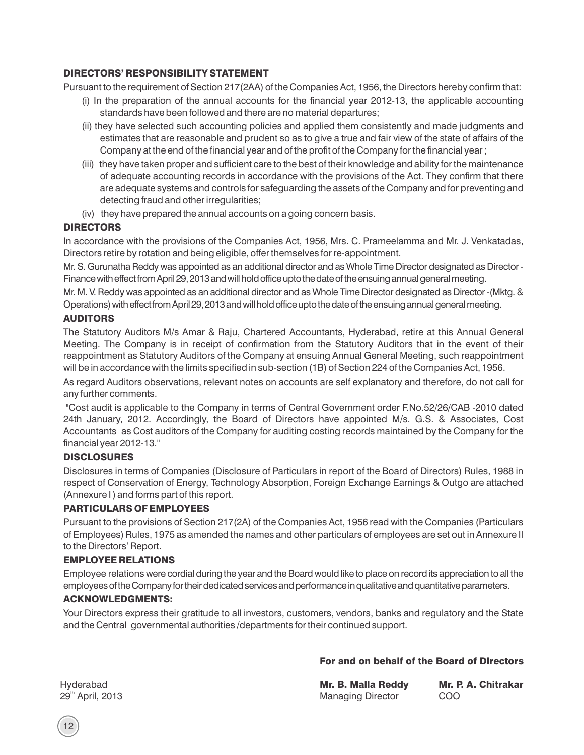## DIRECTORS' RESPONSIBILITY STATEMENT

Pursuant to the requirement of Section 217(2AA) of the Companies Act, 1956, the Directors hereby confirm that:

(i) In the preparation of the annual accounts for the financial year 2012-13, the applicable accounting standards have been followed and there are no material departures;

(ii) they have selected such accounting policies and applied them consistently and made judgments and estimates that are reasonable and prudent so as to give a true and fair view of the state of affairs of the Company at the end of the financial year and of the profit of the Company for the financial year ;

(iii) they have taken proper and sufficient care to the best of their knowledge and ability for the maintenance of adequate accounting records in accordance with the provisions of the Act. They confirm that there are adequate systems and controls for safeguarding the assets of the Company and for preventing and detecting fraud and other irregularities;

(iv) they have prepared the annual accounts on a going concern basis.

## DIRECTORS

In accordance with the provisions of the Companies Act, 1956, Mrs. C. Prameelamma and Mr. J. Venkatadas, Directors retire by rotation and being eligible, offer themselves for re-appointment.

Mr. S. Gurunatha Reddy was appointed as an additional director and as Whole Time Director designated as Director - Finance with effect from April 29, 2013 and will hold office upto the date of the ensuing annual general meeting.

Mr. M. V. Reddy was appointed as an additional director and as Whole Time Director designated as Director -(Mktg. & Operations) with effect from April 29, 2013 and will hold office upto the date of the ensuing annual general meeting.

## AUDITORS

The Statutory Auditors M/s Amar & Raju, Chartered Accountants, Hyderabad, retire at this Annual General Meeting. The Company is in receipt of confirmation from the Statutory Auditors that in the event of their reappointment as Statutory Auditors of the Company at ensuing Annual General Meeting, such reappointment will be in accordance with the limits specified in sub-section (1B) of Section 224 of the Companies Act, 1956.

As regard Auditors observations, relevant notes on accounts are self explanatory and therefore, do not call for any further comments.

"Cost audit is applicable to the Company in terms of Central Government order F.No.52/26/CAB -2010 dated 24th January, 2012. Accordingly, the Board of Directors have appointed M/s. G.S. & Associates, Cost Accountants as Cost auditors of the Company for auditing costing records maintained by the Company for the financial year 2012-13."

## DISCLOSURES

Disclosures in terms of Companies (Disclosure of Particulars in report of the Board of Directors) Rules, 1988 in respect of Conservation of Energy, Technology Absorption, Foreign Exchange Earnings & Outgo are attached (Annexure I ) and forms part of this report.

## PARTICULARS OF EMPLOYEES

Pursuant to the provisions of Section 217(2A) of the Companies Act, 1956 read with the Companies (Particulars of Employees) Rules, 1975 as amended the names and other particulars of employees are set out in Annexure II to the Directors' Report.

## EMPLOYEE RELATIONS

Employee relations were cordial during the year and the Board would like to place on record its appreciation to all the employees of the Company for their dedicated services and performance in qualitative and quantitative parameters.

## ACKNOWLEDGMENTS:

Your Directors express their gratitude to all investors, customers, vendors, banks and regulatory and the State and the Central governmental authorities /departments for their continued support.

**For and on behalf of the Board of Directors**

| | | |
|---|---|---|
| Hyderabad | **Mr. B. Malla Reddy** | **Mr. P. A. Chitrakar** |
| 29th April, 2013 | Managing Director | COO |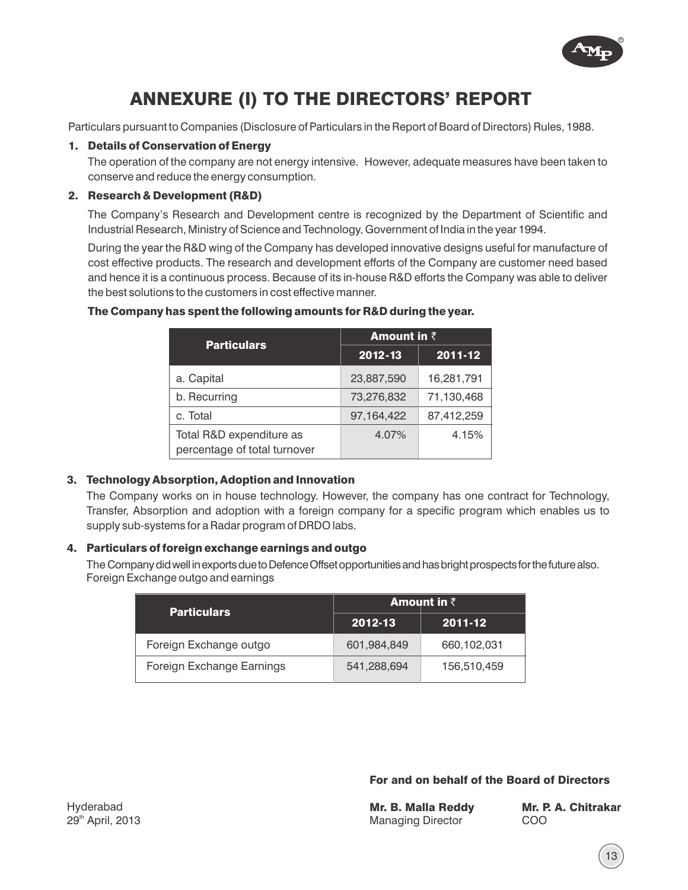# ANNEXURE (I) TO THE DIRECTORS' REPORT

Particulars pursuant to Companies (Disclosure of Particulars in the Report of Board of Directors) Rules, 1988.

## 1. Details of Conservation of Energy

The operation of the company are not energy intensive. However, adequate measures have been taken to conserve and reduce the energy consumption.

## 2. Research & Development (R&D)

The Company's Research and Development centre is recognized by the Department of Scientific and Industrial Research, Ministry of Science and Technology, Government of India in the year 1994.

During the year the R&D wing of the Company has developed innovative designs useful for manufacture of cost effective products. The research and development efforts of the Company are customer need based and hence it is a continuous process. Because of its in-house R&D efforts the Company was able to deliver the best solutions to the customers in cost effective manner.

**The Company has spent the following amounts for R&D during the year.**

| Particulars | Amount in ₹ | |
|---|---|---|
| | 2012-13 | 2011-12 |
| a. Capital | 23,887,590 | 16,281,791 |
| b. Recurring | 73,276,832 | 71,130,468 |
| c. Total | 97,164,422 | 87,412,259 |
| Total R&D expenditure as percentage of total turnover | 4.07% | 4.15% |

## 3. Technology Absorption, Adoption and Innovation

The Company works on in house technology. However, the company has one contract for Technology, Transfer, Absorption and adoption with a foreign company for a specific program which enables us to supply sub-systems for a Radar program of DRDO labs.

## 4. Particulars of foreign exchange earnings and outgo

The Company did well in exports due to Defence Offset opportunities and has bright prospects for the future also. Foreign Exchange outgo and earnings

| Particulars | Amount in ₹ | |
|---|---|---|
| | 2012-13 | 2011-12 |
| Foreign Exchange outgo | 601,984,849 | 660,102,031 |
| Foreign Exchange Earnings | 541,288,694 | 156,510,459 |

**For and on behalf of the Board of Directors**

Hyderabad
29th April, 2013

**Mr. B. Malla Reddy**
Managing Director

**Mr. P. A. Chitrakar**
COO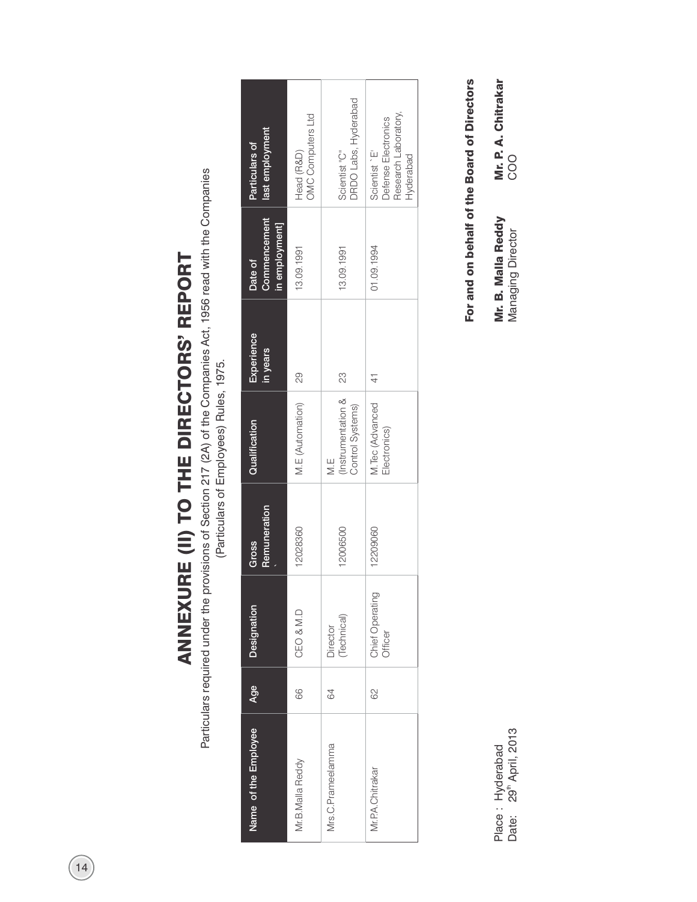# ANNEXURE (II) TO THE DIRECTORS' REPORT

Particulars required under the provisions of Section 217 (2A) of the Companies Act, 1956 read with the Companies (Particulars of Employees) Rules, 1975.

| Name of the Employee | Age | Designation | Gross Remuneration ` | Qualification | Experience in years | Date of Commencement in employment] | Particulars of last employment |
|---|---|---|---|---|---|---|---|
| Mr.B.Malla Reddy | 66 | CEO & M.D | 12028360 | M.E (Automation) | 29 | 13.09.1991 | Head (R&D) OMC Computers Ltd |
| Mrs.C.Prameelamma | 64 | Director (Technical) | 12006500 | M.E (Instrumentation & Control Systems) | 23 | 13.09.1991 | Scientist "C" DRDO Labs, Hyderabad |
| Mr.P.A.Chitrakar | 62 | Chief Operating Officer | 12209060 | M.Tec (Advanced Electronics) | 41 | 01.09.1994 | Scientist `E' Defense Electronics Research Laboratory, Hyderabad |

**For and on behalf of the Board of Directors**

Place : Hyderabad
Date: 29th April, 2013

**Mr. B. Malla Reddy**
Managing Director

**Mr. P. A. Chitrakar**
COO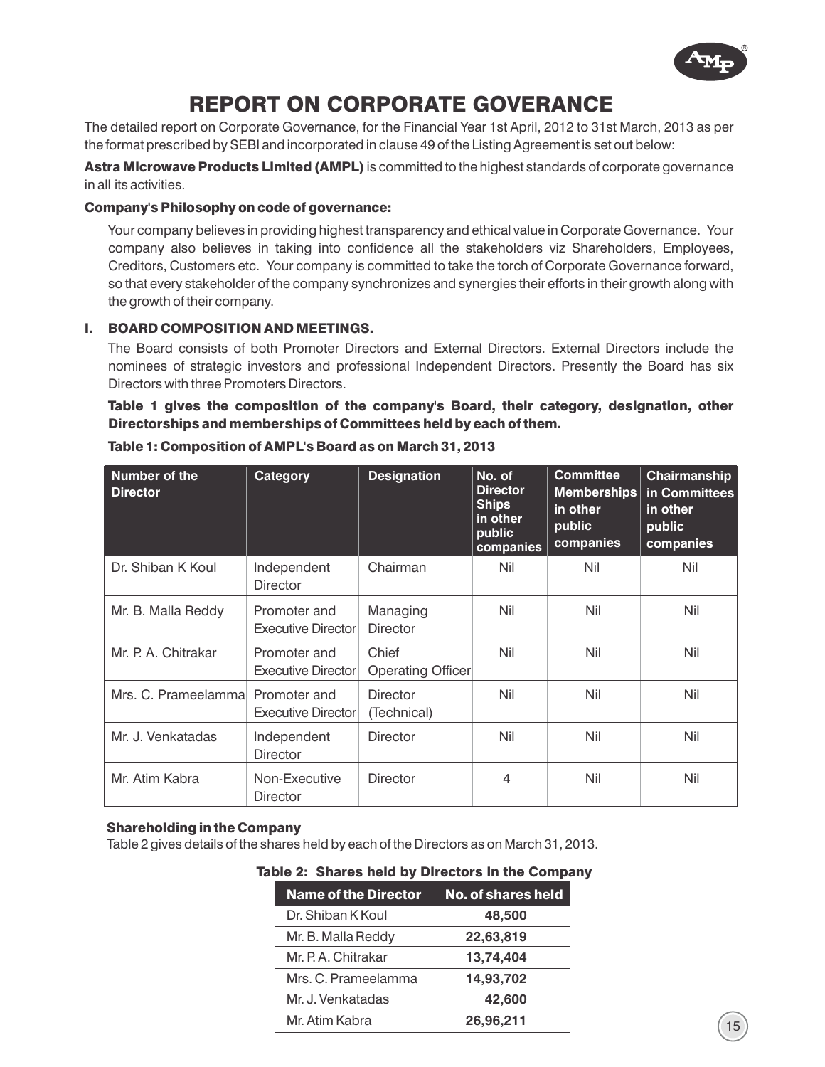# REPORT ON CORPORATE GOVERANCE

The detailed report on Corporate Governance, for the Financial Year 1st April, 2012 to 31st March, 2013 as per the format prescribed by SEBI and incorporated in clause 49 of the Listing Agreement is set out below:

**Astra Microwave Products Limited (AMPL)** is committed to the highest standards of corporate governance in all its activities.

**Company's Philosophy on code of governance:**

Your company believes in providing highest transparency and ethical value in Corporate Governance. Your company also believes in taking into confidence all the stakeholders viz Shareholders, Employees, Creditors, Customers etc. Your company is committed to take the torch of Corporate Governance forward, so that every stakeholder of the company synchronizes and synergies their efforts in their growth along with the growth of their company.

## I. BOARD COMPOSITION AND MEETINGS.

The Board consists of both Promoter Directors and External Directors. External Directors include the nominees of strategic investors and professional Independent Directors. Presently the Board has six Directors with three Promoters Directors.

**Table 1 gives the composition of the company's Board, their category, designation, other Directorships and memberships of Committees held by each of them.**

**Table 1: Composition of AMPL's Board as on March 31, 2013**

| Number of the Director | Category | Designation | No. of Director Ships in other public companies | Committee Memberships in other public companies | Chairmanship in Committees in other public companies |
|---|---|---|---|---|---|
| Dr. Shiban K Koul | Independent Director | Chairman | Nil | Nil | Nil |
| Mr. B. Malla Reddy | Promoter and Executive Director | Managing Director | Nil | Nil | Nil |
| Mr. P. A. Chitrakar | Promoter and Executive Director | Chief Operating Officer | Nil | Nil | Nil |
| Mrs. C. Prameelamma | Promoter and Executive Director | Director (Technical) | Nil | Nil | Nil |
| Mr. J. Venkatadas | Independent Director | Director | Nil | Nil | Nil |
| Mr. Atim Kabra | Non-Executive Director | Director | 4 | Nil | Nil |

**Shareholding in the Company**

Table 2 gives details of the shares held by each of the Directors as on March 31, 2013.

**Table 2: Shares held by Directors in the Company**

| Name of the Director | No. of shares held |
|---|---|
| Dr. Shiban K Koul | 48,500 |
| Mr. B. Malla Reddy | 22,63,819 |
| Mr. P. A. Chitrakar | 13,74,404 |
| Mrs. C. Prameelamma | 14,93,702 |
| Mr. J. Venkatadas | 42,600 |
| Mr. Atim Kabra | 26,96,211 |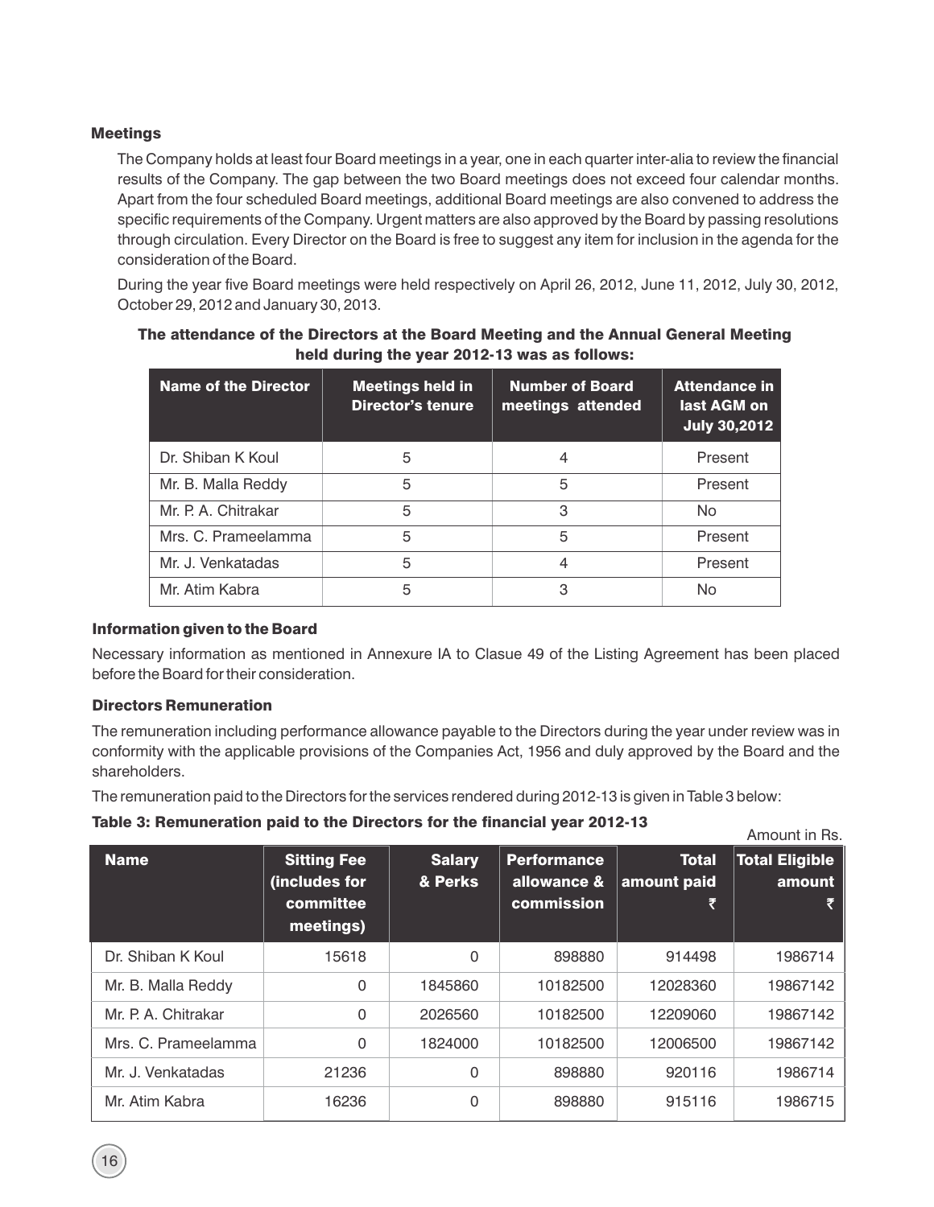### Meetings

The Company holds at least four Board meetings in a year, one in each quarter inter-alia to review the financial results of the Company. The gap between the two Board meetings does not exceed four calendar months. Apart from the four scheduled Board meetings, additional Board meetings are also convened to address the specific requirements of the Company. Urgent matters are also approved by the Board by passing resolutions through circulation. Every Director on the Board is free to suggest any item for inclusion in the agenda for the consideration of the Board.

During the year five Board meetings were held respectively on April 26, 2012, June 11, 2012, July 30, 2012, October 29, 2012 and January 30, 2013.

**The attendance of the Directors at the Board Meeting and the Annual General Meeting held during the year 2012-13 was as follows:**

| Name of the Director | Meetings held in Director's tenure | Number of Board meetings attended | Attendance in last AGM on July 30,2012 |
|---|---|---|---|
| Dr. Shiban K Koul | 5 | 4 | Present |
| Mr. B. Malla Reddy | 5 | 5 | Present |
| Mr. P. A. Chitrakar | 5 | 3 | No |
| Mrs. C. Prameelamma | 5 | 5 | Present |
| Mr. J. Venkatadas | 5 | 4 | Present |
| Mr. Atim Kabra | 5 | 3 | No |

### Information given to the Board

Necessary information as mentioned in Annexure IA to Clasue 49 of the Listing Agreement has been placed before the Board for their consideration.

### Directors Remuneration

The remuneration including performance allowance payable to the Directors during the year under review was in conformity with the applicable provisions of the Companies Act, 1956 and duly approved by the Board and the shareholders.

The remuneration paid to the Directors for the services rendered during 2012-13 is given in Table 3 below:

**Table 3: Remuneration paid to the Directors for the financial year 2012-13**

Amount in Rs.

| Name | Sitting Fee (includes for committee meetings) | Salary & Perks | Performance allowance & commission | Total amount paid ₹ | Total Eligible amount ₹ |
|---|---|---|---|---|---|
| Dr. Shiban K Koul | 15618 | 0 | 898880 | 914498 | 1986714 |
| Mr. B. Malla Reddy | 0 | 1845860 | 10182500 | 12028360 | 19867142 |
| Mr. P. A. Chitrakar | 0 | 2026560 | 10182500 | 12209060 | 19867142 |
| Mrs. C. Prameelamma | 0 | 1824000 | 10182500 | 12006500 | 19867142 |
| Mr. J. Venkatadas | 21236 | 0 | 898880 | 920116 | 1986714 |
| Mr. Atim Kabra | 16236 | 0 | 898880 | 915116 | 1986715 |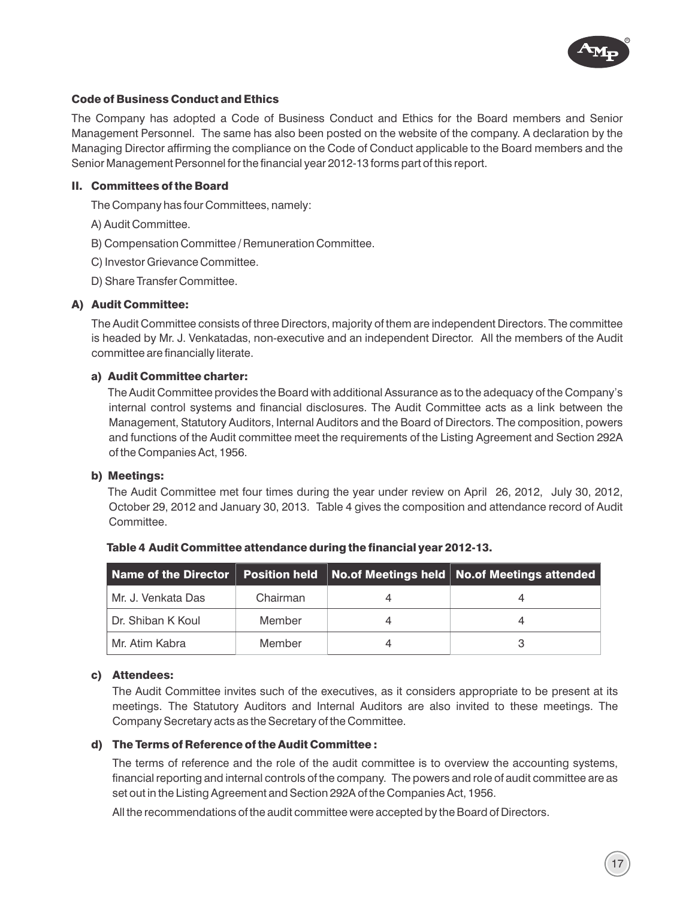## Code of Business Conduct and Ethics

The Company has adopted a Code of Business Conduct and Ethics for the Board members and Senior Management Personnel. The same has also been posted on the website of the company. A declaration by the Managing Director affirming the compliance on the Code of Conduct applicable to the Board members and the Senior Management Personnel for the financial year 2012-13 forms part of this report.

## II. Committees of the Board

The Company has four Committees, namely:

A) Audit Committee.

B) Compensation Committee / Remuneration Committee.

C) Investor Grievance Committee.

D) Share Transfer Committee.

### A) Audit Committee:

The Audit Committee consists of three Directors, majority of them are independent Directors. The committee is headed by Mr. J. Venkatadas, non-executive and an independent Director. All the members of the Audit committee are financially literate.

#### a) Audit Committee charter:

The Audit Committee provides the Board with additional Assurance as to the adequacy of the Company's internal control systems and financial disclosures. The Audit Committee acts as a link between the Management, Statutory Auditors, Internal Auditors and the Board of Directors. The composition, powers and functions of the Audit committee meet the requirements of the Listing Agreement and Section 292A of the Companies Act, 1956.

#### b) Meetings:

The Audit Committee met four times during the year under review on April 26, 2012, July 30, 2012, October 29, 2012 and January 30, 2013. Table 4 gives the composition and attendance record of Audit Committee.

**Table 4 Audit Committee attendance during the financial year 2012-13.**

| Name of the Director | Position held | No.of Meetings held | No.of Meetings attended |
|---|---|---|---|
| Mr. J. Venkata Das | Chairman | 4 | 4 |
| Dr. Shiban K Koul | Member | 4 | 4 |
| Mr. Atim Kabra | Member | 4 | 3 |

#### c) Attendees:

The Audit Committee invites such of the executives, as it considers appropriate to be present at its meetings. The Statutory Auditors and Internal Auditors are also invited to these meetings. The Company Secretary acts as the Secretary of the Committee.

#### d) The Terms of Reference of the Audit Committee :

The terms of reference and the role of the audit committee is to overview the accounting systems, financial reporting and internal controls of the company. The powers and role of audit committee are as set out in the Listing Agreement and Section 292A of the Companies Act, 1956.

All the recommendations of the audit committee were accepted by the Board of Directors.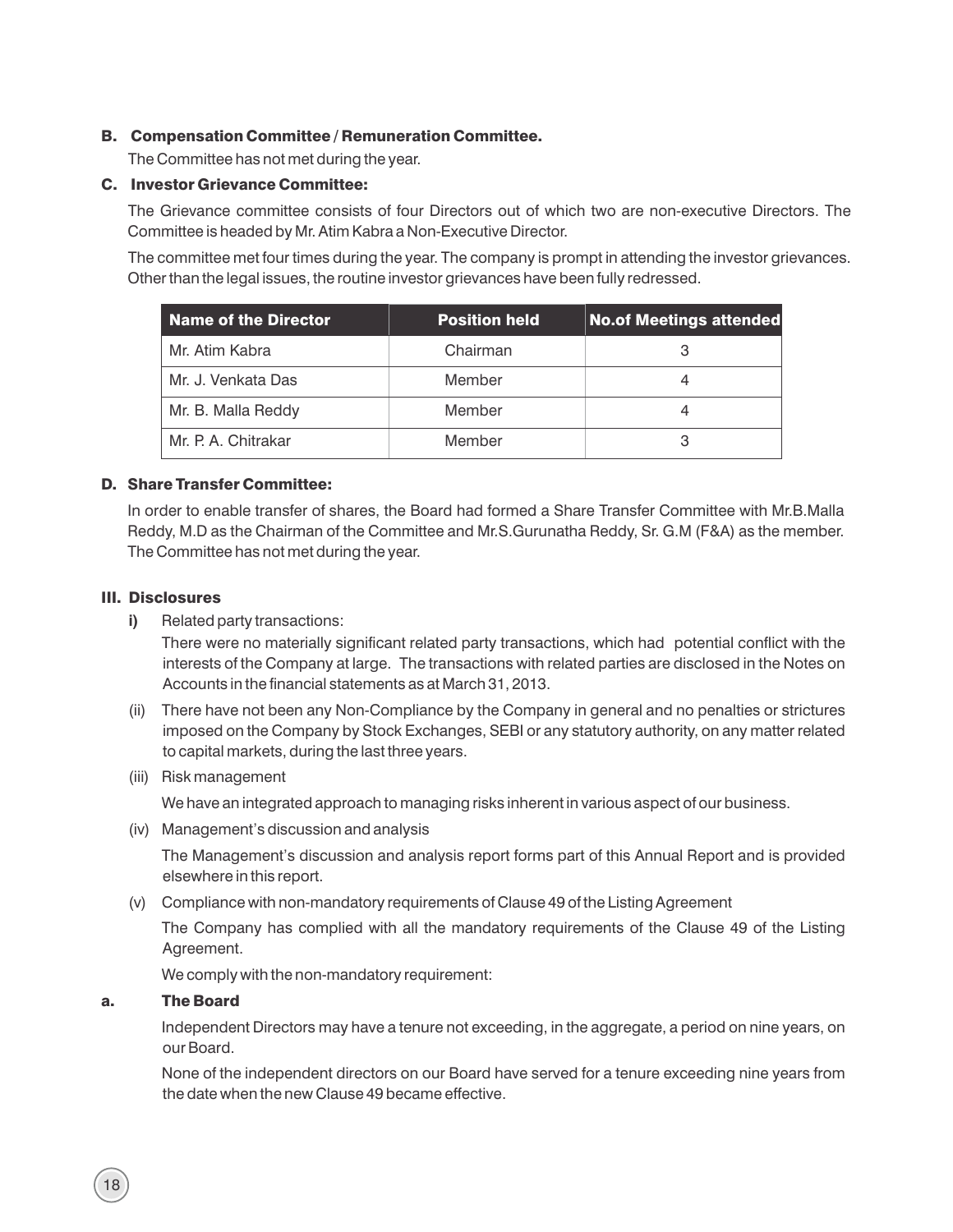### B. Compensation Committee / Remuneration Committee.

The Committee has not met during the year.

### C. Investor Grievance Committee:

The Grievance committee consists of four Directors out of which two are non-executive Directors. The Committee is headed by Mr. Atim Kabra a Non-Executive Director.

The committee met four times during the year. The company is prompt in attending the investor grievances. Other than the legal issues, the routine investor grievances have been fully redressed.

| Name of the Director | Position held | No.of Meetings attended |
|---|---|---|
| Mr. Atim Kabra | Chairman | 3 |
| Mr. J. Venkata Das | Member | 4 |
| Mr. B. Malla Reddy | Member | 4 |
| Mr. P. A. Chitrakar | Member | 3 |

### D. Share Transfer Committee:

In order to enable transfer of shares, the Board had formed a Share Transfer Committee with Mr.B.Malla Reddy, M.D as the Chairman of the Committee and Mr.S.Gurunatha Reddy, Sr. G.M (F&A) as the member. The Committee has not met during the year.

## III. Disclosures

**i)** Related party transactions:

There were no materially significant related party transactions, which had potential conflict with the interests of the Company at large. The transactions with related parties are disclosed in the Notes on Accounts in the financial statements as at March 31, 2013.

(ii) There have not been any Non-Compliance by the Company in general and no penalties or strictures imposed on the Company by Stock Exchanges, SEBI or any statutory authority, on any matter related to capital markets, during the last three years.

(iii) Risk management

We have an integrated approach to managing risks inherent in various aspect of our business.

(iv) Management's discussion and analysis

The Management's discussion and analysis report forms part of this Annual Report and is provided elsewhere in this report.

(v) Compliance with non-mandatory requirements of Clause 49 of the Listing Agreement

The Company has complied with all the mandatory requirements of the Clause 49 of the Listing Agreement.

We comply with the non-mandatory requirement:

**a. The Board**

Independent Directors may have a tenure not exceeding, in the aggregate, a period on nine years, on our Board.

None of the independent directors on our Board have served for a tenure exceeding nine years from the date when the new Clause 49 became effective.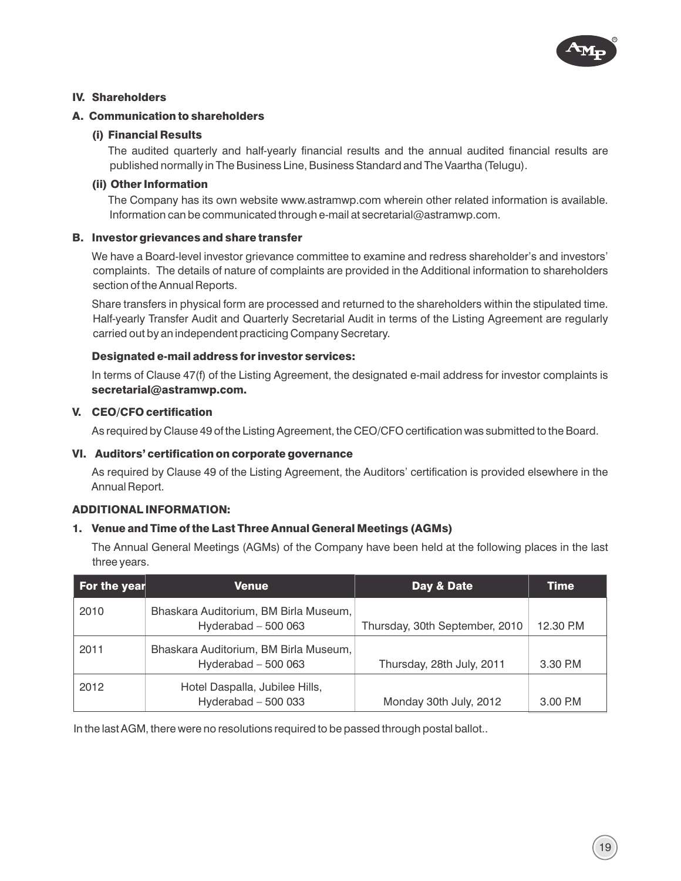## IV. Shareholders

### A. Communication to shareholders

#### (i) Financial Results

The audited quarterly and half-yearly financial results and the annual audited financial results are published normally in The Business Line, Business Standard and The Vaartha (Telugu).

#### (ii) Other Information

The Company has its own website www.astramwp.com wherein other related information is available. Information can be communicated through e-mail at secretarial@astramwp.com.

### B. Investor grievances and share transfer

We have a Board-level investor grievance committee to examine and redress shareholder's and investors' complaints. The details of nature of complaints are provided in the Additional information to shareholders section of the Annual Reports.

Share transfers in physical form are processed and returned to the shareholders within the stipulated time. Half-yearly Transfer Audit and Quarterly Secretarial Audit in terms of the Listing Agreement are regularly carried out by an independent practicing Company Secretary.

**Designated e-mail address for investor services:**

In terms of Clause 47(f) of the Listing Agreement, the designated e-mail address for investor complaints is **secretarial@astramwp.com.**

## V. CEO/CFO certification

As required by Clause 49 of the Listing Agreement, the CEO/CFO certification was submitted to the Board.

## VI. Auditors' certification on corporate governance

As required by Clause 49 of the Listing Agreement, the Auditors' certification is provided elsewhere in the Annual Report.

## ADDITIONAL INFORMATION:

### 1. Venue and Time of the Last Three Annual General Meetings (AGMs)

The Annual General Meetings (AGMs) of the Company have been held at the following places in the last three years.

| For the year | Venue | Day & Date | Time |
|---|---|---|---|
| 2010 | Bhaskara Auditorium, BM Birla Museum, Hyderabad – 500 063 | Thursday, 30th September, 2010 | 12.30 P.M |
| 2011 | Bhaskara Auditorium, BM Birla Museum, Hyderabad – 500 063 | Thursday, 28th July, 2011 | 3.30 P.M |
| 2012 | Hotel Daspalla, Jubilee Hills, Hyderabad – 500 033 | Monday 30th July, 2012 | 3.00 P.M |

In the last AGM, there were no resolutions required to be passed through postal ballot..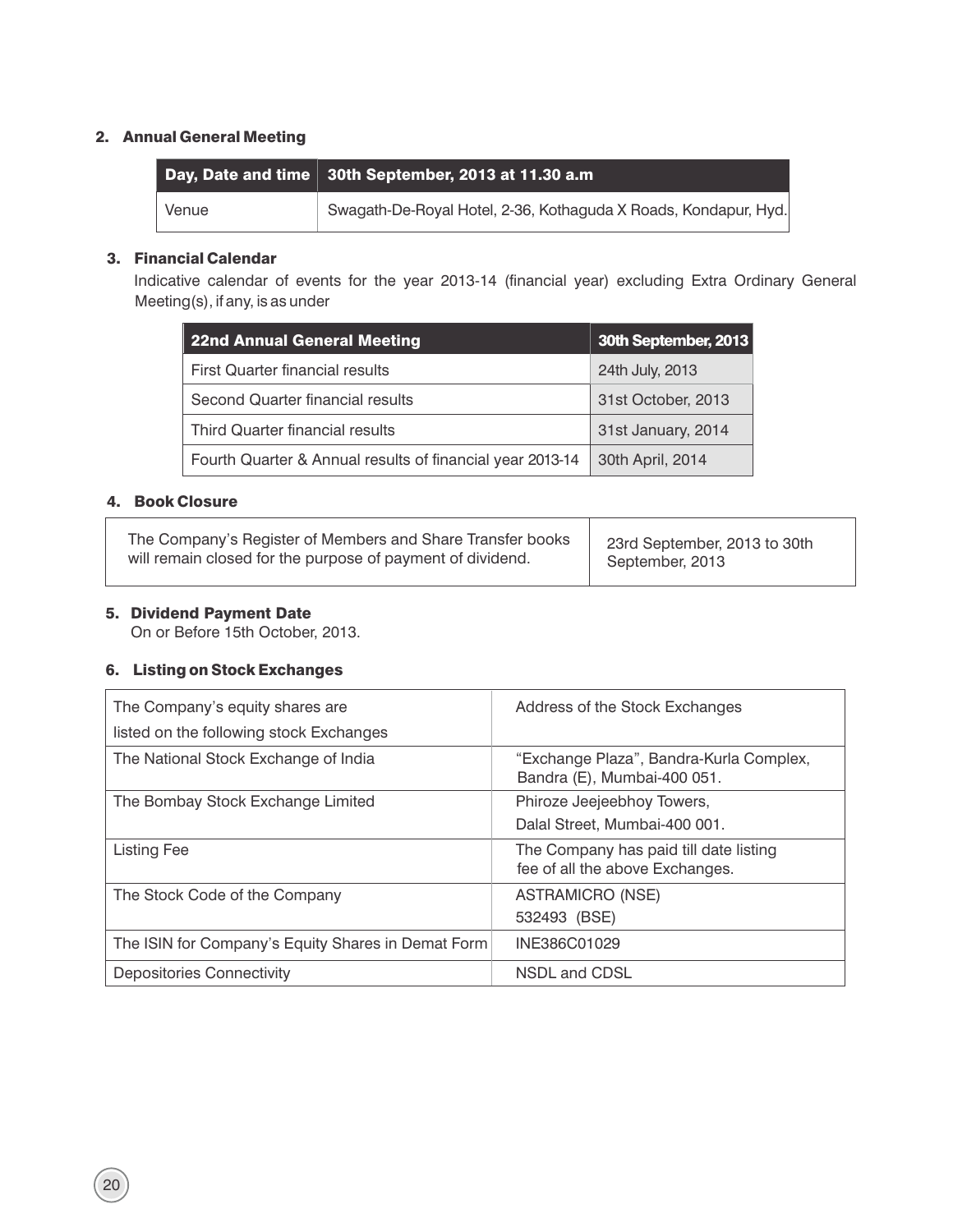## 2. Annual General Meeting

| Day, Date and time | 30th September, 2013 at 11.30 a.m |
|---|---|
| Venue | Swagath-De-Royal Hotel, 2-36, Kothaguda X Roads, Kondapur, Hyd. |

## 3. Financial Calendar

Indicative calendar of events for the year 2013-14 (financial year) excluding Extra Ordinary General Meeting(s), if any, is as under

| 22nd Annual General Meeting | 30th September, 2013 |
|---|---|
| First Quarter financial results | 24th July, 2013 |
| Second Quarter financial results | 31st October, 2013 |
| Third Quarter financial results | 31st January, 2014 |
| Fourth Quarter & Annual results of financial year 2013-14 | 30th April, 2014 |

## 4. Book Closure

| | |
|---|---|
| The Company's Register of Members and Share Transfer books will remain closed for the purpose of payment of dividend. | 23rd September, 2013 to 30th September, 2013 |

## 5. Dividend Payment Date

On or Before 15th October, 2013.

## 6. Listing on Stock Exchanges

| The Company's equity shares are listed on the following stock Exchanges | Address of the Stock Exchanges |
|---|---|
| The National Stock Exchange of India | "Exchange Plaza", Bandra-Kurla Complex, Bandra (E), Mumbai-400 051. |
| The Bombay Stock Exchange Limited | Phiroze Jeejeebhoy Towers, Dalal Street, Mumbai-400 001. |
| Listing Fee | The Company has paid till date listing fee of all the above Exchanges. |
| The Stock Code of the Company | ASTRAMICRO (NSE)<br>532493 (BSE) |
| The ISIN for Company's Equity Shares in Demat Form | INE386C01029 |
| Depositories Connectivity | NSDL and CDSL |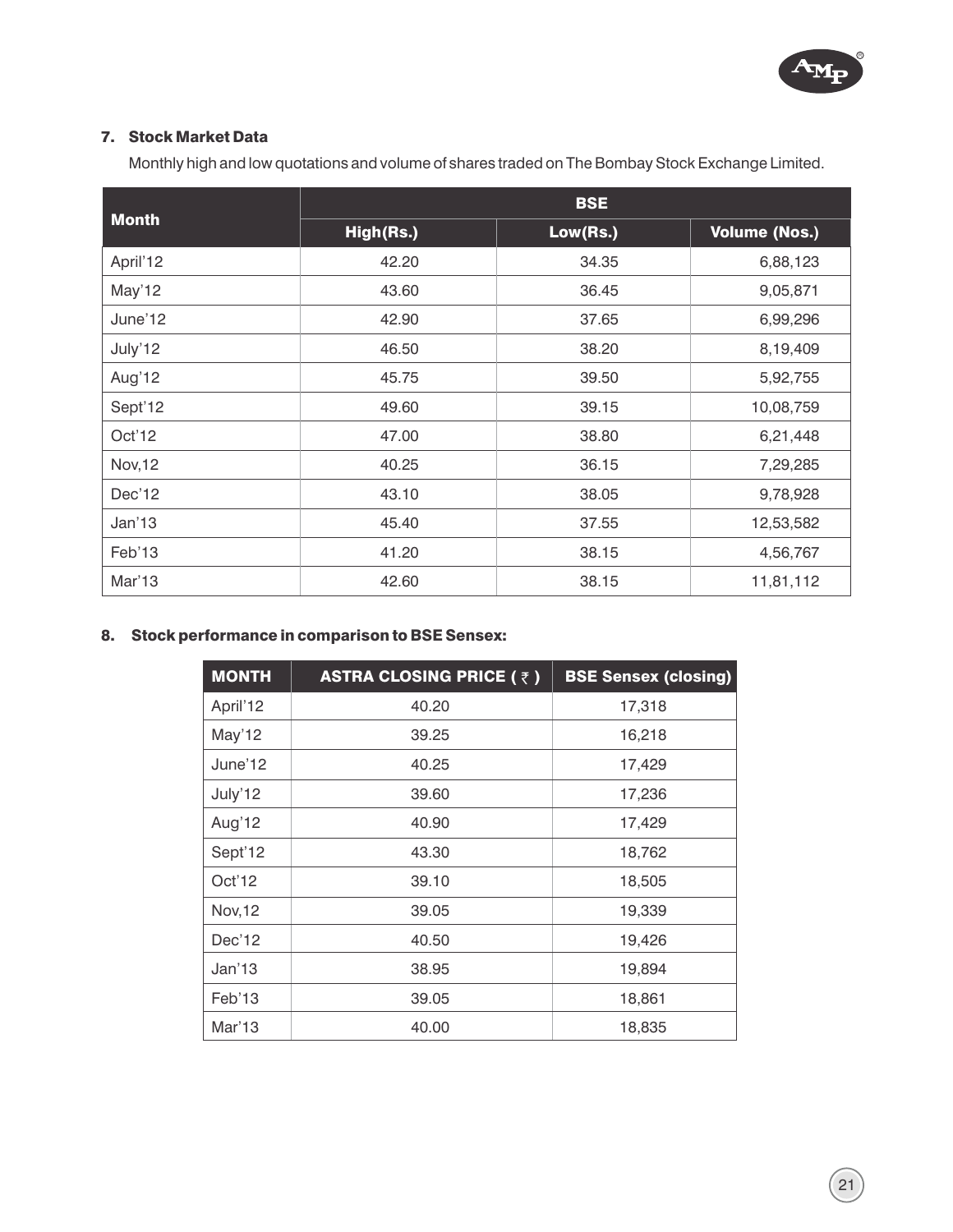## 7. Stock Market Data

Monthly high and low quotations and volume of shares traded on The Bombay Stock Exchange Limited.

| Month | BSE | | |
|---|---|---|---|
| | High(Rs.) | Low(Rs.) | Volume (Nos.) |
| April'12 | 42.20 | 34.35 | 6,88,123 |
| May'12 | 43.60 | 36.45 | 9,05,871 |
| June'12 | 42.90 | 37.65 | 6,99,296 |
| July'12 | 46.50 | 38.20 | 8,19,409 |
| Aug'12 | 45.75 | 39.50 | 5,92,755 |
| Sept'12 | 49.60 | 39.15 | 10,08,759 |
| Oct'12 | 47.00 | 38.80 | 6,21,448 |
| Nov,12 | 40.25 | 36.15 | 7,29,285 |
| Dec'12 | 43.10 | 38.05 | 9,78,928 |
| Jan'13 | 45.40 | 37.55 | 12,53,582 |
| Feb'13 | 41.20 | 38.15 | 4,56,767 |
| Mar'13 | 42.60 | 38.15 | 11,81,112 |

## 8. Stock performance in comparison to BSE Sensex:

| MONTH | ASTRA CLOSING PRICE ( ₹ ) | BSE Sensex (closing) |
|---|---|---|
| April'12 | 40.20 | 17,318 |
| May'12 | 39.25 | 16,218 |
| June'12 | 40.25 | 17,429 |
| July'12 | 39.60 | 17,236 |
| Aug'12 | 40.90 | 17,429 |
| Sept'12 | 43.30 | 18,762 |
| Oct'12 | 39.10 | 18,505 |
| Nov,12 | 39.05 | 19,339 |
| Dec'12 | 40.50 | 19,426 |
| Jan'13 | 38.95 | 19,894 |
| Feb'13 | 39.05 | 18,861 |
| Mar'13 | 40.00 | 18,835 |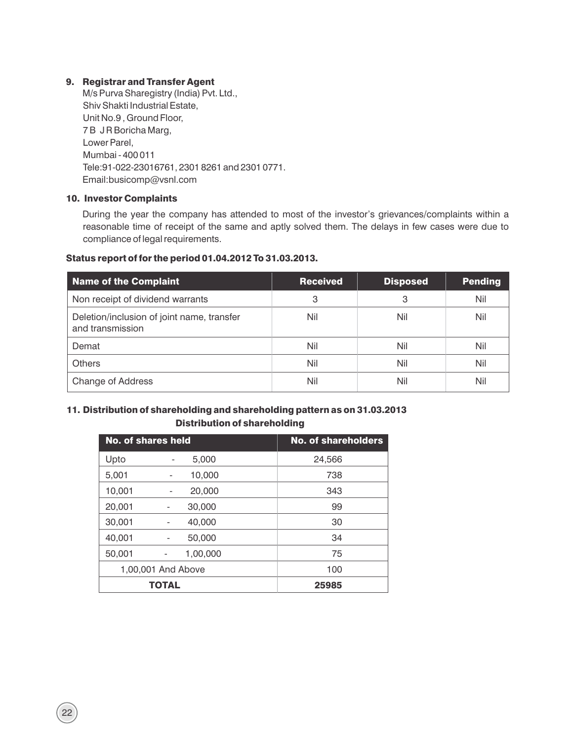### 9. Registrar and Transfer Agent

M/s Purva Sharegistry (India) Pvt. Ltd.,
Shiv Shakti Industrial Estate,
Unit No.9 , Ground Floor,
7 B J R Boricha Marg,
Lower Parel,
Mumbai - 400 011
Tele:91-022-23016761, 2301 8261 and 2301 0771.
Email:busicomp@vsnl.com

### 10. Investor Complaints

During the year the company has attended to most of the investor's grievances/complaints within a reasonable time of receipt of the same and aptly solved them. The delays in few cases were due to compliance of legal requirements.

**Status report of for the period 01.04.2012 To 31.03.2013.**

| Name of the Complaint | Received | Disposed | Pending |
|---|---|---|---|
| Non receipt of dividend warrants | 3 | 3 | Nil |
| Deletion/inclusion of joint name, transfer and transmission | Nil | Nil | Nil |
| Demat | Nil | Nil | Nil |
| Others | Nil | Nil | Nil |
| Change of Address | Nil | Nil | Nil |

### 11. Distribution of shareholding and shareholding pattern as on 31.03.2013

**Distribution of shareholding**

| No. of shares held | No. of shareholders |
|---|---|
| Upto - 5,000 | 24,566 |
| 5,001 - 10,000 | 738 |
| 10,001 - 20,000 | 343 |
| 20,001 - 30,000 | 99 |
| 30,001 - 40,000 | 30 |
| 40,001 - 50,000 | 34 |
| 50,001 - 1,00,000 | 75 |
| 1,00,001 And Above | 100 |
| **TOTAL** | **25985** |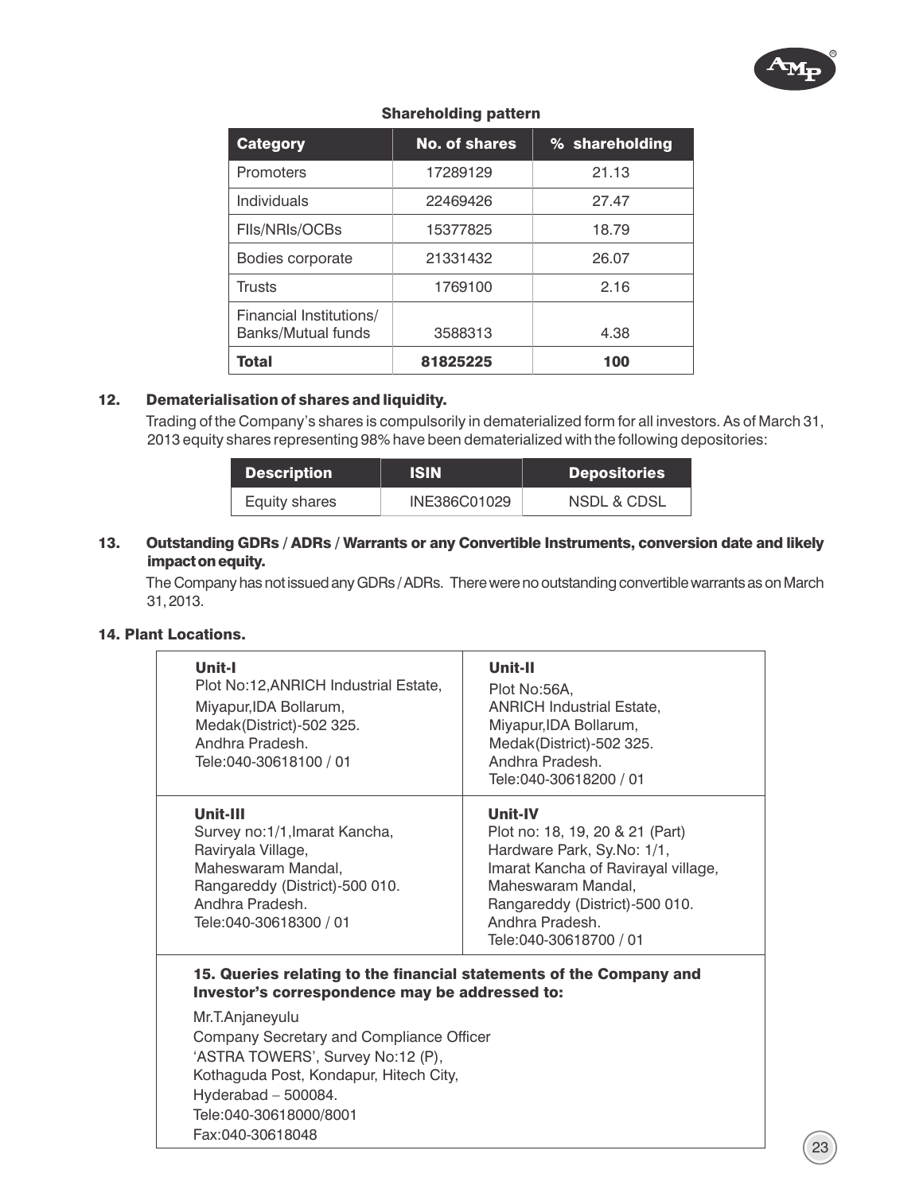**Shareholding pattern**

| Category | No. of shares | % shareholding |
|---|---|---|
| Promoters | 17289129 | 21.13 |
| Individuals | 22469426 | 27.47 |
| FIIs/NRIs/OCBs | 15377825 | 18.79 |
| Bodies corporate | 21331432 | 26.07 |
| Trusts | 1769100 | 2.16 |
| Financial Institutions/ Banks/Mutual funds | 3588313 | 4.38 |
| **Total** | **81825225** | **100** |

### 12. Dematerialisation of shares and liquidity.

Trading of the Company's shares is compulsorily in dematerialized form for all investors. As of March 31, 2013 equity shares representing 98% have been dematerialized with the following depositories:

| Description | ISIN | Depositories |
|---|---|---|
| Equity shares | INE386C01029 | NSDL & CDSL |

### 13. Outstanding GDRs / ADRs / Warrants or any Convertible Instruments, conversion date and likely impact on equity.

The Company has not issued any GDRs / ADRs. There were no outstanding convertible warrants as on March 31, 2013.

### 14. Plant Locations.

| Unit-I | Unit-II |
|---|---|
| Plot No:12,ANRICH Industrial Estate, Miyapur,IDA Bollarum, Medak(District)-502 325. Andhra Pradesh. Tele:040-30618100 / 01 | Plot No:56A, ANRICH Industrial Estate, Miyapur,IDA Bollarum, Medak(District)-502 325. Andhra Pradesh. Tele:040-30618200 / 01 |
| **Unit-III** | **Unit-IV** |
| Survey no:1/1,Imarat Kancha, Raviryala Village, Maheswaram Mandal, Rangareddy (District)-500 010. Andhra Pradesh. Tele:040-30618300 / 01 | Plot no: 18, 19, 20 & 21 (Part) Hardware Park, Sy.No: 1/1, Imarat Kancha of Ravirayal village, Maheswaram Mandal, Rangareddy (District)-500 010. Andhra Pradesh. Tele:040-30618700 / 01 |

### 15. Queries relating to the financial statements of the Company and Investor's correspondence may be addressed to:

Mr.T.Anjaneyulu
Company Secretary and Compliance Officer
'ASTRA TOWERS', Survey No:12 (P),
Kothaguda Post, Kondapur, Hitech City,
Hyderabad – 500084.
Tele:040-30618000/8001
Fax:040-30618048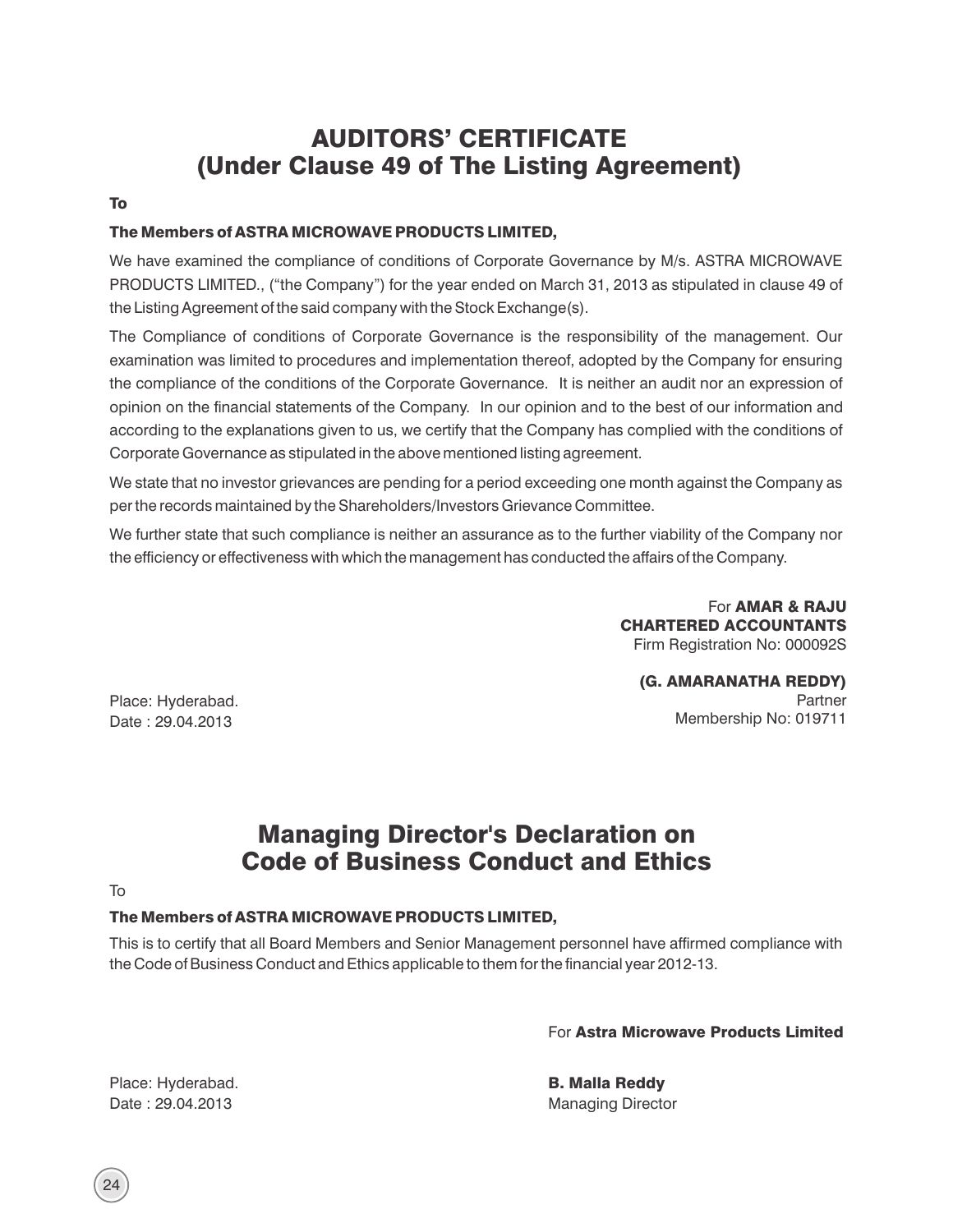# AUDITORS' CERTIFICATE
## (Under Clause 49 of The Listing Agreement)

**To**

**The Members of ASTRA MICROWAVE PRODUCTS LIMITED,**

We have examined the compliance of conditions of Corporate Governance by M/s. ASTRA MICROWAVE PRODUCTS LIMITED., ("the Company") for the year ended on March 31, 2013 as stipulated in clause 49 of the Listing Agreement of the said company with the Stock Exchange(s).

The Compliance of conditions of Corporate Governance is the responsibility of the management. Our examination was limited to procedures and implementation thereof, adopted by the Company for ensuring the compliance of the conditions of the Corporate Governance. It is neither an audit nor an expression of opinion on the financial statements of the Company. In our opinion and to the best of our information and according to the explanations given to us, we certify that the Company has complied with the conditions of Corporate Governance as stipulated in the above mentioned listing agreement.

We state that no investor grievances are pending for a period exceeding one month against the Company as per the records maintained by the Shareholders/Investors Grievance Committee.

We further state that such compliance is neither an assurance as to the further viability of the Company nor the efficiency or effectiveness with which the management has conducted the affairs of the Company.

For **AMAR & RAJU**
**CHARTERED ACCOUNTANTS**
Firm Registration No: 000092S

**(G. AMARANATHA REDDY)**
Partner
Membership No: 019711

Place: Hyderabad.
Date : 29.04.2013

# Managing Director's Declaration on Code of Business Conduct and Ethics

To

**The Members of ASTRA MICROWAVE PRODUCTS LIMITED,**

This is to certify that all Board Members and Senior Management personnel have affirmed compliance with the Code of Business Conduct and Ethics applicable to them for the financial year 2012-13.

For **Astra Microwave Products Limited**

**B. Malla Reddy**
Managing Director

Place: Hyderabad.
Date : 29.04.2013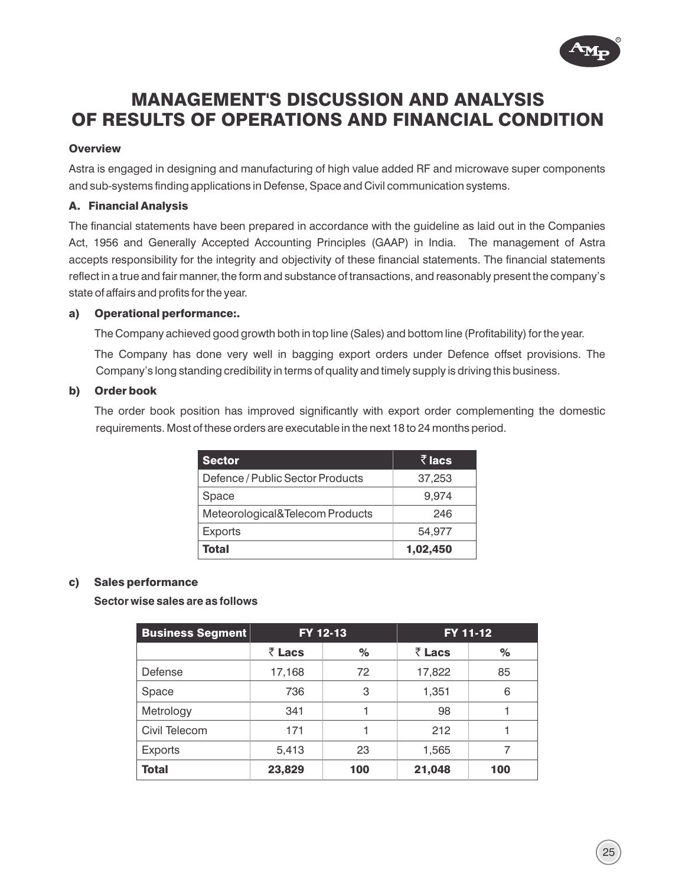# MANAGEMENT'S DISCUSSION AND ANALYSIS OF RESULTS OF OPERATIONS AND FINANCIAL CONDITION

**Overview**

Astra is engaged in designing and manufacturing of high value added RF and microwave super components and sub-systems finding applications in Defense, Space and Civil communication systems.

**A. Financial Analysis**

The financial statements have been prepared in accordance with the guideline as laid out in the Companies Act, 1956 and Generally Accepted Accounting Principles (GAAP) in India. The management of Astra accepts responsibility for the integrity and objectivity of these financial statements. The financial statements reflect in a true and fair manner, the form and substance of transactions, and reasonably present the company's state of affairs and profits for the year.

**a) Operational performance:.**

The Company achieved good growth both in top line (Sales) and bottom line (Profitability) for the year.

The Company has done very well in bagging export orders under Defence offset provisions. The Company's long standing credibility in terms of quality and timely supply is driving this business.

**b) Order book**

The order book position has improved significantly with export order complementing the domestic requirements. Most of these orders are executable in the next 18 to 24 months period.

| Sector | ₹ lacs |
|---|---|
| Defence / Public Sector Products | 37,253 |
| Space | 9,974 |
| Meteorological&Telecom Products | 246 |
| Exports | 54,977 |
| **Total** | **1,02,450** |

**c) Sales performance**

**Sector wise sales are as follows**

| Business Segment | FY 12-13 | | FY 11-12 | |
|---|---|---|---|---|
| | ₹ Lacs | % | ₹ Lacs | % |
| Defense | 17,168 | 72 | 17,822 | 85 |
| Space | 736 | 3 | 1,351 | 6 |
| Metrology | 341 | 1 | 98 | 1 |
| Civil Telecom | 171 | 1 | 212 | 1 |
| Exports | 5,413 | 23 | 1,565 | 7 |
| **Total** | **23,829** | **100** | **21,048** | **100** |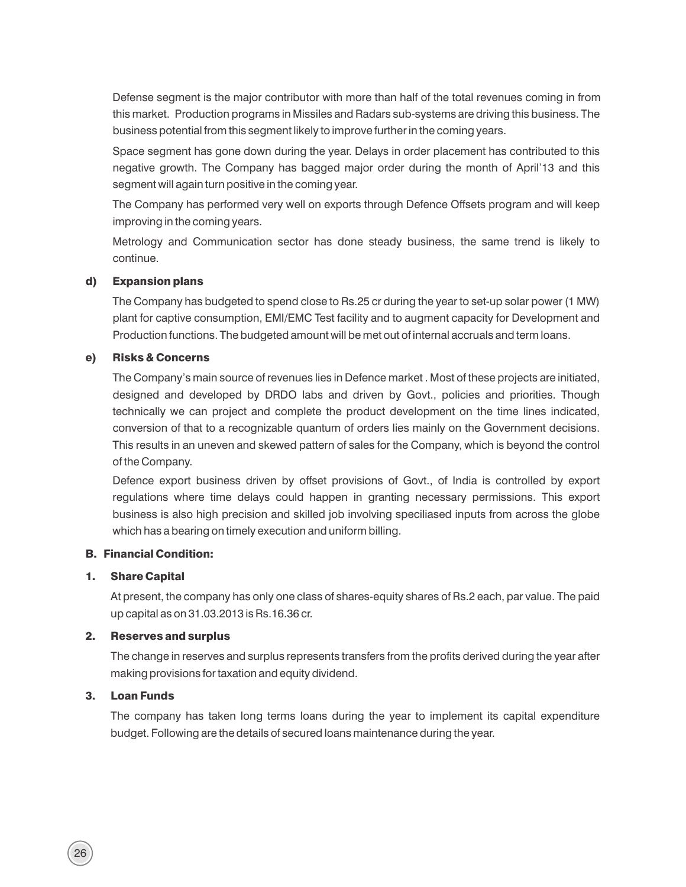Defense segment is the major contributor with more than half of the total revenues coming in from this market. Production programs in Missiles and Radars sub-systems are driving this business. The business potential from this segment likely to improve further in the coming years.

Space segment has gone down during the year. Delays in order placement has contributed to this negative growth. The Company has bagged major order during the month of April'13 and this segment will again turn positive in the coming year.

The Company has performed very well on exports through Defence Offsets program and will keep improving in the coming years.

Metrology and Communication sector has done steady business, the same trend is likely to continue.

#### d) Expansion plans

The Company has budgeted to spend close to Rs.25 cr during the year to set-up solar power (1 MW) plant for captive consumption, EMI/EMC Test facility and to augment capacity for Development and Production functions. The budgeted amount will be met out of internal accruals and term loans.

#### e) Risks & Concerns

The Company's main source of revenues lies in Defence market . Most of these projects are initiated, designed and developed by DRDO labs and driven by Govt., policies and priorities. Though technically we can project and complete the product development on the time lines indicated, conversion of that to a recognizable quantum of orders lies mainly on the Government decisions. This results in an uneven and skewed pattern of sales for the Company, which is beyond the control of the Company.

Defence export business driven by offset provisions of Govt., of India is controlled by export regulations where time delays could happen in granting necessary permissions. This export business is also high precision and skilled job involving speciliased inputs from across the globe which has a bearing on timely execution and uniform billing.

### B. Financial Condition:

#### 1. Share Capital

At present, the company has only one class of shares-equity shares of Rs.2 each, par value. The paid up capital as on 31.03.2013 is Rs.16.36 cr.

#### 2. Reserves and surplus

The change in reserves and surplus represents transfers from the profits derived during the year after making provisions for taxation and equity dividend.

#### 3. Loan Funds

The company has taken long terms loans during the year to implement its capital expenditure budget. Following are the details of secured loans maintenance during the year.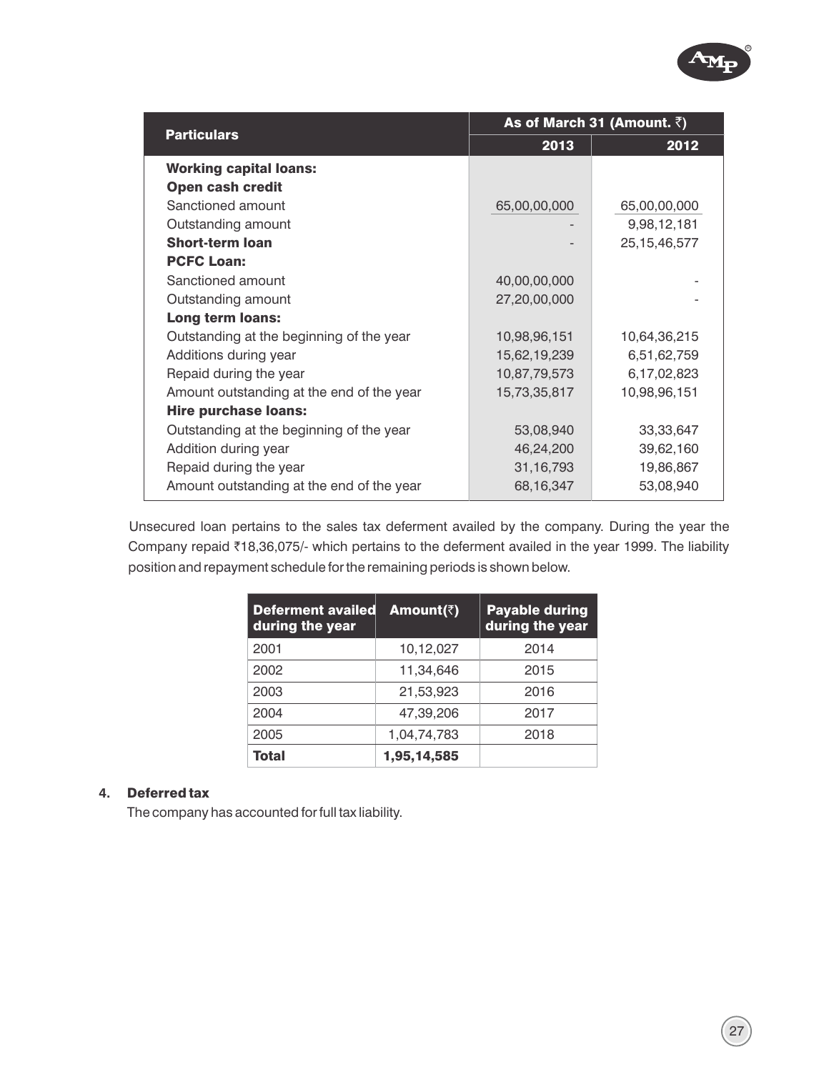| Particulars | As of March 31 (Amount. ₹) | |
|---|---|---|
| | 2013 | 2012 |
| **Working capital loans:** | | |
| **Open cash credit** | | |
| Sanctioned amount | 65,00,00,000 | 65,00,00,000 |
| Outstanding amount | - | 9,98,12,181 |
| **Short-term loan** | - | 25,15,46,577 |
| **PCFC Loan:** | | |
| Sanctioned amount | 40,00,00,000 | - |
| Outstanding amount | 27,20,00,000 | - |
| **Long term loans:** | | |
| Outstanding at the beginning of the year | 10,98,96,151 | 10,64,36,215 |
| Additions during year | 15,62,19,239 | 6,51,62,759 |
| Repaid during the year | 10,87,79,573 | 6,17,02,823 |
| Amount outstanding at the end of the year | 15,73,35,817 | 10,98,96,151 |
| **Hire purchase loans:** | | |
| Outstanding at the beginning of the year | 53,08,940 | 33,33,647 |
| Addition during year | 46,24,200 | 39,62,160 |
| Repaid during the year | 31,16,793 | 19,86,867 |
| Amount outstanding at the end of the year | 68,16,347 | 53,08,940 |

Unsecured loan pertains to the sales tax deferment availed by the company. During the year the Company repaid ₹18,36,075/- which pertains to the deferment availed in the year 1999. The liability position and repayment schedule for the remaining periods is shown below.

| Deferment availed during the year | Amount(₹) | Payable during during the year |
|---|---|---|
| 2001 | 10,12,027 | 2014 |
| 2002 | 11,34,646 | 2015 |
| 2003 | 21,53,923 | 2016 |
| 2004 | 47,39,206 | 2017 |
| 2005 | 1,04,74,783 | 2018 |
| **Total** | **1,95,14,585** | |

**4. Deferred tax**

The company has accounted for full tax liability.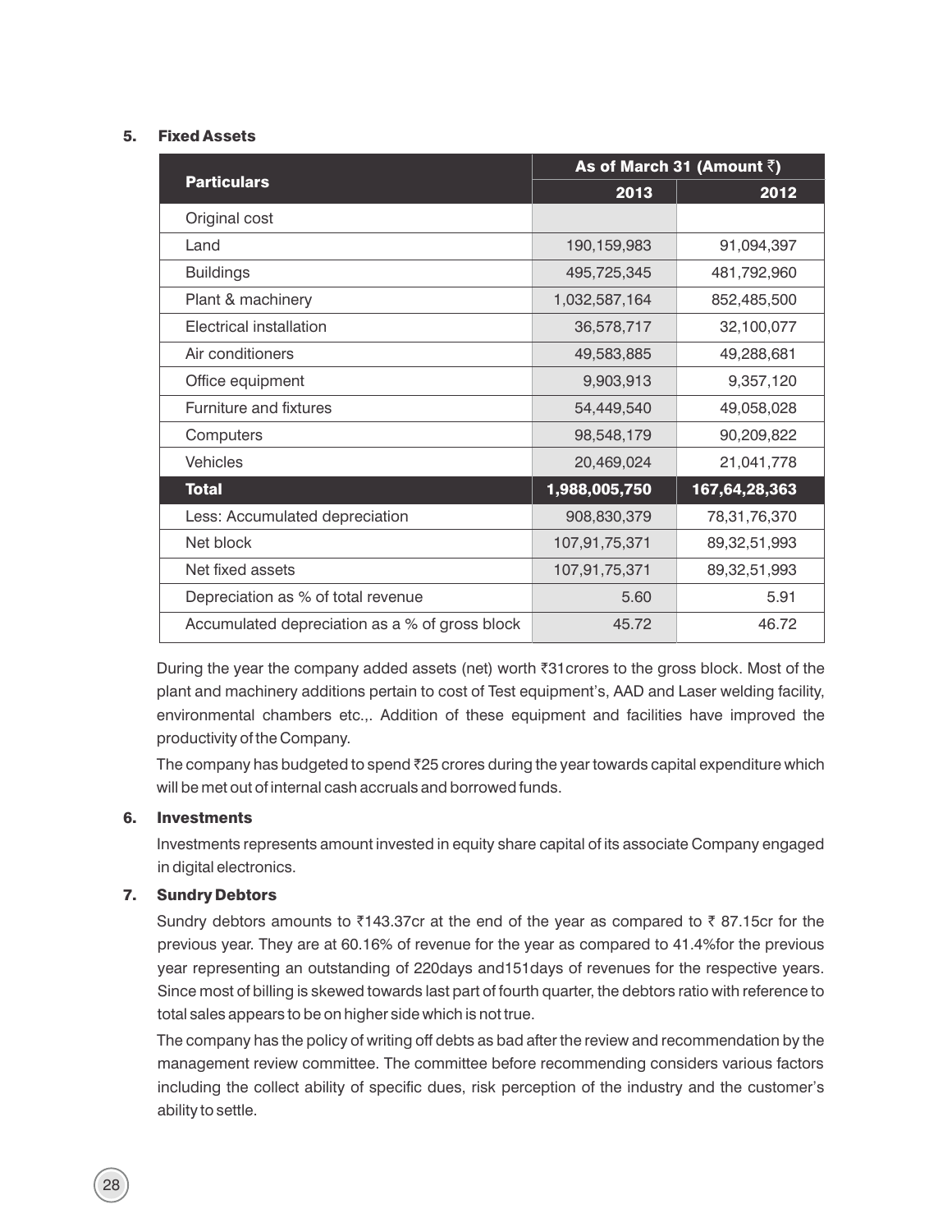## 5. Fixed Assets

| Particulars | As of March 31 (Amount ₹) | |
|---|---|---|
| | 2013 | 2012 |
| Original cost | | |
| Land | 190,159,983 | 91,094,397 |
| Buildings | 495,725,345 | 481,792,960 |
| Plant & machinery | 1,032,587,164 | 852,485,500 |
| Electrical installation | 36,578,717 | 32,100,077 |
| Air conditioners | 49,583,885 | 49,288,681 |
| Office equipment | 9,903,913 | 9,357,120 |
| Furniture and fixtures | 54,449,540 | 49,058,028 |
| Computers | 98,548,179 | 90,209,822 |
| Vehicles | 20,469,024 | 21,041,778 |
| **Total** | **1,988,005,750** | **167,64,28,363** |
| Less: Accumulated depreciation | 908,830,379 | 78,31,76,370 |
| Net block | 107,91,75,371 | 89,32,51,993 |
| Net fixed assets | 107,91,75,371 | 89,32,51,993 |
| Depreciation as % of total revenue | 5.60 | 5.91 |
| Accumulated depreciation as a % of gross block | 45.72 | 46.72 |

During the year the company added assets (net) worth ₹31crores to the gross block. Most of the plant and machinery additions pertain to cost of Test equipment's, AAD and Laser welding facility, environmental chambers etc.,. Addition of these equipment and facilities have improved the productivity of the Company.

The company has budgeted to spend ₹25 crores during the year towards capital expenditure which will be met out of internal cash accruals and borrowed funds.

## 6. Investments

Investments represents amount invested in equity share capital of its associate Company engaged in digital electronics.

## 7. Sundry Debtors

Sundry debtors amounts to ₹143.37cr at the end of the year as compared to ₹ 87.15cr for the previous year. They are at 60.16% of revenue for the year as compared to 41.4%for the previous year representing an outstanding of 220days and151days of revenues for the respective years. Since most of billing is skewed towards last part of fourth quarter, the debtors ratio with reference to total sales appears to be on higher side which is not true.

The company has the policy of writing off debts as bad after the review and recommendation by the management review committee. The committee before recommending considers various factors including the collect ability of specific dues, risk perception of the industry and the customer's ability to settle.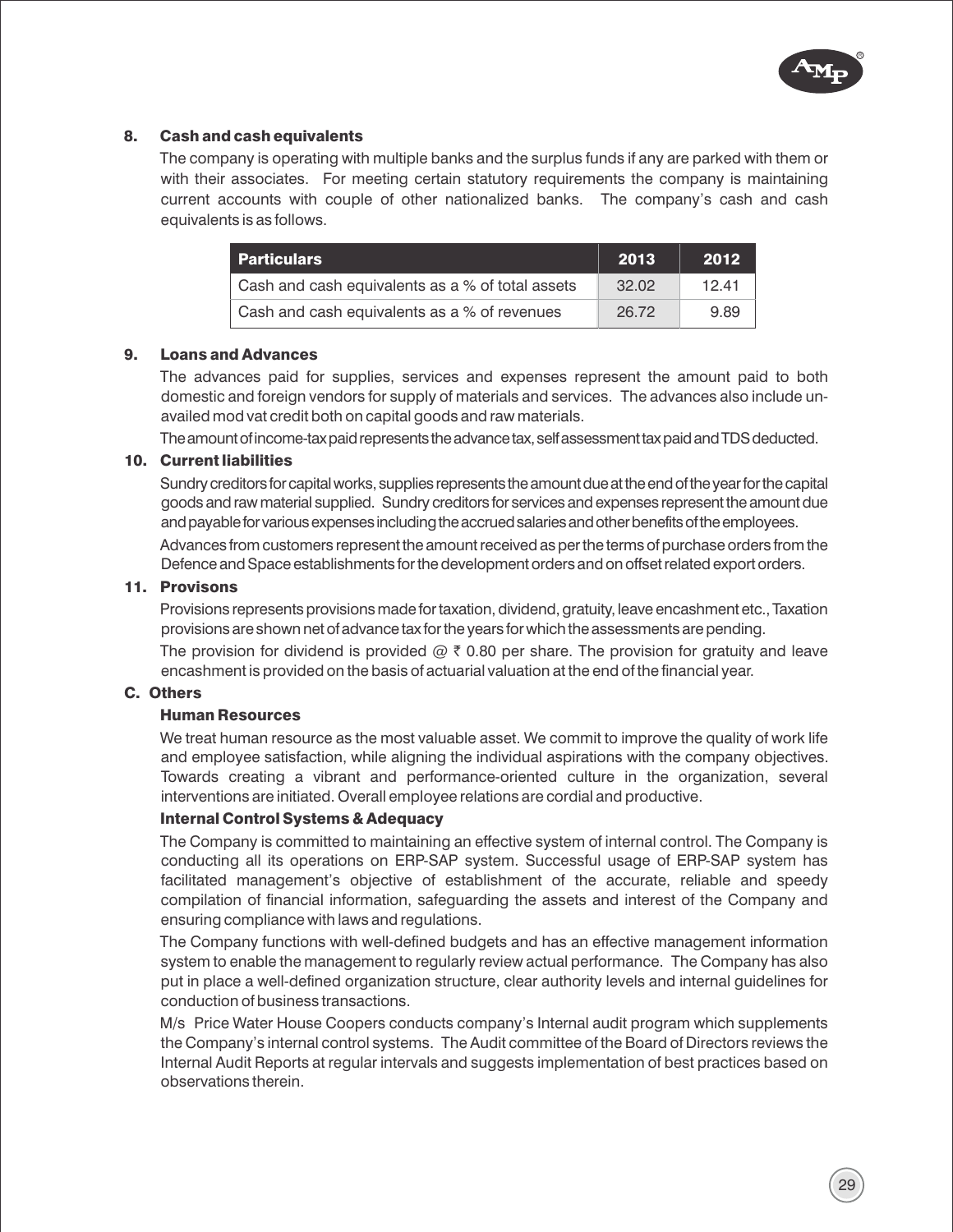### 8. Cash and cash equivalents

The company is operating with multiple banks and the surplus funds if any are parked with them or with their associates. For meeting certain statutory requirements the company is maintaining current accounts with couple of other nationalized banks. The company's cash and cash equivalents is as follows.

| Particulars | 2013 | 2012 |
|---|---|---|
| Cash and cash equivalents as a % of total assets | 32.02 | 12.41 |
| Cash and cash equivalents as a % of revenues | 26.72 | 9.89 |

### 9. Loans and Advances

The advances paid for supplies, services and expenses represent the amount paid to both domestic and foreign vendors for supply of materials and services. The advances also include un-availed mod vat credit both on capital goods and raw materials.

The amount of income-tax paid represents the advance tax, self assessment tax paid and TDS deducted.

### 10. Current liabilities

Sundry creditors for capital works, supplies represents the amount due at the end of the year for the capital goods and raw material supplied. Sundry creditors for services and expenses represent the amount due and payable for various expenses including the accrued salaries and other benefits of the employees.

Advances from customers represent the amount received as per the terms of purchase orders from the Defence and Space establishments for the development orders and on offset related export orders.

### 11. Provisons

Provisions represents provisions made for taxation, dividend, gratuity, leave encashment etc., Taxation provisions are shown net of advance tax for the years for which the assessments are pending.

The provision for dividend is provided @ ₹ 0.80 per share. The provision for gratuity and leave encashment is provided on the basis of actuarial valuation at the end of the financial year.

## C. Others

### Human Resources

We treat human resource as the most valuable asset. We commit to improve the quality of work life and employee satisfaction, while aligning the individual aspirations with the company objectives. Towards creating a vibrant and performance-oriented culture in the organization, several interventions are initiated. Overall employee relations are cordial and productive.

### Internal Control Systems & Adequacy

The Company is committed to maintaining an effective system of internal control. The Company is conducting all its operations on ERP-SAP system. Successful usage of ERP-SAP system has facilitated management's objective of establishment of the accurate, reliable and speedy compilation of financial information, safeguarding the assets and interest of the Company and ensuring compliance with laws and regulations.

The Company functions with well-defined budgets and has an effective management information system to enable the management to regularly review actual performance. The Company has also put in place a well-defined organization structure, clear authority levels and internal guidelines for conduction of business transactions.

M/s Price Water House Coopers conducts company's Internal audit program which supplements the Company's internal control systems. The Audit committee of the Board of Directors reviews the Internal Audit Reports at regular intervals and suggests implementation of best practices based on observations therein.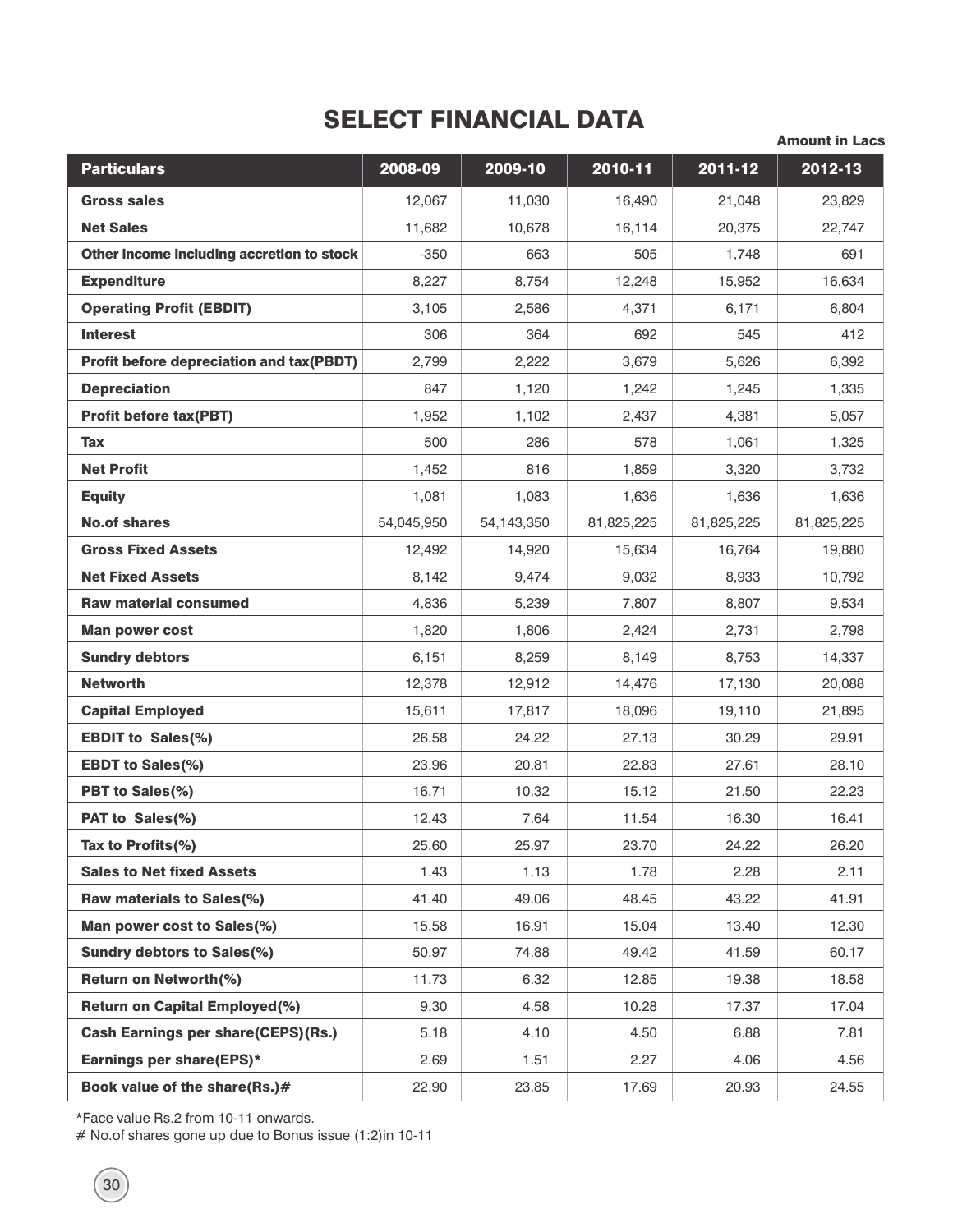# SELECT FINANCIAL DATA

**Amount in Lacs**

| Particulars | 2008-09 | 2009-10 | 2010-11 | 2011-12 | 2012-13 |
|---|---|---|---|---|---|
| **Gross sales** | 12,067 | 11,030 | 16,490 | 21,048 | 23,829 |
| **Net Sales** | 11,682 | 10,678 | 16,114 | 20,375 | 22,747 |
| **Other income including accretion to stock** | -350 | 663 | 505 | 1,748 | 691 |
| **Expenditure** | 8,227 | 8,754 | 12,248 | 15,952 | 16,634 |
| **Operating Profit (EBDIT)** | 3,105 | 2,586 | 4,371 | 6,171 | 6,804 |
| **Interest** | 306 | 364 | 692 | 545 | 412 |
| **Profit before depreciation and tax(PBDT)** | 2,799 | 2,222 | 3,679 | 5,626 | 6,392 |
| **Depreciation** | 847 | 1,120 | 1,242 | 1,245 | 1,335 |
| **Profit before tax(PBT)** | 1,952 | 1,102 | 2,437 | 4,381 | 5,057 |
| **Tax** | 500 | 286 | 578 | 1,061 | 1,325 |
| **Net Profit** | 1,452 | 816 | 1,859 | 3,320 | 3,732 |
| **Equity** | 1,081 | 1,083 | 1,636 | 1,636 | 1,636 |
| **No.of shares** | 54,045,950 | 54,143,350 | 81,825,225 | 81,825,225 | 81,825,225 |
| **Gross Fixed Assets** | 12,492 | 14,920 | 15,634 | 16,764 | 19,880 |
| **Net Fixed Assets** | 8,142 | 9,474 | 9,032 | 8,933 | 10,792 |
| **Raw material consumed** | 4,836 | 5,239 | 7,807 | 8,807 | 9,534 |
| **Man power cost** | 1,820 | 1,806 | 2,424 | 2,731 | 2,798 |
| **Sundry debtors** | 6,151 | 8,259 | 8,149 | 8,753 | 14,337 |
| **Networth** | 12,378 | 12,912 | 14,476 | 17,130 | 20,088 |
| **Capital Employed** | 15,611 | 17,817 | 18,096 | 19,110 | 21,895 |
| **EBDIT to Sales(%)** | 26.58 | 24.22 | 27.13 | 30.29 | 29.91 |
| **EBDT to Sales(%)** | 23.96 | 20.81 | 22.83 | 27.61 | 28.10 |
| **PBT to Sales(%)** | 16.71 | 10.32 | 15.12 | 21.50 | 22.23 |
| **PAT to Sales(%)** | 12.43 | 7.64 | 11.54 | 16.30 | 16.41 |
| **Tax to Profits(%)** | 25.60 | 25.97 | 23.70 | 24.22 | 26.20 |
| **Sales to Net fixed Assets** | 1.43 | 1.13 | 1.78 | 2.28 | 2.11 |
| **Raw materials to Sales(%)** | 41.40 | 49.06 | 48.45 | 43.22 | 41.91 |
| **Man power cost to Sales(%)** | 15.58 | 16.91 | 15.04 | 13.40 | 12.30 |
| **Sundry debtors to Sales(%)** | 50.97 | 74.88 | 49.42 | 41.59 | 60.17 |
| **Return on Networth(%)** | 11.73 | 6.32 | 12.85 | 19.38 | 18.58 |
| **Return on Capital Employed(%)** | 9.30 | 4.58 | 10.28 | 17.37 | 17.04 |
| **Cash Earnings per share(CEPS)(Rs.)** | 5.18 | 4.10 | 4.50 | 6.88 | 7.81 |
| **Earnings per share(EPS)*** | 2.69 | 1.51 | 2.27 | 4.06 | 4.56 |
| **Book value of the share(Rs.)#** | 22.90 | 23.85 | 17.69 | 20.93 | 24.55 |

*Face value Rs.2 from 10-11 onwards.

# No.of shares gone up due to Bonus issue (1:2)in 10-11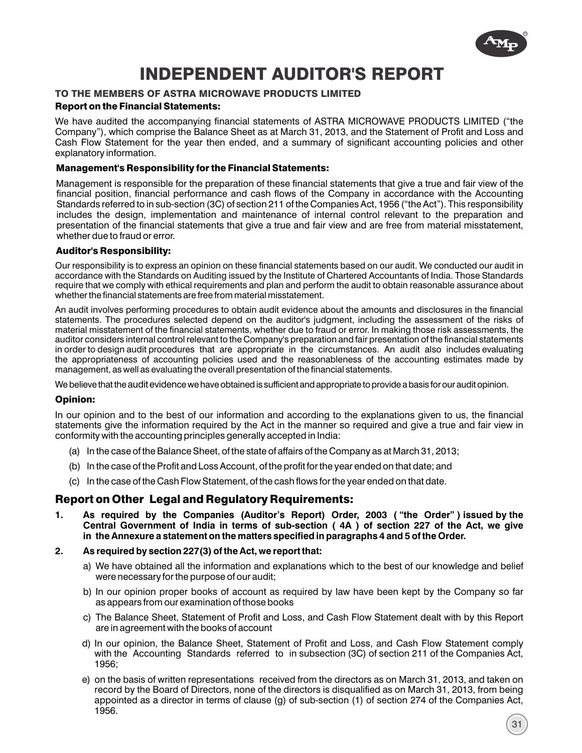# INDEPENDENT AUDITOR'S REPORT

### TO THE MEMBERS OF ASTRA MICROWAVE PRODUCTS LIMITED

**Report on the Financial Statements:**

We have audited the accompanying financial statements of ASTRA MICROWAVE PRODUCTS LIMITED ("the Company"), which comprise the Balance Sheet as at March 31, 2013, and the Statement of Profit and Loss and Cash Flow Statement for the year then ended, and a summary of significant accounting policies and other explanatory information.

**Management's Responsibility for the Financial Statements:**

Management is responsible for the preparation of these financial statements that give a true and fair view of the financial position, financial performance and cash flows of the Company in accordance with the Accounting Standards referred to in sub-section (3C) of section 211 of the Companies Act, 1956 ("the Act"). This responsibility includes the design, implementation and maintenance of internal control relevant to the preparation and presentation of the financial statements that give a true and fair view and are free from material misstatement, whether due to fraud or error.

**Auditor's Responsibility:**

Our responsibility is to express an opinion on these financial statements based on our audit. We conducted our audit in accordance with the Standards on Auditing issued by the Institute of Chartered Accountants of India. Those Standards require that we comply with ethical requirements and plan and perform the audit to obtain reasonable assurance about whether the financial statements are free from material misstatement.

An audit involves performing procedures to obtain audit evidence about the amounts and disclosures in the financial statements. The procedures selected depend on the auditor's judgment, including the assessment of the risks of material misstatement of the financial statements, whether due to fraud or error. In making those risk assessments, the auditor considers internal control relevant to the Company's preparation and fair presentation of the financial statements in order to design audit procedures that are appropriate in the circumstances. An audit also includes evaluating the appropriateness of accounting policies used and the reasonableness of the accounting estimates made by management, as well as evaluating the overall presentation of the financial statements.

We believe that the audit evidence we have obtained is sufficient and appropriate to provide a basis for our audit opinion.

**Opinion:**

In our opinion and to the best of our information and according to the explanations given to us, the financial statements give the information required by the Act in the manner so required and give a true and fair view in conformity with the accounting principles generally accepted in India:

(a) In the case of the Balance Sheet, of the state of affairs of the Company as at March 31, 2013;

(b) In the case of the Profit and Loss Account, of the profit for the year ended on that date; and

(c) In the case of the Cash Flow Statement, of the cash flows for the year ended on that date.

## Report on Other Legal and Regulatory Requirements:

1. **As required by the Companies (Auditor's Report) Order, 2003 ("the Order") issued by the Central Government of India in terms of sub-section (4A) of section 227 of the Act, we give in the Annexure a statement on the matters specified in paragraphs 4 and 5 of the Order.**

2. **As required by section 227(3) of the Act, we report that:**

   a) We have obtained all the information and explanations which to the best of our knowledge and belief were necessary for the purpose of our audit;

   b) In our opinion proper books of account as required by law have been kept by the Company so far as appears from our examination of those books

   c) The Balance Sheet, Statement of Profit and Loss, and Cash Flow Statement dealt with by this Report are in agreement with the books of account

   d) In our opinion, the Balance Sheet, Statement of Profit and Loss, and Cash Flow Statement comply with the Accounting Standards referred to in subsection (3C) of section 211 of the Companies Act, 1956;

   e) on the basis of written representations received from the directors as on March 31, 2013, and taken on record by the Board of Directors, none of the directors is disqualified as on March 31, 2013, from being appointed as a director in terms of clause (g) of sub-section (1) of section 274 of the Companies Act, 1956.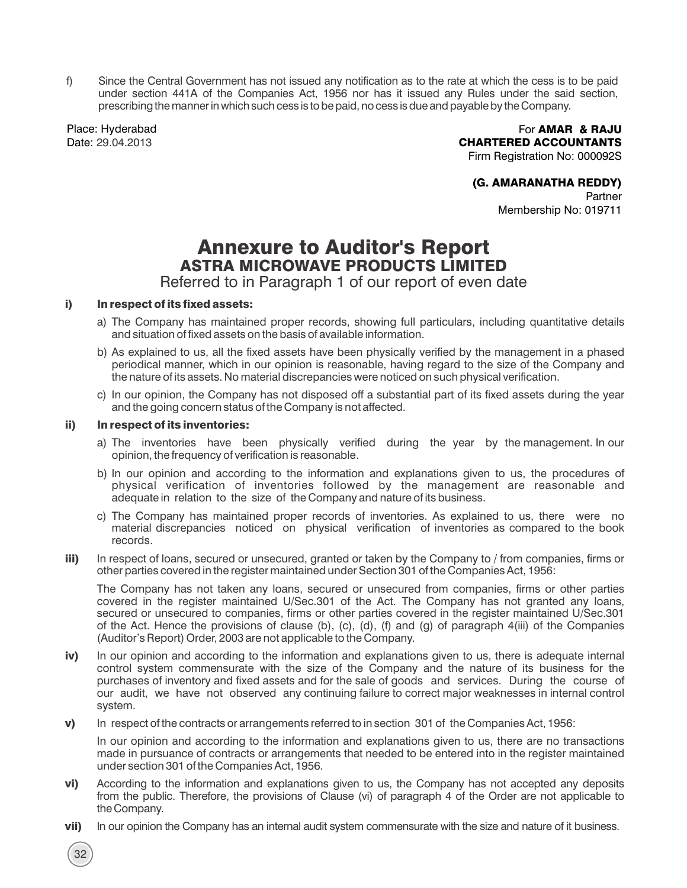f) Since the Central Government has not issued any notification as to the rate at which the cess is to be paid under section 441A of the Companies Act, 1956 nor has it issued any Rules under the said section, prescribing the manner in which such cess is to be paid, no cess is due and payable by the Company.

Place: Hyderabad
Date: 29.04.2013

For **AMAR & RAJU**
**CHARTERED ACCOUNTANTS**
Firm Registration No: 000092S

**(G. AMARANATHA REDDY)**
Partner
Membership No: 019711

# Annexure to Auditor's Report

## ASTRA MICROWAVE PRODUCTS LIMITED

Referred to in Paragraph 1 of our report of even date

**i) In respect of its fixed assets:**

a) The Company has maintained proper records, showing full particulars, including quantitative details and situation of fixed assets on the basis of available information.

b) As explained to us, all the fixed assets have been physically verified by the management in a phased periodical manner, which in our opinion is reasonable, having regard to the size of the Company and the nature of its assets. No material discrepancies were noticed on such physical verification.

c) In our opinion, the Company has not disposed off a substantial part of its fixed assets during the year and the going concern status of the Company is not affected.

**ii) In respect of its inventories:**

a) The inventories have been physically verified during the year by the management. In our opinion, the frequency of verification is reasonable.

b) In our opinion and according to the information and explanations given to us, the procedures of physical verification of inventories followed by the management are reasonable and adequate in relation to the size of the Company and nature of its business.

c) The Company has maintained proper records of inventories. As explained to us, there were no material discrepancies noticed on physical verification of inventories as compared to the book records.

**iii)** In respect of loans, secured or unsecured, granted or taken by the Company to / from companies, firms or other parties covered in the register maintained under Section 301 of the Companies Act, 1956:

The Company has not taken any loans, secured or unsecured from companies, firms or other parties covered in the register maintained U/Sec.301 of the Act. The Company has not granted any loans, secured or unsecured to companies, firms or other parties covered in the register maintained U/Sec.301 of the Act. Hence the provisions of clause (b), (c), (d), (f) and (g) of paragraph 4(iii) of the Companies (Auditor's Report) Order, 2003 are not applicable to the Company.

**iv)** In our opinion and according to the information and explanations given to us, there is adequate internal control system commensurate with the size of the Company and the nature of its business for the purchases of inventory and fixed assets and for the sale of goods and services. During the course of our audit, we have not observed any continuing failure to correct major weaknesses in internal control system.

**v)** In respect of the contracts or arrangements referred to in section 301 of the Companies Act, 1956:

In our opinion and according to the information and explanations given to us, there are no transactions made in pursuance of contracts or arrangements that needed to be entered into in the register maintained under section 301 of the Companies Act, 1956.

**vi)** According to the information and explanations given to us, the Company has not accepted any deposits from the public. Therefore, the provisions of Clause (vi) of paragraph 4 of the Order are not applicable to the Company.

**vii)** In our opinion the Company has an internal audit system commensurate with the size and nature of it business.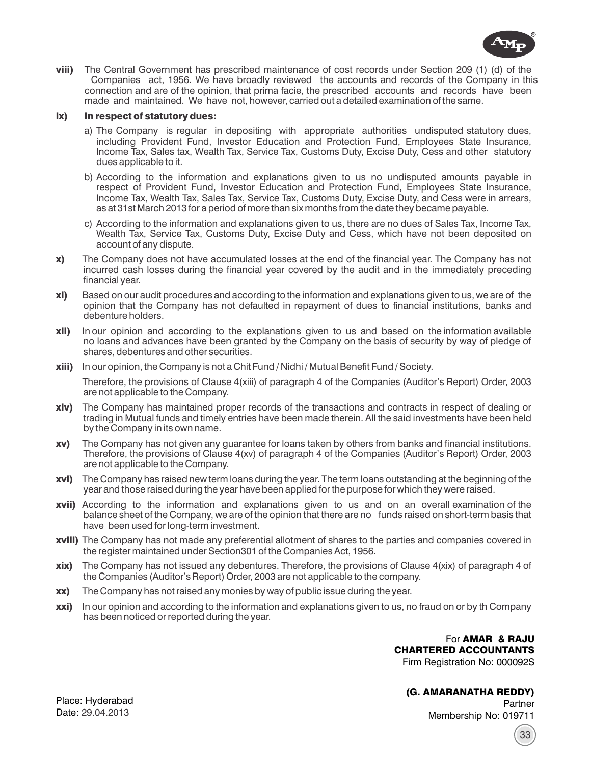**viii)** The Central Government has prescribed maintenance of cost records under Section 209 (1) (d) of the Companies act, 1956. We have broadly reviewed the accounts and records of the Company in this connection and are of the opinion, that prima facie, the prescribed accounts and records have been made and maintained. We have not, however, carried out a detailed examination of the same.

**ix) In respect of statutory dues:**

a) The Company is regular in depositing with appropriate authorities undisputed statutory dues, including Provident Fund, Investor Education and Protection Fund, Employees State Insurance, Income Tax, Sales tax, Wealth Tax, Service Tax, Customs Duty, Excise Duty, Cess and other statutory dues applicable to it.

b) According to the information and explanations given to us no undisputed amounts payable in respect of Provident Fund, Investor Education and Protection Fund, Employees State Insurance, Income Tax, Wealth Tax, Sales Tax, Service Tax, Customs Duty, Excise Duty, and Cess were in arrears, as at 31st March 2013 for a period of more than six months from the date they became payable.

c) According to the information and explanations given to us, there are no dues of Sales Tax, Income Tax, Wealth Tax, Service Tax, Customs Duty, Excise Duty and Cess, which have not been deposited on account of any dispute.

**x)** The Company does not have accumulated losses at the end of the financial year. The Company has not incurred cash losses during the financial year covered by the audit and in the immediately preceding financial year.

**xi)** Based on our audit procedures and according to the information and explanations given to us, we are of the opinion that the Company has not defaulted in repayment of dues to financial institutions, banks and debenture holders.

**xii)** In our opinion and according to the explanations given to us and based on the information available no loans and advances have been granted by the Company on the basis of security by way of pledge of shares, debentures and other securities.

**xiii)** In our opinion, the Company is not a Chit Fund / Nidhi / Mutual Benefit Fund / Society.

Therefore, the provisions of Clause 4(xiii) of paragraph 4 of the Companies (Auditor's Report) Order, 2003 are not applicable to the Company.

**xiv)** The Company has maintained proper records of the transactions and contracts in respect of dealing or trading in Mutual funds and timely entries have been made therein. All the said investments have been held by the Company in its own name.

**xv)** The Company has not given any guarantee for loans taken by others from banks and financial institutions. Therefore, the provisions of Clause 4(xv) of paragraph 4 of the Companies (Auditor's Report) Order, 2003 are not applicable to the Company.

**xvi)** The Company has raised new term loans during the year. The term loans outstanding at the beginning of the year and those raised during the year have been applied for the purpose for which they were raised.

**xvii)** According to the information and explanations given to us and on an overall examination of the balance sheet of the Company, we are of the opinion that there are no funds raised on short-term basis that have been used for long-term investment.

**xviii)** The Company has not made any preferential allotment of shares to the parties and companies covered in the register maintained under Section301 of the Companies Act, 1956.

**xix)** The Company has not issued any debentures. Therefore, the provisions of Clause 4(xix) of paragraph 4 of the Companies (Auditor's Report) Order, 2003 are not applicable to the company.

**xx)** The Company has not raised any monies by way of public issue during the year.

**xxi)** In our opinion and according to the information and explanations given to us, no fraud on or by th Company has been noticed or reported during the year.

For **AMAR & RAJU**
**CHARTERED ACCOUNTANTS**
Firm Registration No: 000092S

**(G. AMARANATHA REDDY)**
Partner
Membership No: 019711

Place: Hyderabad
Date: 29.04.2013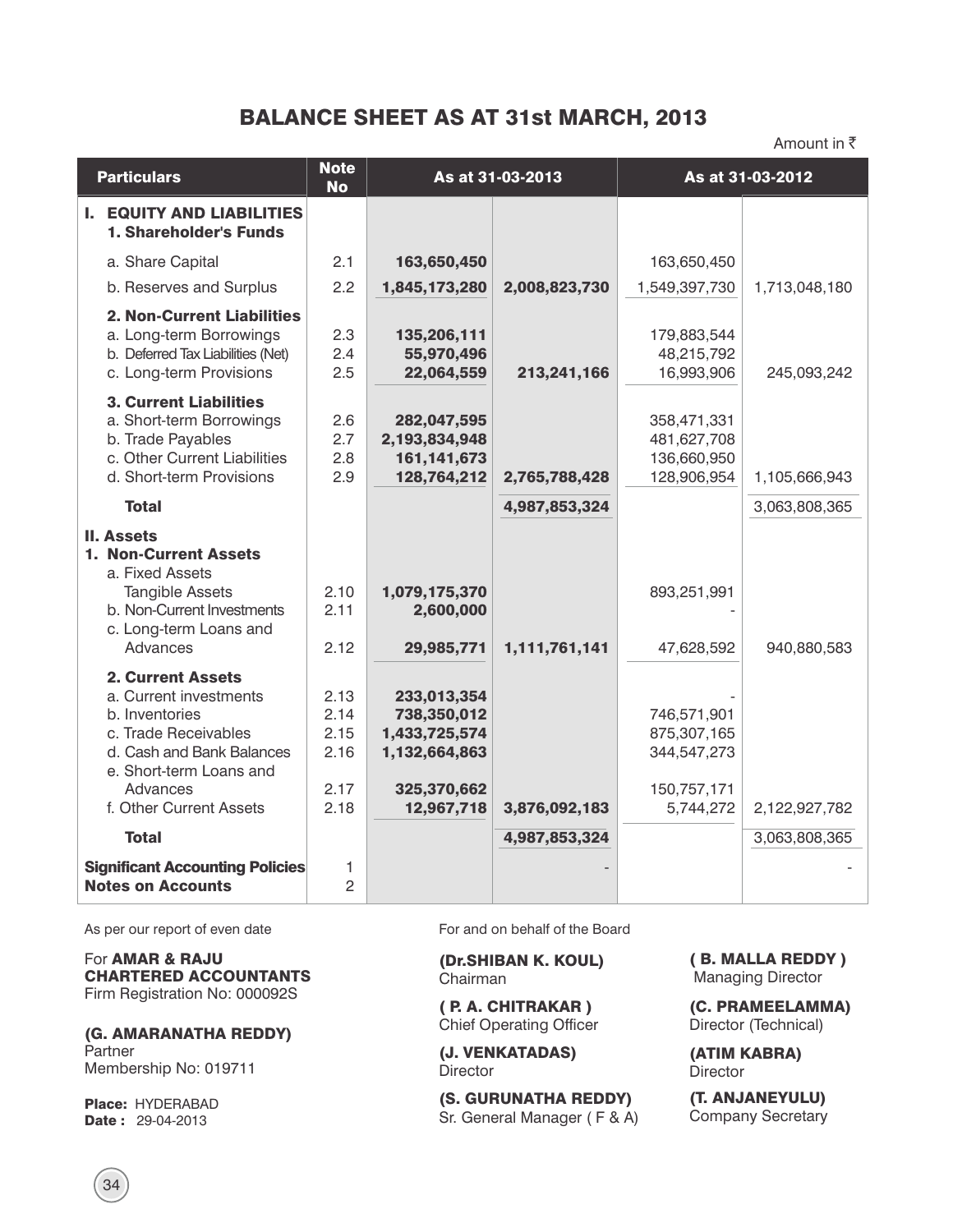# BALANCE SHEET AS AT 31st MARCH, 2013

Amount in ₹

| Particulars | Note No | As at 31-03-2013 | | As at 31-03-2012 | |
|---|---|---|---|---|---|
| **I. EQUITY AND LIABILITIES** | | | | | |
| **1. Shareholder's Funds** | | | | | |
| a. Share Capital | 2.1 | **163,650,450** | | 163,650,450 | |
| b. Reserves and Surplus | 2.2 | **1,845,173,280** | **2,008,823,730** | 1,549,397,730 | 1,713,048,180 |
| **2. Non-Current Liabilities** | | | | | |
| a. Long-term Borrowings | 2.3 | **135,206,111** | | 179,883,544 | |
| b. Deferred Tax Liabilities (Net) | 2.4 | **55,970,496** | | 48,215,792 | |
| c. Long-term Provisions | 2.5 | **22,064,559** | **213,241,166** | 16,993,906 | 245,093,242 |
| **3. Current Liabilities** | | | | | |
| a. Short-term Borrowings | 2.6 | **282,047,595** | | 358,471,331 | |
| b. Trade Payables | 2.7 | **2,193,834,948** | | 481,627,708 | |
| c. Other Current Liabilities | 2.8 | **161,141,673** | | 136,660,950 | |
| d. Short-term Provisions | 2.9 | **128,764,212** | **2,765,788,428** | 128,906,954 | 1,105,666,943 |
| **Total** | | | **4,987,853,324** | | 3,063,808,365 |
| **II. Assets** | | | | | |
| **1. Non-Current Assets** | | | | | |
| a. Fixed Assets | | | | | |
| Tangible Assets | 2.10 | **1,079,175,370** | | 893,251,991 | |
| b. Non-Current Investments | 2.11 | **2,600,000** | | - | |
| c. Long-term Loans and Advances | 2.12 | **29,985,771** | **1,111,761,141** | 47,628,592 | 940,880,583 |
| **2. Current Assets** | | | | | |
| a. Current investments | 2.13 | **233,013,354** | | - | |
| b. Inventories | 2.14 | **738,350,012** | | 746,571,901 | |
| c. Trade Receivables | 2.15 | **1,433,725,574** | | 875,307,165 | |
| d. Cash and Bank Balances | 2.16 | **1,132,664,863** | | 344,547,273 | |
| e. Short-term Loans and Advances | 2.17 | **325,370,662** | | 150,757,171 | |
| f. Other Current Assets | 2.18 | **12,967,718** | **3,876,092,183** | 5,744,272 | 2,122,927,782 |
| **Total** | | | **4,987,853,324** | | 3,063,808,365 |
| **Significant Accounting Policies** | 1 | | - | | - |
| **Notes on Accounts** | 2 | | | | |

As per our report of even date

For **AMAR & RAJU**
**CHARTERED ACCOUNTANTS**
Firm Registration No: 000092S

**(G. AMARANATHA REDDY)**
Partner
Membership No: 019711

**Place:** HYDERABAD
**Date :** 29-04-2013

For and on behalf of the Board

**(Dr.SHIBAN K. KOUL)**
Chairman

**( B. MALLA REDDY )**
Managing Director

**( P. A. CHITRAKAR )**
Chief Operating Officer

**(C. PRAMEELAMMA)**
Director (Technical)

**(J. VENKATADAS)**
Director

**(ATIM KABRA)**
Director

**(S. GURUNATHA REDDY)**
Sr. General Manager ( F & A)

**(T. ANJANEYULU)**
Company Secretary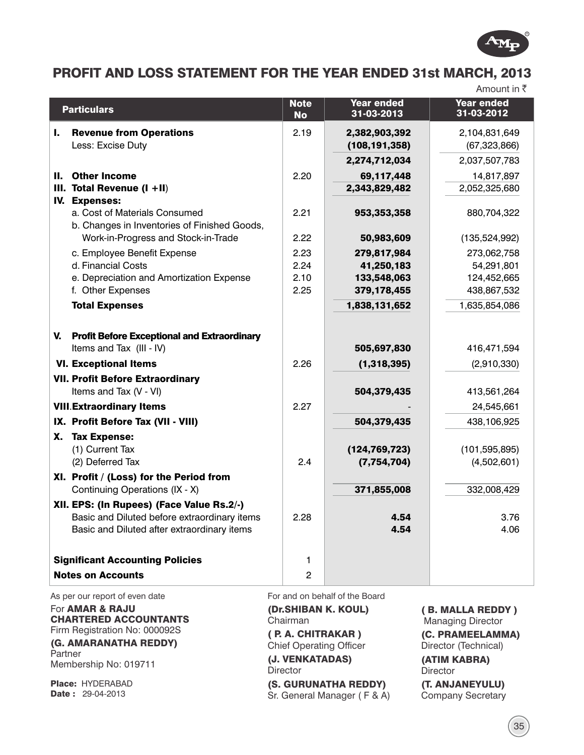# PROFIT AND LOSS STATEMENT FOR THE YEAR ENDED 31st MARCH, 2013

Amount in ₹

| Particulars | Note No | Year ended 31-03-2013 | Year ended 31-03-2012 |
|---|---|---|---|
| **I. Revenue from Operations** | 2.19 | **2,382,903,392** | 2,104,831,649 |
| Less: Excise Duty | | **(108,191,358)** | (67,323,866) |
| | | **2,274,712,034** | 2,037,507,783 |
| **II. Other Income** | 2.20 | **69,117,448** | 14,817,897 |
| **III. Total Revenue (I +II)** | | **2,343,829,482** | 2,052,325,680 |
| **IV. Expenses:** | | | |
| a. Cost of Materials Consumed | 2.21 | **953,353,358** | 880,704,322 |
| b. Changes in Inventories of Finished Goods, Work-in-Progress and Stock-in-Trade | 2.22 | **50,983,609** | (135,524,992) |
| c. Employee Benefit Expense | 2.23 | **279,817,984** | 273,062,758 |
| d. Financial Costs | 2.24 | **41,250,183** | 54,291,801 |
| e. Depreciation and Amortization Expense | 2.10 | **133,548,063** | 124,452,665 |
| f. Other Expenses | 2.25 | **379,178,455** | 438,867,532 |
| **Total Expenses** | | **1,838,131,652** | 1,635,854,086 |
| **V. Profit Before Exceptional and Extraordinary** Items and Tax (III - IV) | | **505,697,830** | 416,471,594 |
| **VI. Exceptional Items** | 2.26 | **(1,318,395)** | (2,910,330) |
| **VII. Profit Before Extraordinary** Items and Tax (V - VI) | | **504,379,435** | 413,561,264 |
| **VIII. Extraordinary Items** | 2.27 | **-** | 24,545,661 |
| **IX. Profit Before Tax (VII - VIII)** | | **504,379,435** | 438,106,925 |
| **X. Tax Expense:** | | | |
| (1) Current Tax | | **(124,769,723)** | (101,595,895) |
| (2) Deferred Tax | 2.4 | **(7,754,704)** | (4,502,601) |
| **XI. Profit / (Loss) for the Period from** Continuing Operations (IX - X) | | **371,855,008** | 332,008,429 |
| **XII. EPS: (In Rupees) (Face Value Rs.2/-)** | | | |
| Basic and Diluted before extraordinary items | 2.28 | **4.54** | 3.76 |
| Basic and Diluted after extraordinary items | | **4.54** | 4.06 |
| **Significant Accounting Policies** | 1 | | |
| **Notes on Accounts** | 2 | | |

As per our report of even date

For **AMAR & RAJU**
**CHARTERED ACCOUNTANTS**
Firm Registration No: 000092S

**(G. AMARANATHA REDDY)**
Partner
Membership No: 019711

**Place:** HYDERABAD
**Date :** 29-04-2013

For and on behalf of the Board

**(Dr.SHIBAN K. KOUL)**
Chairman

**( P. A. CHITRAKAR )**
Chief Operating Officer

**(J. VENKATADAS)**
Director

**(S. GURUNATHA REDDY)**
Sr. General Manager ( F & A)

**( B. MALLA REDDY )**
Managing Director

**(C. PRAMEELAMMA)**
Director (Technical)

**(ATIM KABRA)**
Director

**(T. ANJANEYULU)**
Company Secretary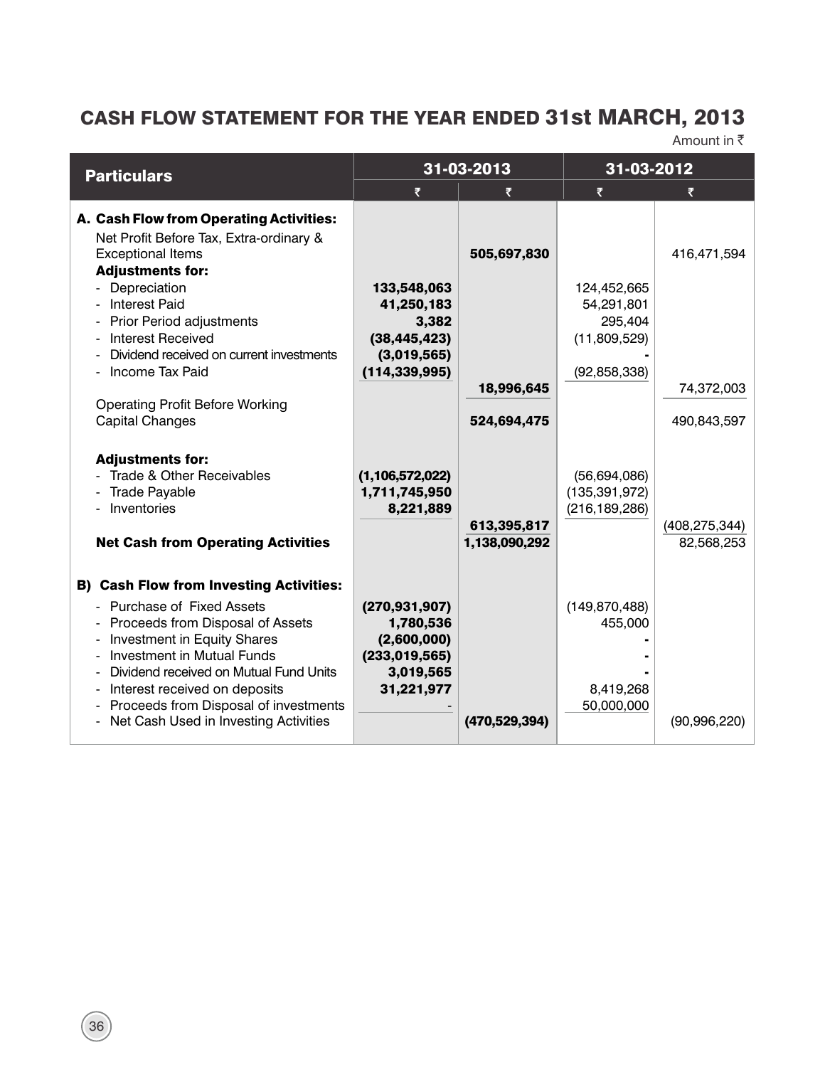# CASH FLOW STATEMENT FOR THE YEAR ENDED 31st MARCH, 2013

Amount in ₹

| Particulars | 31-03-2013 | | 31-03-2012 | |
|---|---|---|---|---|
| | ₹ | ₹ | ₹ | ₹ |
| **A. Cash Flow from Operating Activities:** | | | | |
| Net Profit Before Tax, Extra-ordinary & Exceptional Items | | **505,697,830** | | 416,471,594 |
| **Adjustments for:** | | | | |
| - Depreciation | **133,548,063** | | 124,452,665 | |
| - Interest Paid | **41,250,183** | | 54,291,801 | |
| - Prior Period adjustments | **3,382** | | 295,404 | |
| - Interest Received | **(38,445,423)** | | (11,809,529) | |
| - Dividend received on current investments | **(3,019,565)** | | - | |
| - Income Tax Paid | **(114,339,995)** | | (92,858,338) | |
| | | **18,996,645** | | 74,372,003 |
| Operating Profit Before Working Capital Changes | | **524,694,475** | | 490,843,597 |
| **Adjustments for:** | | | | |
| - Trade & Other Receivables | **(1,106,572,022)** | | (56,694,086) | |
| - Trade Payable | **1,711,745,950** | | (135,391,972) | |
| - Inventories | **8,221,889** | | (216,189,286) | |
| | | **613,395,817** | | (408,275,344) |
| **Net Cash from Operating Activities** | | **1,138,090,292** | | 82,568,253 |
| **B) Cash Flow from Investing Activities:** | | | | |
| - Purchase of Fixed Assets | **(270,931,907)** | | (149,870,488) | |
| - Proceeds from Disposal of Assets | **1,780,536** | | 455,000 | |
| - Investment in Equity Shares | **(2,600,000)** | | - | |
| - Investment in Mutual Funds | **(233,019,565)** | | - | |
| - Dividend received on Mutual Fund Units | **3,019,565** | | - | |
| - Interest received on deposits | **31,221,977** | | 8,419,268 | |
| - Proceeds from Disposal of investments | - | | 50,000,000 | |
| - Net Cash Used in Investing Activities | | **(470,529,394)** | | (90,996,220) |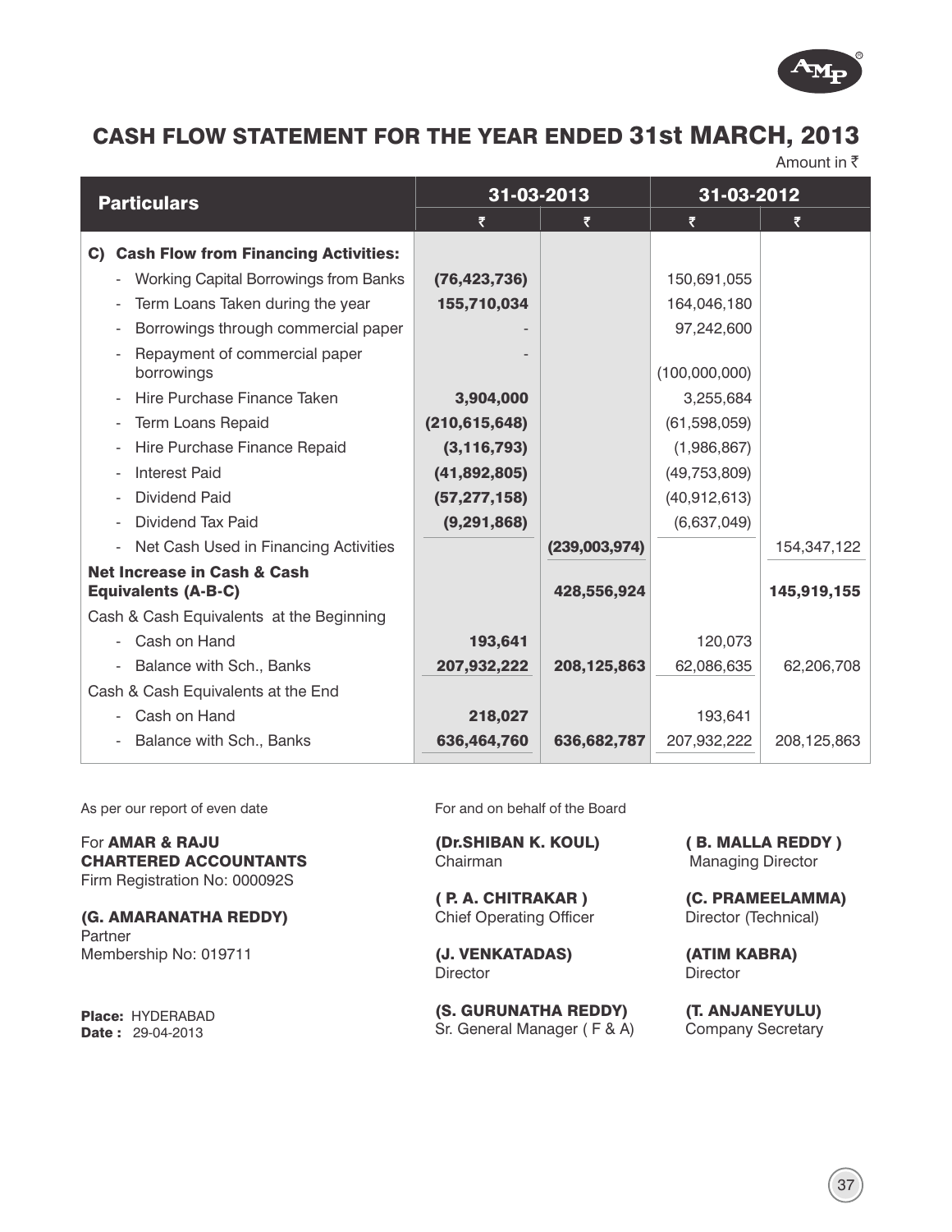# CASH FLOW STATEMENT FOR THE YEAR ENDED 31st MARCH, 2013

Amount in ₹

| Particulars | 31-03-2013 | | 31-03-2012 | |
|---|---|---|---|---|
| | ₹ | ₹ | ₹ | ₹ |
| **C) Cash Flow from Financing Activities:** | | | | |
| - Working Capital Borrowings from Banks | **(76,423,736)** | | 150,691,055 | |
| - Term Loans Taken during the year | **155,710,034** | | 164,046,180 | |
| - Borrowings through commercial paper | - | | 97,242,600 | |
| - Repayment of commercial paper borrowings | - | | (100,000,000) | |
| - Hire Purchase Finance Taken | **3,904,000** | | 3,255,684 | |
| - Term Loans Repaid | **(210,615,648)** | | (61,598,059) | |
| - Hire Purchase Finance Repaid | **(3,116,793)** | | (1,986,867) | |
| - Interest Paid | **(41,892,805)** | | (49,753,809) | |
| - Dividend Paid | **(57,277,158)** | | (40,912,613) | |
| - Dividend Tax Paid | **(9,291,868)** | | (6,637,049) | |
| - Net Cash Used in Financing Activities | | **(239,003,974)** | | 154,347,122 |
| **Net Increase in Cash & Cash Equivalents (A-B-C)** | | **428,556,924** | | **145,919,155** |
| Cash & Cash Equivalents at the Beginning | | | | |
| - Cash on Hand | **193,641** | | 120,073 | |
| - Balance with Sch., Banks | **207,932,222** | **208,125,863** | 62,086,635 | 62,206,708 |
| Cash & Cash Equivalents at the End | | | | |
| - Cash on Hand | **218,027** | | 193,641 | |
| - Balance with Sch., Banks | **636,464,760** | **636,682,787** | 207,932,222 | 208,125,863 |

As per our report of even date

For **AMAR & RAJU**
**CHARTERED ACCOUNTANTS**
Firm Registration No: 000092S

**(G. AMARANATHA REDDY)**
Partner
Membership No: 019711

**Place:** HYDERABAD
**Date :** 29-04-2013

For and on behalf of the Board

**(Dr.SHIBAN K. KOUL)**
Chairman

**( B. MALLA REDDY )**
Managing Director

**( P. A. CHITRAKAR )**
Chief Operating Officer

**(C. PRAMEELAMMA)**
Director (Technical)

**(J. VENKATADAS)**
Director

**(ATIM KABRA)**
Director

**(S. GURUNATHA REDDY)**
Sr. General Manager ( F & A)

**(T. ANJANEYULU)**
Company Secretary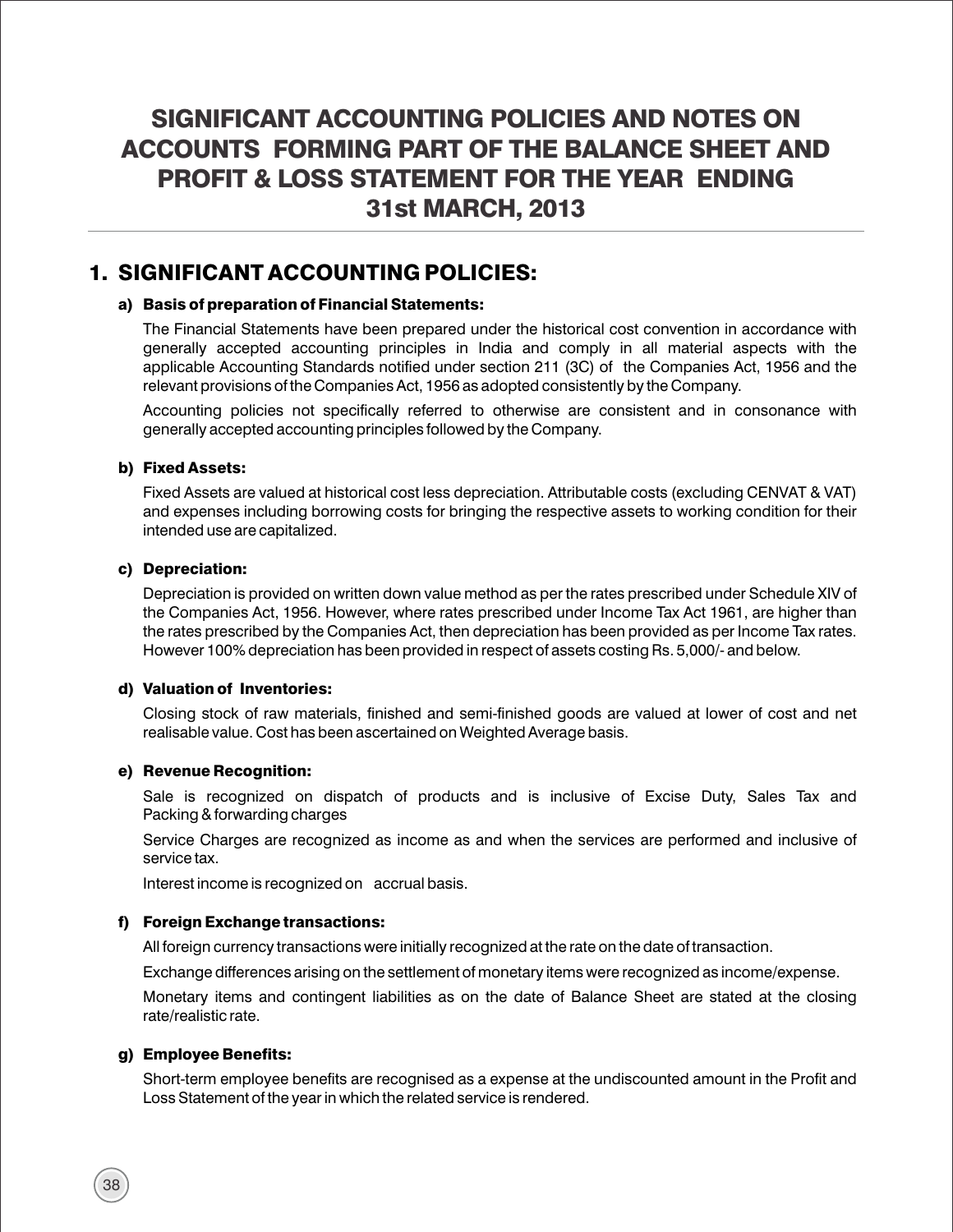# SIGNIFICANT ACCOUNTING POLICIES AND NOTES ON ACCOUNTS FORMING PART OF THE BALANCE SHEET AND PROFIT & LOSS STATEMENT FOR THE YEAR ENDING 31st MARCH, 2013

## 1. SIGNIFICANT ACCOUNTING POLICIES:

### a) Basis of preparation of Financial Statements:

The Financial Statements have been prepared under the historical cost convention in accordance with generally accepted accounting principles in India and comply in all material aspects with the applicable Accounting Standards notified under section 211 (3C) of the Companies Act, 1956 and the relevant provisions of the Companies Act, 1956 as adopted consistently by the Company.

Accounting policies not specifically referred to otherwise are consistent and in consonance with generally accepted accounting principles followed by the Company.

### b) Fixed Assets:

Fixed Assets are valued at historical cost less depreciation. Attributable costs (excluding CENVAT & VAT) and expenses including borrowing costs for bringing the respective assets to working condition for their intended use are capitalized.

### c) Depreciation:

Depreciation is provided on written down value method as per the rates prescribed under Schedule XIV of the Companies Act, 1956. However, where rates prescribed under Income Tax Act 1961, are higher than the rates prescribed by the Companies Act, then depreciation has been provided as per Income Tax rates. However 100% depreciation has been provided in respect of assets costing Rs. 5,000/- and below.

### d) Valuation of Inventories:

Closing stock of raw materials, finished and semi-finished goods are valued at lower of cost and net realisable value. Cost has been ascertained on Weighted Average basis.

### e) Revenue Recognition:

Sale is recognized on dispatch of products and is inclusive of Excise Duty, Sales Tax and Packing & forwarding charges

Service Charges are recognized as income as and when the services are performed and inclusive of service tax.

Interest income is recognized on accrual basis.

### f) Foreign Exchange transactions:

All foreign currency transactions were initially recognized at the rate on the date of transaction.

Exchange differences arising on the settlement of monetary items were recognized as income/expense.

Monetary items and contingent liabilities as on the date of Balance Sheet are stated at the closing rate/realistic rate.

### g) Employee Benefits:

Short-term employee benefits are recognised as a expense at the undiscounted amount in the Profit and Loss Statement of the year in which the related service is rendered.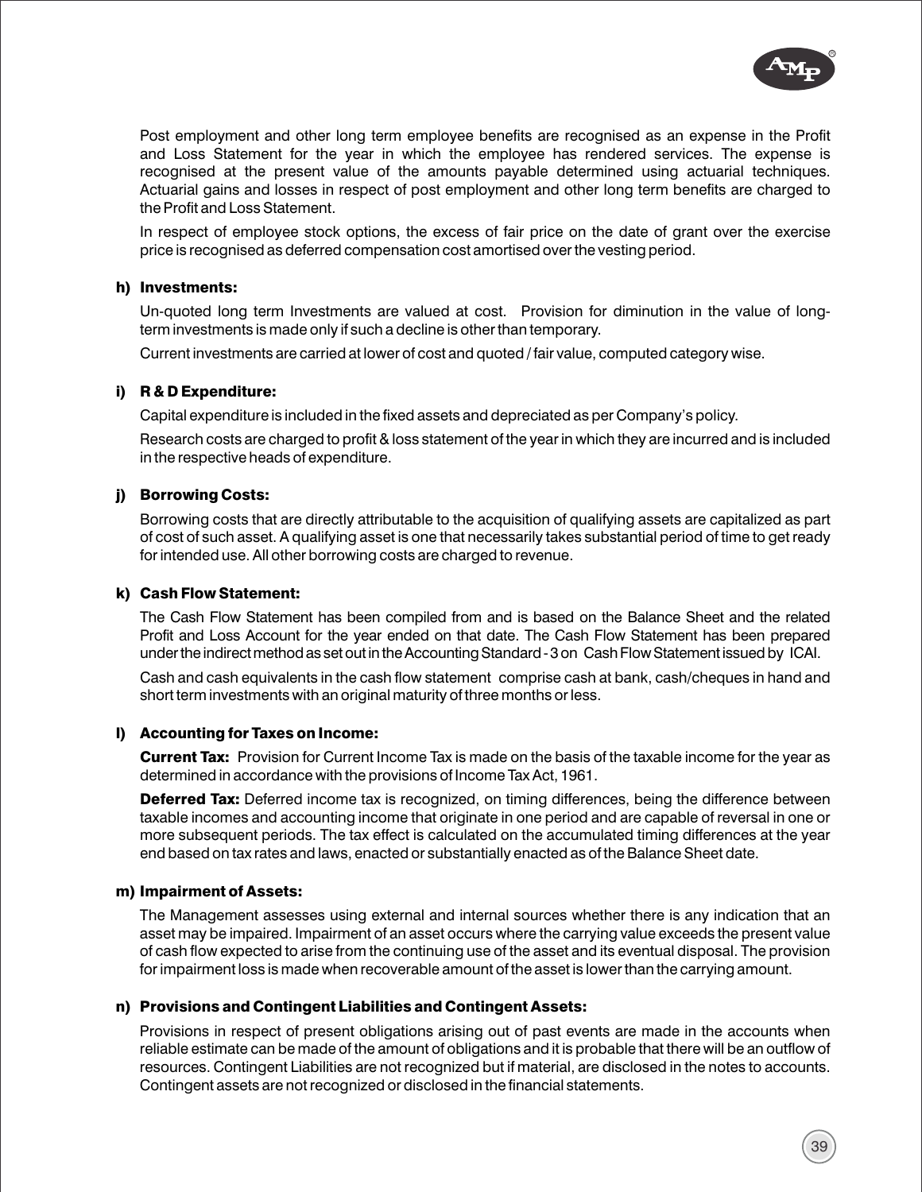Post employment and other long term employee benefits are recognised as an expense in the Profit and Loss Statement for the year in which the employee has rendered services. The expense is recognised at the present value of the amounts payable determined using actuarial techniques. Actuarial gains and losses in respect of post employment and other long term benefits are charged to the Profit and Loss Statement.

In respect of employee stock options, the excess of fair price on the date of grant over the exercise price is recognised as deferred compensation cost amortised over the vesting period.

**h) Investments:**

Un-quoted long term Investments are valued at cost. Provision for diminution in the value of long-term investments is made only if such a decline is other than temporary.

Current investments are carried at lower of cost and quoted / fair value, computed category wise.

**i) R & D Expenditure:**

Capital expenditure is included in the fixed assets and depreciated as per Company's policy.

Research costs are charged to profit & loss statement of the year in which they are incurred and is included in the respective heads of expenditure.

**j) Borrowing Costs:**

Borrowing costs that are directly attributable to the acquisition of qualifying assets are capitalized as part of cost of such asset. A qualifying asset is one that necessarily takes substantial period of time to get ready for intended use. All other borrowing costs are charged to revenue.

**k) Cash Flow Statement:**

The Cash Flow Statement has been compiled from and is based on the Balance Sheet and the related Profit and Loss Account for the year ended on that date. The Cash Flow Statement has been prepared under the indirect method as set out in the Accounting Standard - 3 on Cash Flow Statement issued by ICAI.

Cash and cash equivalents in the cash flow statement comprise cash at bank, cash/cheques in hand and short term investments with an original maturity of three months or less.

**l) Accounting for Taxes on Income:**

**Current Tax:** Provision for Current Income Tax is made on the basis of the taxable income for the year as determined in accordance with the provisions of Income Tax Act, 1961.

**Deferred Tax:** Deferred income tax is recognized, on timing differences, being the difference between taxable incomes and accounting income that originate in one period and are capable of reversal in one or more subsequent periods. The tax effect is calculated on the accumulated timing differences at the year end based on tax rates and laws, enacted or substantially enacted as of the Balance Sheet date.

**m) Impairment of Assets:**

The Management assesses using external and internal sources whether there is any indication that an asset may be impaired. Impairment of an asset occurs where the carrying value exceeds the present value of cash flow expected to arise from the continuing use of the asset and its eventual disposal. The provision for impairment loss is made when recoverable amount of the asset is lower than the carrying amount.

**n) Provisions and Contingent Liabilities and Contingent Assets:**

Provisions in respect of present obligations arising out of past events are made in the accounts when reliable estimate can be made of the amount of obligations and it is probable that there will be an outflow of resources. Contingent Liabilities are not recognized but if material, are disclosed in the notes to accounts. Contingent assets are not recognized or disclosed in the financial statements.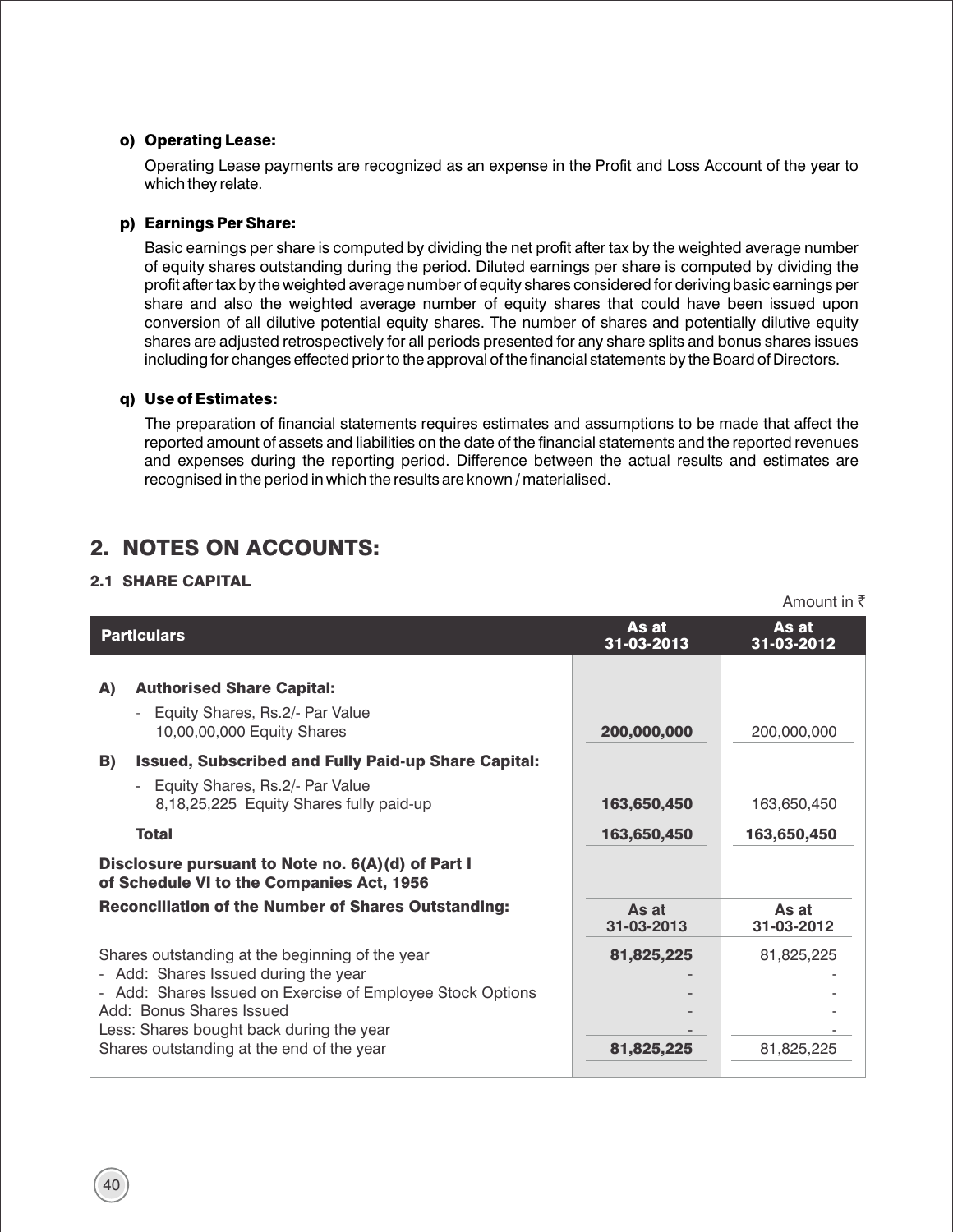**o) Operating Lease:**

Operating Lease payments are recognized as an expense in the Profit and Loss Account of the year to which they relate.

**p) Earnings Per Share:**

Basic earnings per share is computed by dividing the net profit after tax by the weighted average number of equity shares outstanding during the period. Diluted earnings per share is computed by dividing the profit after tax by the weighted average number of equity shares considered for deriving basic earnings per share and also the weighted average number of equity shares that could have been issued upon conversion of all dilutive potential equity shares. The number of shares and potentially dilutive equity shares are adjusted retrospectively for all periods presented for any share splits and bonus shares issues including for changes effected prior to the approval of the financial statements by the Board of Directors.

**q) Use of Estimates:**

The preparation of financial statements requires estimates and assumptions to be made that affect the reported amount of assets and liabilities on the date of the financial statements and the reported revenues and expenses during the reporting period. Difference between the actual results and estimates are recognised in the period in which the results are known / materialised.

## 2. NOTES ON ACCOUNTS:

### 2.1 SHARE CAPITAL

Amount in ₹

| Particulars | As at 31-03-2013 | As at 31-03-2012 |
|---|---|---|
| **A) Authorised Share Capital:** | | |
| - Equity Shares, Rs.2/- Par Value 10,00,00,000 Equity Shares | **200,000,000** | 200,000,000 |
| **B) Issued, Subscribed and Fully Paid-up Share Capital:** | | |
| - Equity Shares, Rs.2/- Par Value 8,18,25,225 Equity Shares fully paid-up | **163,650,450** | 163,650,450 |
| **Total** | **163,650,450** | **163,650,450** |
| **Disclosure pursuant to Note no. 6(A)(d) of Part I of Schedule VI to the Companies Act, 1956** | | |
| **Reconciliation of the Number of Shares Outstanding:** | **As at 31-03-2013** | **As at 31-03-2012** |
| Shares outstanding at the beginning of the year | **81,825,225** | 81,825,225 |
| - Add: Shares Issued during the year | - | - |
| - Add: Shares Issued on Exercise of Employee Stock Options | - | - |
| Add: Bonus Shares Issued | - | - |
| Less: Shares bought back during the year | - | - |
| Shares outstanding at the end of the year | **81,825,225** | 81,825,225 |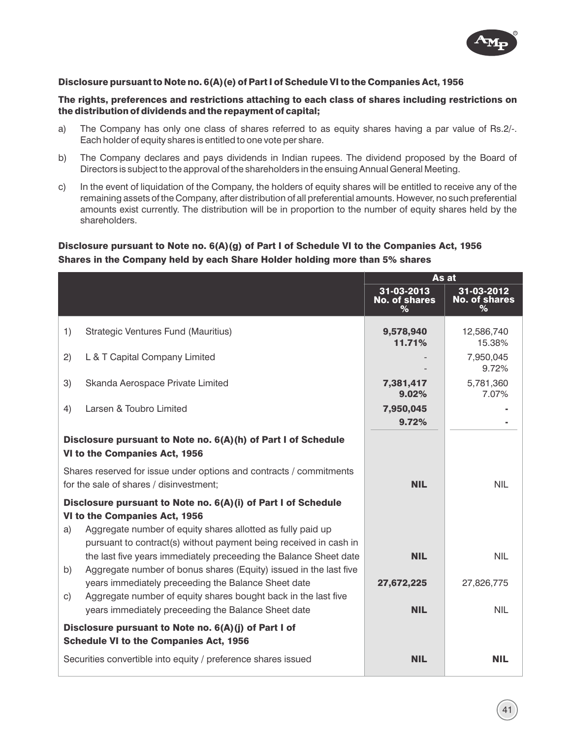**Disclosure pursuant to Note no. 6(A)(e) of Part I of Schedule VI to the Companies Act, 1956**

**The rights, preferences and restrictions attaching to each class of shares including restrictions on the distribution of dividends and the repayment of capital;**

a) The Company has only one class of shares referred to as equity shares having a par value of Rs.2/-. Each holder of equity shares is entitled to one vote per share.

b) The Company declares and pays dividends in Indian rupees. The dividend proposed by the Board of Directors is subject to the approval of the shareholders in the ensuing Annual General Meeting.

c) In the event of liquidation of the Company, the holders of equity shares will be entitled to receive any of the remaining assets of the Company, after distribution of all preferential amounts. However, no such preferential amounts exist currently. The distribution will be in proportion to the number of equity shares held by the shareholders.

**Disclosure pursuant to Note no. 6(A)(g) of Part I of Schedule VI to the Companies Act, 1956**
**Shares in the Company held by each Share Holder holding more than 5% shares**

| | As at | |
|---|---|---|
| | **31-03-2013 No. of shares %** | **31-03-2012 No. of shares %** |
| 1) Strategic Ventures Fund (Mauritius) | **9,578,940** **11.71%** | 12,586,740 15.38% |
| 2) L & T Capital Company Limited | - - | 7,950,045 9.72% |
| 3) Skanda Aerospace Private Limited | **7,381,417** **9.02%** | 5,781,360 7.07% |
| 4) Larsen & Toubro Limited | **7,950,045** **9.72%** | - - |
| **Disclosure pursuant to Note no. 6(A)(h) of Part I of Schedule VI to the Companies Act, 1956** | | |
| Shares reserved for issue under options and contracts / commitments for the sale of shares / disinvestment; | **NIL** | NIL |
| **Disclosure pursuant to Note no. 6(A)(i) of Part I of Schedule VI to the Companies Act, 1956** | | |
| a) Aggregate number of equity shares allotted as fully paid up pursuant to contract(s) without payment being received in cash in the last five years immediately preceeding the Balance Sheet date | **NIL** | NIL |
| b) Aggregate number of bonus shares (Equity) issued in the last five years immediately preceeding the Balance Sheet date | **27,672,225** | 27,826,775 |
| c) Aggregate number of equity shares bought back in the last five years immediately preceeding the Balance Sheet date | **NIL** | NIL |
| **Disclosure pursuant to Note no. 6(A)(j) of Part I of Schedule VI to the Companies Act, 1956** | | |
| Securities convertible into equity / preference shares issued | **NIL** | **NIL** |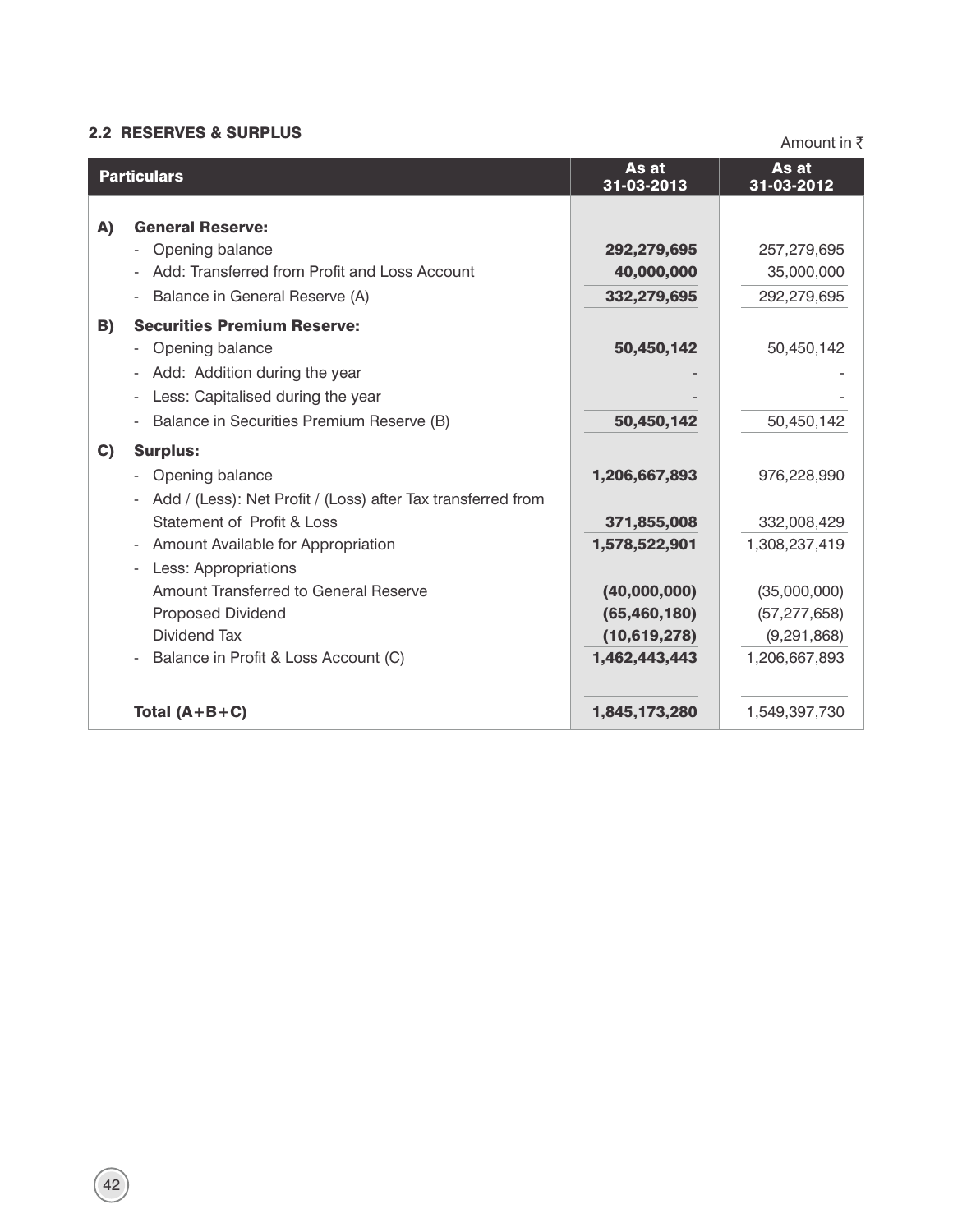## 2.2 RESERVES & SURPLUS

Amount in ₹

| | Particulars | As at 31-03-2013 | As at 31-03-2012 |
|---|---|---|---|
| **A)** | **General Reserve:** | | |
| | - Opening balance | **292,279,695** | 257,279,695 |
| | - Add: Transferred from Profit and Loss Account | **40,000,000** | 35,000,000 |
| | - Balance in General Reserve (A) | **332,279,695** | 292,279,695 |
| **B)** | **Securities Premium Reserve:** | | |
| | - Opening balance | **50,450,142** | 50,450,142 |
| | - Add: Addition during the year | - | - |
| | - Less: Capitalised during the year | - | - |
| | - Balance in Securities Premium Reserve (B) | **50,450,142** | 50,450,142 |
| **C)** | **Surplus:** | | |
| | - Opening balance | **1,206,667,893** | 976,228,990 |
| | - Add / (Less): Net Profit / (Loss) after Tax transferred from Statement of Profit & Loss | **371,855,008** | 332,008,429 |
| | - Amount Available for Appropriation | **1,578,522,901** | 1,308,237,419 |
| | - Less: Appropriations | | |
| | Amount Transferred to General Reserve | **(40,000,000)** | (35,000,000) |
| | Proposed Dividend | **(65,460,180)** | (57,277,658) |
| | Dividend Tax | **(10,619,278)** | (9,291,868) |
| | - Balance in Profit & Loss Account (C) | **1,462,443,443** | 1,206,667,893 |
| | **Total (A+B+C)** | **1,845,173,280** | 1,549,397,730 |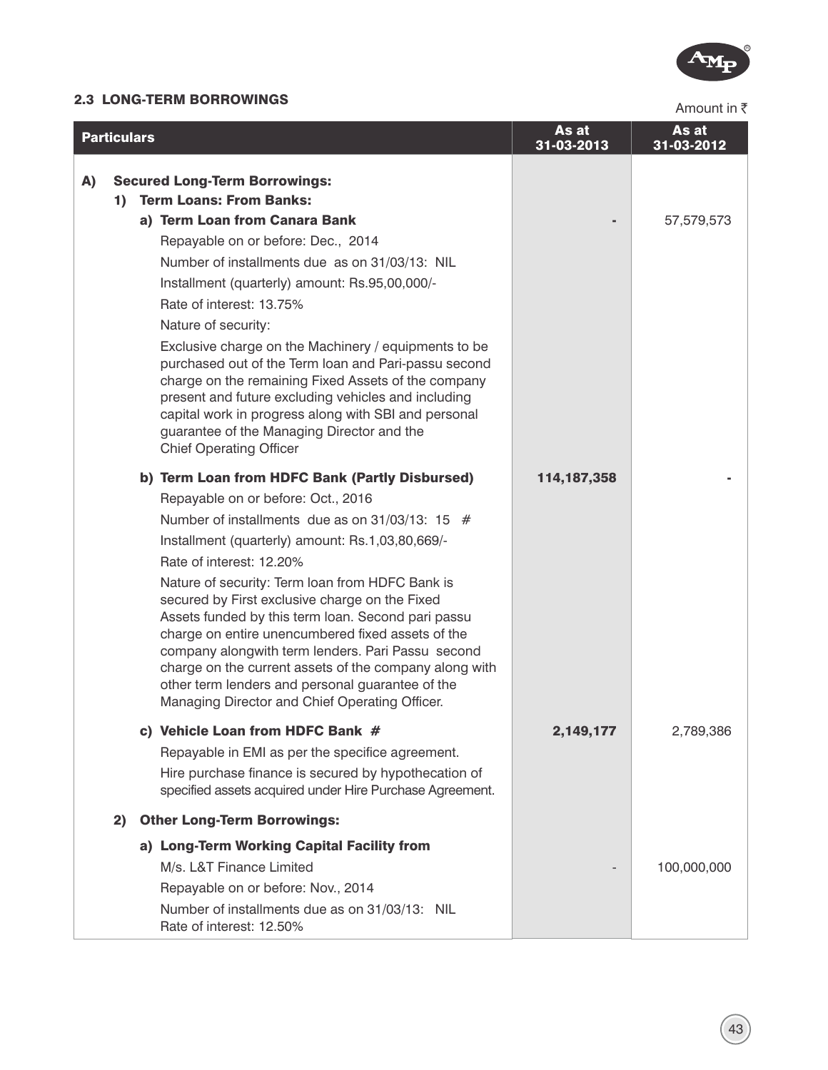## 2.3 LONG-TERM BORROWINGS

Amount in ₹

| Particulars | As at 31-03-2013 | As at 31-03-2012 |
|---|---|---|
| **A) Secured Long-Term Borrowings:** | | |
| **1) Term Loans: From Banks:** | | |
| **a) Term Loan from Canara Bank** | - | 57,579,573 |
| Repayable on or before: Dec., 2014 | | |
| Number of installments due as on 31/03/13: NIL | | |
| Installment (quarterly) amount: Rs.95,00,000/- | | |
| Rate of interest: 13.75% | | |
| Nature of security: | | |
| Exclusive charge on the Machinery / equipments to be purchased out of the Term loan and Pari-passu second charge on the remaining Fixed Assets of the company present and future excluding vehicles and including capital work in progress along with SBI and personal guarantee of the Managing Director and the Chief Operating Officer | | |
| **b) Term Loan from HDFC Bank (Partly Disbursed)** | **114,187,358** | - |
| Repayable on or before: Oct., 2016 | | |
| Number of installments due as on 31/03/13: 15 # | | |
| Installment (quarterly) amount: Rs.1,03,80,669/- | | |
| Rate of interest: 12.20% | | |
| Nature of security: Term loan from HDFC Bank is secured by First exclusive charge on the Fixed Assets funded by this term loan. Second pari passu charge on entire unencumbered fixed assets of the company alongwith term lenders. Pari Passu second charge on the current assets of the company along with other term lenders and personal guarantee of the Managing Director and Chief Operating Officer. | | |
| **c) Vehicle Loan from HDFC Bank #** | **2,149,177** | 2,789,386 |
| Repayable in EMI as per the specifice agreement. | | |
| Hire purchase finance is secured by hypothecation of specified assets acquired under Hire Purchase Agreement. | | |
| **2) Other Long-Term Borrowings:** | | |
| **a) Long-Term Working Capital Facility from** | | |
| M/s. L&T Finance Limited | - | 100,000,000 |
| Repayable on or before: Nov., 2014 | | |
| Number of installments due as on 31/03/13: NIL | | |
| Rate of interest: 12.50% | | |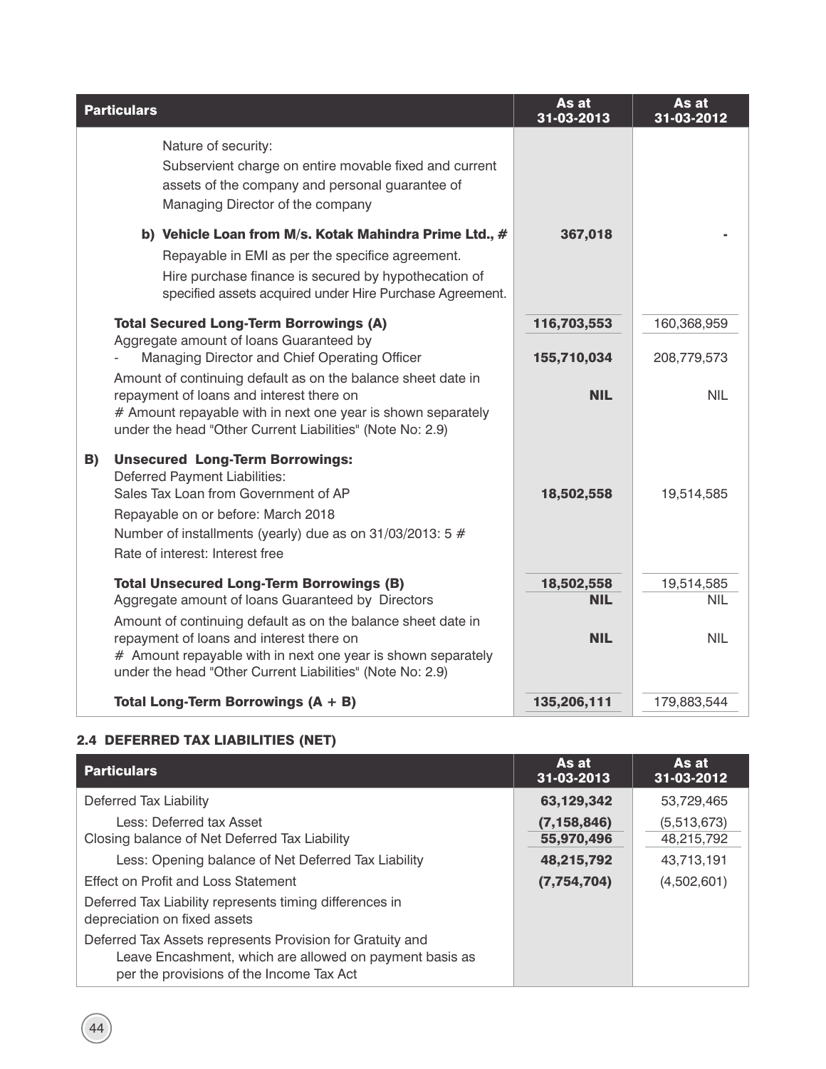| Particulars | As at 31-03-2013 | As at 31-03-2012 |
|---|---|---|
| Nature of security: Subservient charge on entire movable fixed and current assets of the company and personal guarantee of Managing Director of the company | | |
| **b) Vehicle Loan from M/s. Kotak Mahindra Prime Ltd., #** | **367,018** | - |
| Repayable in EMI as per the specifice agreement. | | |
| Hire purchase finance is secured by hypothecation of specified assets acquired under Hire Purchase Agreement. | | |
| **Total Secured Long-Term Borrowings (A)** | **116,703,553** | 160,368,959 |
| Aggregate amount of loans Guaranteed by | | |
| - Managing Director and Chief Operating Officer | **155,710,034** | 208,779,573 |
| Amount of continuing default as on the balance sheet date in repayment of loans and interest there on | **NIL** | NIL |
| # Amount repayable with in next one year is shown separately under the head "Other Current Liabilities" (Note No: 2.9) | | |
| **B) Unsecured Long-Term Borrowings:** | | |
| Deferred Payment Liabilities: | | |
| Sales Tax Loan from Government of AP | **18,502,558** | 19,514,585 |
| Repayable on or before: March 2018 | | |
| Number of installments (yearly) due as on 31/03/2013: 5 # | | |
| Rate of interest: Interest free | | |
| **Total Unsecured Long-Term Borrowings (B)** | **18,502,558** | 19,514,585 |
| Aggregate amount of loans Guaranteed by Directors | **NIL** | NIL |
| Amount of continuing default as on the balance sheet date in repayment of loans and interest there on | **NIL** | NIL |
| # Amount repayable with in next one year is shown separately under the head "Other Current Liabilities" (Note No: 2.9) | | |
| **Total Long-Term Borrowings (A + B)** | **135,206,111** | 179,883,544 |

## 2.4 DEFERRED TAX LIABILITIES (NET)

| Particulars | As at 31-03-2013 | As at 31-03-2012 |
|---|---|---|
| Deferred Tax Liability | **63,129,342** | 53,729,465 |
| Less: Deferred tax Asset | **(7,158,846)** | (5,513,673) |
| Closing balance of Net Deferred Tax Liability | **55,970,496** | 48,215,792 |
| Less: Opening balance of Net Deferred Tax Liability | **48,215,792** | 43,713,191 |
| Effect on Profit and Loss Statement | **(7,754,704)** | (4,502,601) |
| Deferred Tax Liability represents timing differences in depreciation on fixed assets | | |
| Deferred Tax Assets represents Provision for Gratuity and Leave Encashment, which are allowed on payment basis as per the provisions of the Income Tax Act | | |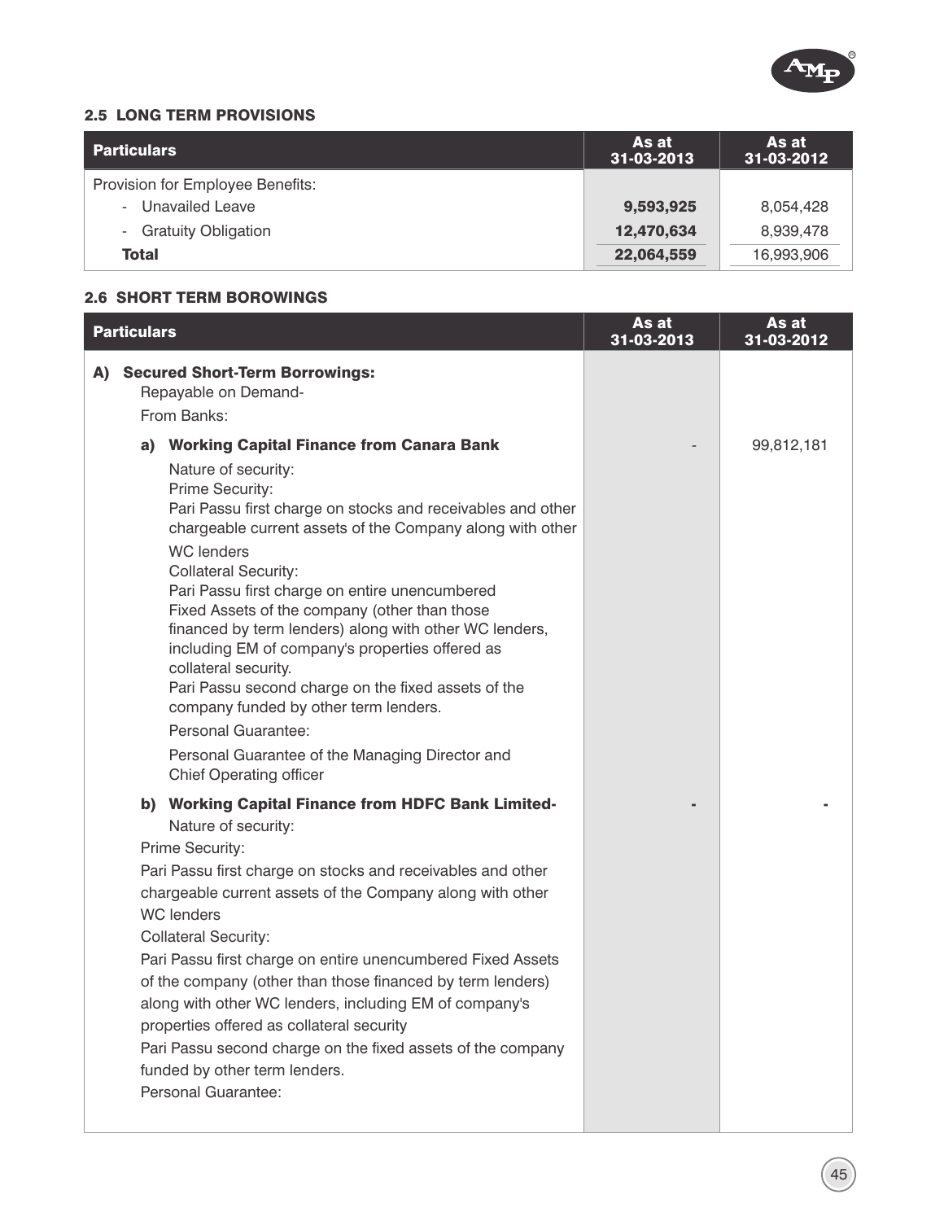### 2.5 LONG TERM PROVISIONS

| Particulars | As at 31-03-2013 | As at 31-03-2012 |
|---|---|---|
| Provision for Employee Benefits: | | |
| - Unavailed Leave | **9,593,925** | 8,054,428 |
| - Gratuity Obligation | **12,470,634** | 8,939,478 |
| **Total** | **22,064,559** | 16,993,906 |

### 2.6 SHORT TERM BOROWINGS

| Particulars | As at 31-03-2013 | As at 31-03-2012 |
|---|---|---|
| **A) Secured Short-Term Borrowings:**<br>Repayable on Demand-<br>From Banks: | | |
| **a) Working Capital Finance from Canara Bank**<br>Nature of security:<br>Prime Security:<br>Pari Passu first charge on stocks and receivables and other chargeable current assets of the Company along with other WC lenders<br>Collateral Security:<br>Pari Passu first charge on entire unencumbered Fixed Assets of the company (other than those financed by term lenders) along with other WC lenders, including EM of company's properties offered as collateral security.<br>Pari Passu second charge on the fixed assets of the company funded by other term lenders.<br>Personal Guarantee:<br>Personal Guarantee of the Managing Director and Chief Operating officer | - | 99,812,181 |
| **b) Working Capital Finance from HDFC Bank Limited-**<br>Nature of security:<br>Prime Security:<br>Pari Passu first charge on stocks and receivables and other chargeable current assets of the Company along with other WC lenders<br>Collateral Security:<br>Pari Passu first charge on entire unencumbered Fixed Assets of the company (other than those financed by term lenders) along with other WC lenders, including EM of company's properties offered as collateral security<br>Pari Passu second charge on the fixed assets of the company funded by other term lenders.<br>Personal Guarantee: | **-** | - |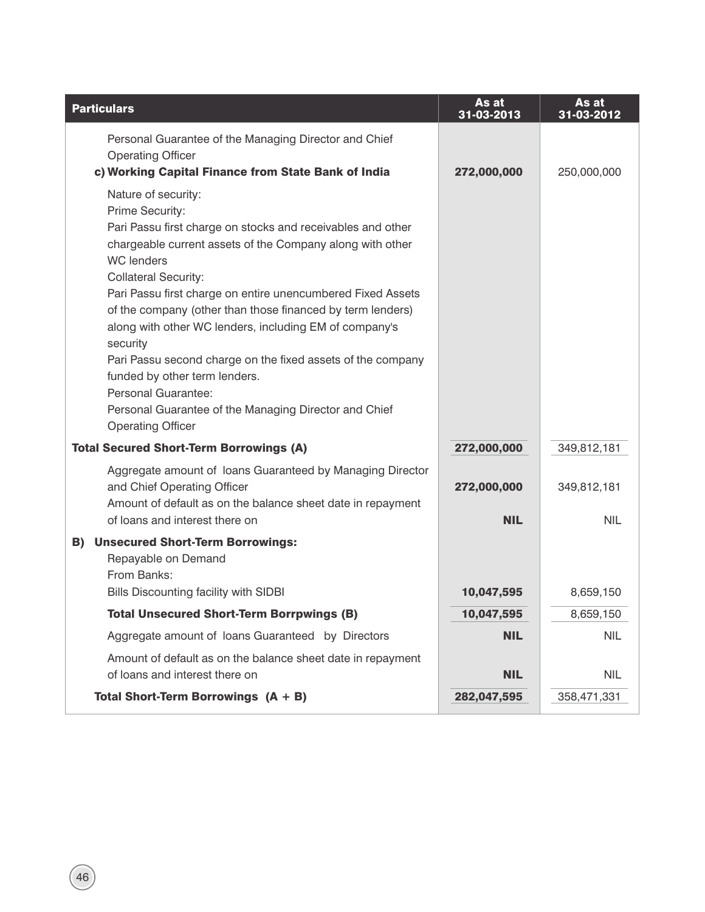| Particulars | As at 31-03-2013 | As at 31-03-2012 |
|---|---|---|
| Personal Guarantee of the Managing Director and Chief Operating Officer | | |
| **c) Working Capital Finance from State Bank of India** | **272,000,000** | 250,000,000 |
| Nature of security:<br>Prime Security:<br>Pari Passu first charge on stocks and receivables and other chargeable current assets of the Company along with other WC lenders<br>Collateral Security:<br>Pari Passu first charge on entire unencumbered Fixed Assets of the company (other than those financed by term lenders) along with other WC lenders, including EM of company's security<br>Pari Passu second charge on the fixed assets of the company funded by other term lenders.<br>Personal Guarantee:<br>Personal Guarantee of the Managing Director and Chief Operating Officer | | |
| **Total Secured Short-Term Borrowings (A)** | **272,000,000** | 349,812,181 |
| Aggregate amount of loans Guaranteed by Managing Director and Chief Operating Officer | **272,000,000** | 349,812,181 |
| Amount of default as on the balance sheet date in repayment of loans and interest there on | **NIL** | NIL |
| **B) Unsecured Short-Term Borrowings:** | | |
| Repayable on Demand | | |
| From Banks: | | |
| Bills Discounting facility with SIDBI | **10,047,595** | 8,659,150 |
| **Total Unsecured Short-Term Borrpwings (B)** | **10,047,595** | 8,659,150 |
| Aggregate amount of loans Guaranteed by Directors | **NIL** | NIL |
| Amount of default as on the balance sheet date in repayment of loans and interest there on | **NIL** | NIL |
| **Total Short-Term Borrowings (A + B)** | **282,047,595** | 358,471,331 |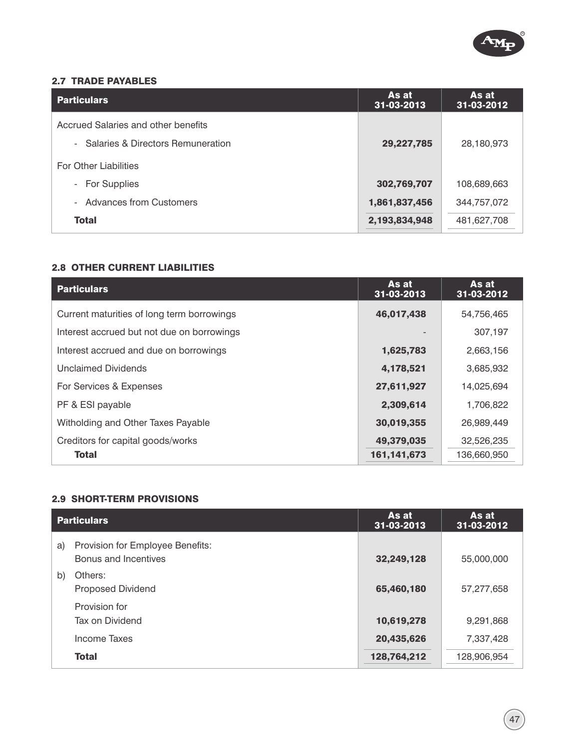### 2.7 TRADE PAYABLES

| Particulars | As at 31-03-2013 | As at 31-03-2012 |
|---|---|---|
| Accrued Salaries and other benefits | | |
| - Salaries & Directors Remuneration | **29,227,785** | 28,180,973 |
| For Other Liabilities | | |
| - For Supplies | **302,769,707** | 108,689,663 |
| - Advances from Customers | **1,861,837,456** | 344,757,072 |
| **Total** | **2,193,834,948** | 481,627,708 |

### 2.8 OTHER CURRENT LIABILITIES

| Particulars | As at 31-03-2013 | As at 31-03-2012 |
|---|---|---|
| Current maturities of long term borrowings | **46,017,438** | 54,756,465 |
| Interest accrued but not due on borrowings | - | 307,197 |
| Interest accrued and due on borrowings | **1,625,783** | 2,663,156 |
| Unclaimed Dividends | **4,178,521** | 3,685,932 |
| For Services & Expenses | **27,611,927** | 14,025,694 |
| PF & ESI payable | **2,309,614** | 1,706,822 |
| Witholding and Other Taxes Payable | **30,019,355** | 26,989,449 |
| Creditors for capital goods/works | **49,379,035** | 32,526,235 |
| **Total** | **161,141,673** | 136,660,950 |

### 2.9 SHORT-TERM PROVISIONS

| Particulars | As at 31-03-2013 | As at 31-03-2012 |
|---|---|---|
| a) Provision for Employee Benefits: Bonus and Incentives | **32,249,128** | 55,000,000 |
| b) Others: Proposed Dividend | **65,460,180** | 57,277,658 |
| Provision for Tax on Dividend | **10,619,278** | 9,291,868 |
| Income Taxes | **20,435,626** | 7,337,428 |
| **Total** | **128,764,212** | 128,906,954 |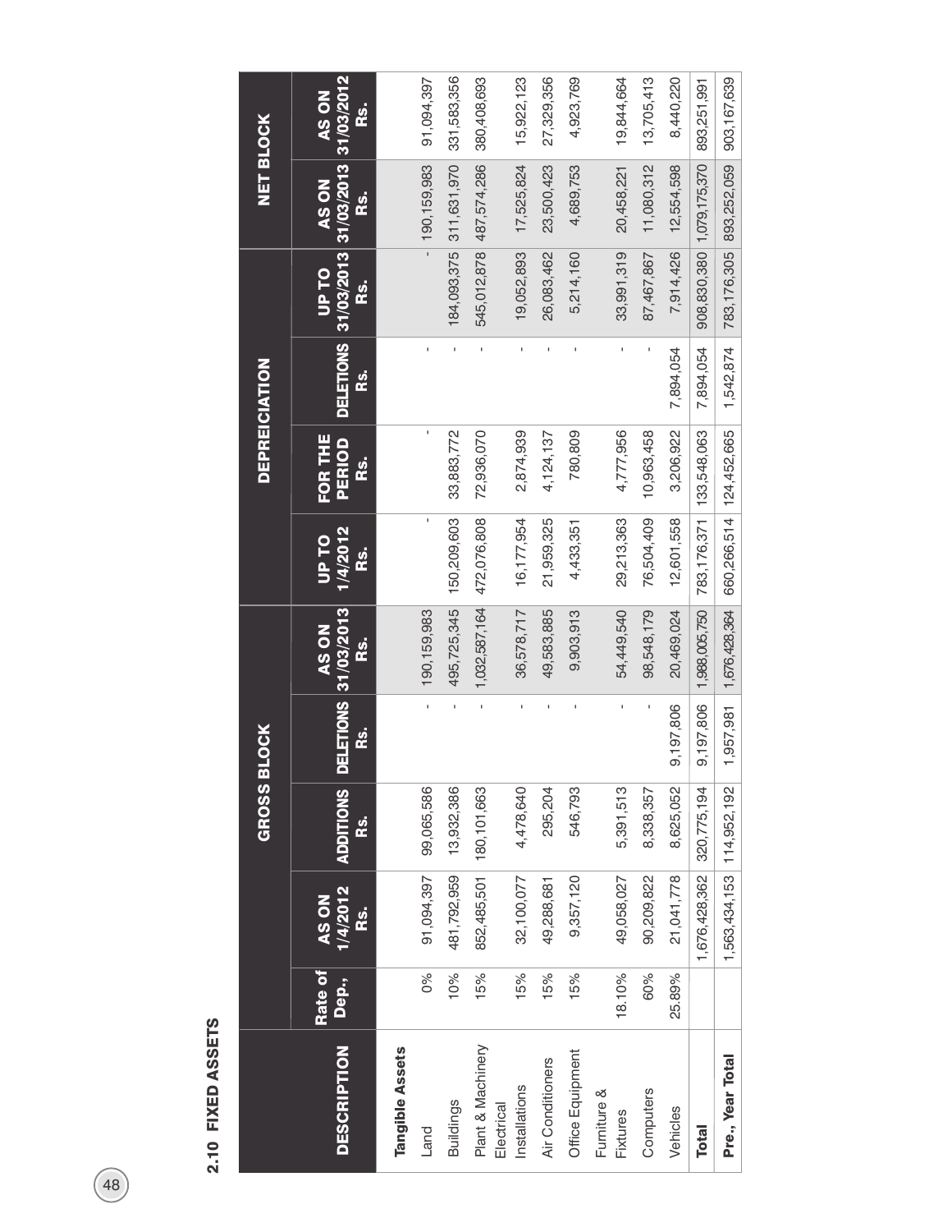## 2.10 FIXED ASSETS

| DESCRIPTION | Rate of Dep., | GROSS BLOCK | | | | DEPREICIATION | | | | NET BLOCK | |
|---|---|---|---|---|---|---|---|---|---|---|---|
| | | AS ON 1/4/2012 Rs. | ADDITIONS Rs. | DELETIONS Rs. | AS ON 31/03/2013 Rs. | UP TO 1/4/2012 Rs. | FOR THE PERIOD Rs. | DELETIONS Rs. | UP TO 31/03/2013 Rs. | AS ON 31/03/2013 Rs. | AS ON 31/03/2012 Rs. |
| **Tangible Assets** | | | | | | | | | | | |
| Land | 0% | 91,094,397 | 99,065,586 | - | 190,159,983 | - | - | - | - | 190,159,983 | 91,094,397 |
| Buildings | 10% | 481,792,959 | 13,932,386 | - | 495,725,345 | 150,209,603 | 33,883,772 | - | 184,093,375 | 311,631,970 | 331,583,356 |
| Plant & Machinery | 15% | 852,485,501 | 180,101,663 | - | 1,032,587,164 | 472,076,808 | 72,936,070 | - | 545,012,878 | 487,574,286 | 380,408,693 |
| Electrical Installations | 15% | 32,100,077 | 4,478,640 | - | 36,578,717 | 16,177,954 | 2,874,939 | - | 19,052,893 | 17,525,824 | 15,922,123 |
| Air Conditioners | 15% | 49,288,681 | 295,204 | - | 49,583,885 | 21,959,325 | 4,124,137 | - | 26,083,462 | 23,500,423 | 27,329,356 |
| Office Equipment | 15% | 9,357,120 | 546,793 | - | 9,903,913 | 4,433,351 | 780,809 | - | 5,214,160 | 4,689,753 | 4,923,769 |
| Furniture & Fixtures | 18.10% | 49,058,027 | 5,391,513 | - | 54,449,540 | 29,213,363 | 4,777,956 | - | 33,991,319 | 20,458,221 | 19,844,664 |
| Computers | 60% | 90,209,822 | 8,338,357 | - | 98,548,179 | 76,504,409 | 10,963,458 | - | 87,467,867 | 11,080,312 | 13,705,413 |
| Vehicles | 25.89% | 21,041,778 | 8,625,052 | 9,197,806 | 20,469,024 | 12,601,558 | 3,206,922 | 7,894,054 | 7,914,426 | 12,554,598 | 8,440,220 |
| **Total** | | 1,676,428,362 | 320,775,194 | 9,197,806 | 1,988,005,750 | 783,176,371 | 133,548,063 | 7,894,054 | 908,830,380 | 1,079,175,370 | 893,251,991 |
| **Pre., Year Total** | | 1,563,434,153 | 114,952,192 | 1,957,981 | 1,676,428,364 | 660,266,514 | 124,452,665 | 1,542,874 | 783,176,305 | 893,252,059 | 903,167,639 |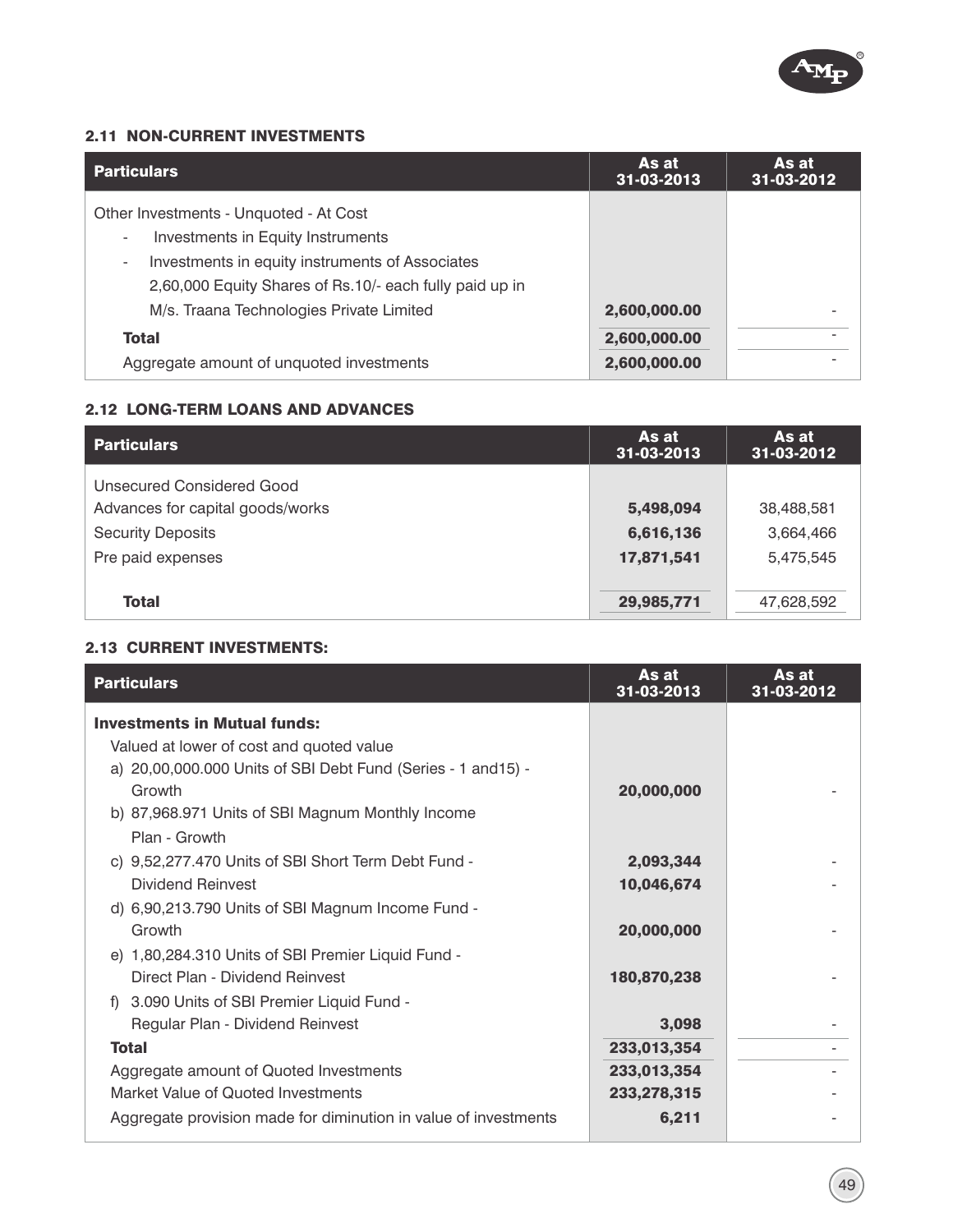### 2.11 NON-CURRENT INVESTMENTS

| Particulars | As at 31-03-2013 | As at 31-03-2012 |
|---|---|---|
| Other Investments - Unquoted - At Cost | | |
| - Investments in Equity Instruments | | |
| - Investments in equity instruments of Associates 2,60,000 Equity Shares of Rs.10/- each fully paid up in M/s. Traana Technologies Private Limited | 2,600,000.00 | - |
| **Total** | **2,600,000.00** | - |
| Aggregate amount of unquoted investments | 2,600,000.00 | - |

### 2.12 LONG-TERM LOANS AND ADVANCES

| Particulars | As at 31-03-2013 | As at 31-03-2012 |
|---|---|---|
| Unsecured Considered Good | | |
| Advances for capital goods/works | 5,498,094 | 38,488,581 |
| Security Deposits | 6,616,136 | 3,664,466 |
| Pre paid expenses | 17,871,541 | 5,475,545 |
| **Total** | **29,985,771** | 47,628,592 |

### 2.13 CURRENT INVESTMENTS:

| Particulars | As at 31-03-2013 | As at 31-03-2012 |
|---|---|---|
| **Investments in Mutual funds:** | | |
| Valued at lower of cost and quoted value | | |
| a) 20,00,000.000 Units of SBI Debt Fund (Series - 1 and15) - Growth | 20,000,000 | - |
| b) 87,968.971 Units of SBI Magnum Monthly Income Plan - Growth | | |
| c) 9,52,277.470 Units of SBI Short Term Debt Fund - | 2,093,344 | - |
| Dividend Reinvest | 10,046,674 | - |
| d) 6,90,213.790 Units of SBI Magnum Income Fund - Growth | 20,000,000 | - |
| e) 1,80,284.310 Units of SBI Premier Liquid Fund - Direct Plan - Dividend Reinvest | 180,870,238 | - |
| f) 3.090 Units of SBI Premier Liquid Fund - Regular Plan - Dividend Reinvest | 3,098 | - |
| **Total** | **233,013,354** | - |
| Aggregate amount of Quoted Investments | 233,013,354 | - |
| Market Value of Quoted Investments | 233,278,315 | - |
| Aggregate provision made for diminution in value of investments | 6,211 | - |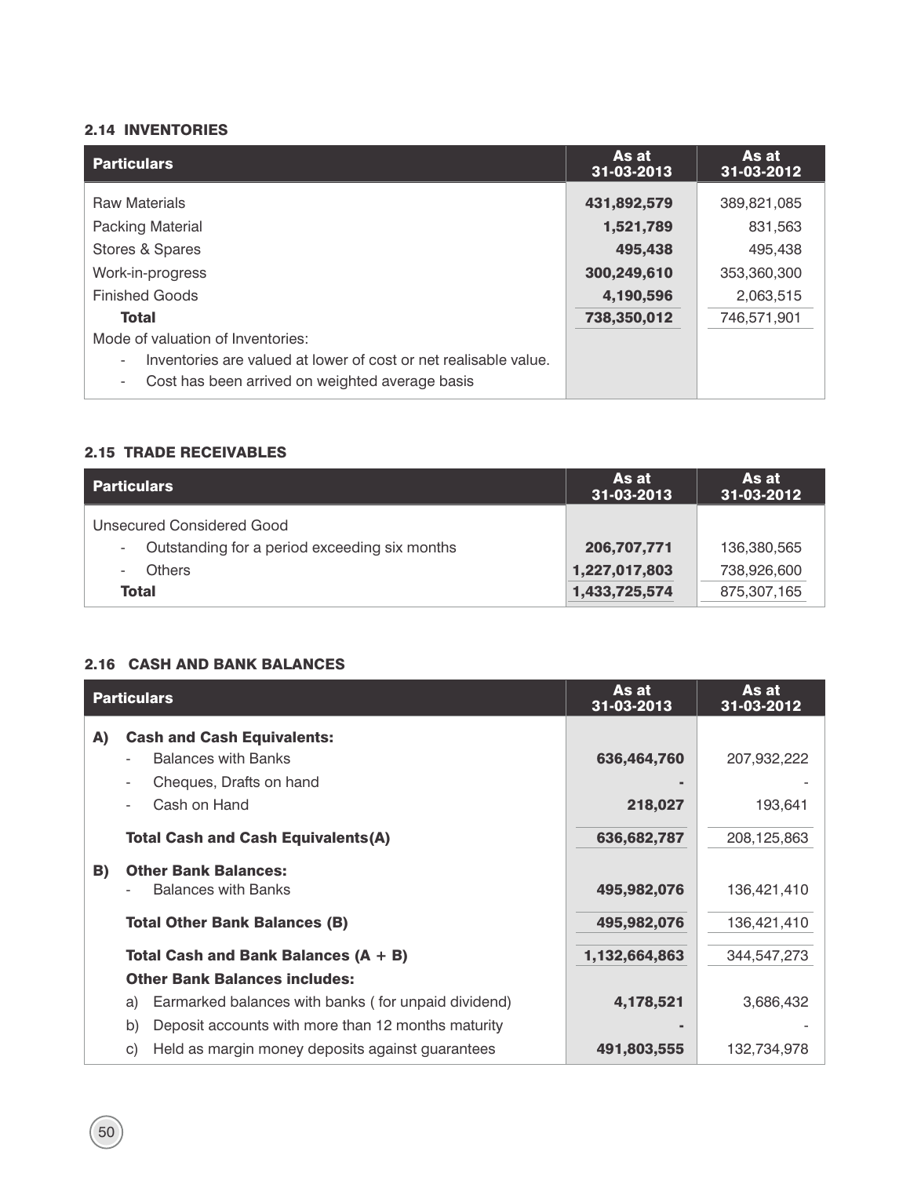### 2.14 INVENTORIES

| Particulars | As at 31-03-2013 | As at 31-03-2012 |
|---|---|---|
| Raw Materials | **431,892,579** | 389,821,085 |
| Packing Material | **1,521,789** | 831,563 |
| Stores & Spares | **495,438** | 495,438 |
| Work-in-progress | **300,249,610** | 353,360,300 |
| Finished Goods | **4,190,596** | 2,063,515 |
| **Total** | **738,350,012** | 746,571,901 |
| Mode of valuation of Inventories: | | |
| - Inventories are valued at lower of cost or net realisable value. | | |
| - Cost has been arrived on weighted average basis | | |

### 2.15 TRADE RECEIVABLES

| Particulars | As at 31-03-2013 | As at 31-03-2012 |
|---|---|---|
| Unsecured Considered Good | | |
| - Outstanding for a period exceeding six months | **206,707,771** | 136,380,565 |
| - Others | **1,227,017,803** | 738,926,600 |
| **Total** | **1,433,725,574** | 875,307,165 |

### 2.16 CASH AND BANK BALANCES

| Particulars | As at 31-03-2013 | As at 31-03-2012 |
|---|---|---|
| **A) Cash and Cash Equivalents:** | | |
| - Balances with Banks | **636,464,760** | 207,932,222 |
| - Cheques, Drafts on hand | **-** | - |
| - Cash on Hand | **218,027** | 193,641 |
| **Total Cash and Cash Equivalents(A)** | **636,682,787** | 208,125,863 |
| **B) Other Bank Balances:** | | |
| - Balances with Banks | **495,982,076** | 136,421,410 |
| **Total Other Bank Balances (B)** | **495,982,076** | 136,421,410 |
| **Total Cash and Bank Balances (A + B)** | **1,132,664,863** | 344,547,273 |
| **Other Bank Balances includes:** | | |
| a) Earmarked balances with banks ( for unpaid dividend) | **4,178,521** | 3,686,432 |
| b) Deposit accounts with more than 12 months maturity | **-** | - |
| c) Held as margin money deposits against guarantees | **491,803,555** | 132,734,978 |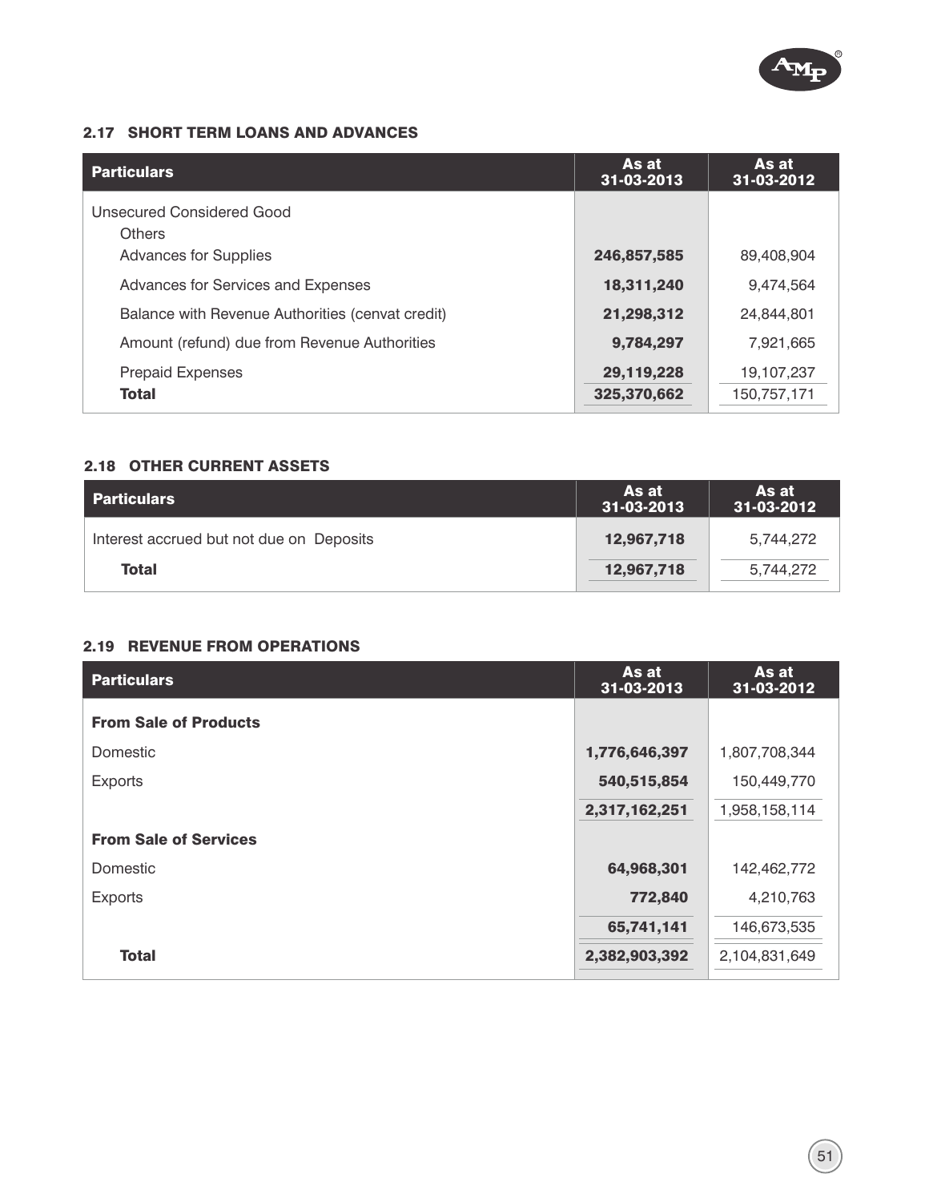## 2.17 SHORT TERM LOANS AND ADVANCES

| Particulars | As at 31-03-2013 | As at 31-03-2012 |
|---|---|---|
| Unsecured Considered Good | | |
| Others | | |
| Advances for Supplies | **246,857,585** | 89,408,904 |
| Advances for Services and Expenses | **18,311,240** | 9,474,564 |
| Balance with Revenue Authorities (cenvat credit) | **21,298,312** | 24,844,801 |
| Amount (refund) due from Revenue Authorities | **9,784,297** | 7,921,665 |
| Prepaid Expenses | **29,119,228** | 19,107,237 |
| **Total** | **325,370,662** | 150,757,171 |

## 2.18 OTHER CURRENT ASSETS

| Particulars | As at 31-03-2013 | As at 31-03-2012 |
|---|---|---|
| Interest accrued but not due on Deposits | **12,967,718** | 5,744,272 |
| **Total** | **12,967,718** | 5,744,272 |

## 2.19 REVENUE FROM OPERATIONS

| Particulars | As at 31-03-2013 | As at 31-03-2012 |
|---|---|---|
| **From Sale of Products** | | |
| Domestic | **1,776,646,397** | 1,807,708,344 |
| Exports | **540,515,854** | 150,449,770 |
| | **2,317,162,251** | 1,958,158,114 |
| **From Sale of Services** | | |
| Domestic | **64,968,301** | 142,462,772 |
| Exports | **772,840** | 4,210,763 |
| | **65,741,141** | 146,673,535 |
| **Total** | **2,382,903,392** | 2,104,831,649 |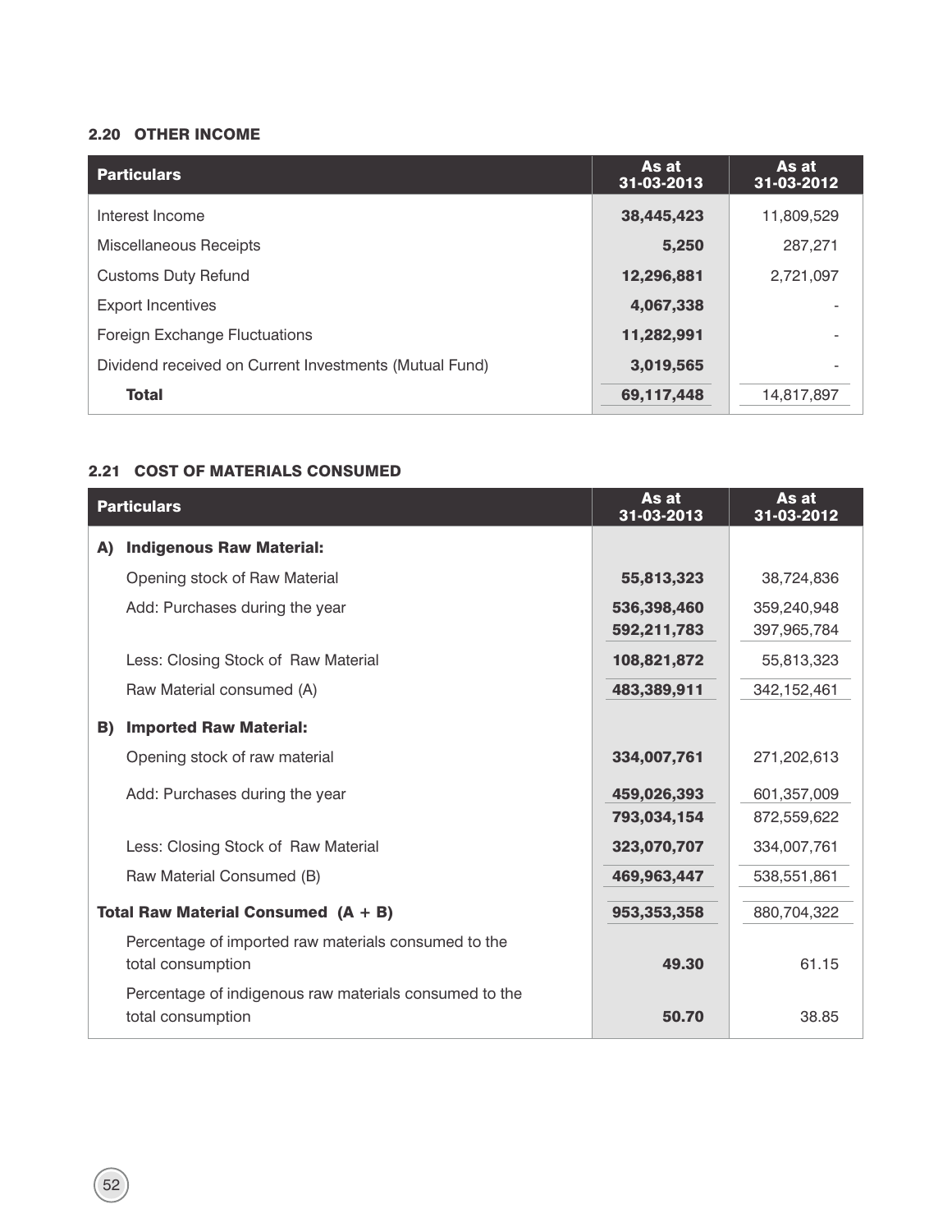### 2.20 OTHER INCOME

| Particulars | As at 31-03-2013 | As at 31-03-2012 |
|---|---|---|
| Interest Income | **38,445,423** | 11,809,529 |
| Miscellaneous Receipts | **5,250** | 287,271 |
| Customs Duty Refund | **12,296,881** | 2,721,097 |
| Export Incentives | **4,067,338** | - |
| Foreign Exchange Fluctuations | **11,282,991** | - |
| Dividend received on Current Investments (Mutual Fund) | **3,019,565** | - |
| **Total** | **69,117,448** | 14,817,897 |

### 2.21 COST OF MATERIALS CONSUMED

| Particulars | As at 31-03-2013 | As at 31-03-2012 |
|---|---|---|
| **A) Indigenous Raw Material:** | | |
| Opening stock of Raw Material | **55,813,323** | 38,724,836 |
| Add: Purchases during the year | **536,398,460** | 359,240,948 |
| | **592,211,783** | 397,965,784 |
| Less: Closing Stock of Raw Material | **108,821,872** | 55,813,323 |
| Raw Material consumed (A) | **483,389,911** | 342,152,461 |
| **B) Imported Raw Material:** | | |
| Opening stock of raw material | **334,007,761** | 271,202,613 |
| Add: Purchases during the year | **459,026,393** | 601,357,009 |
| | **793,034,154** | 872,559,622 |
| Less: Closing Stock of Raw Material | **323,070,707** | 334,007,761 |
| Raw Material Consumed (B) | **469,963,447** | 538,551,861 |
| **Total Raw Material Consumed (A + B)** | **953,353,358** | 880,704,322 |
| Percentage of imported raw materials consumed to the total consumption | **49.30** | 61.15 |
| Percentage of indigenous raw materials consumed to the total consumption | **50.70** | 38.85 |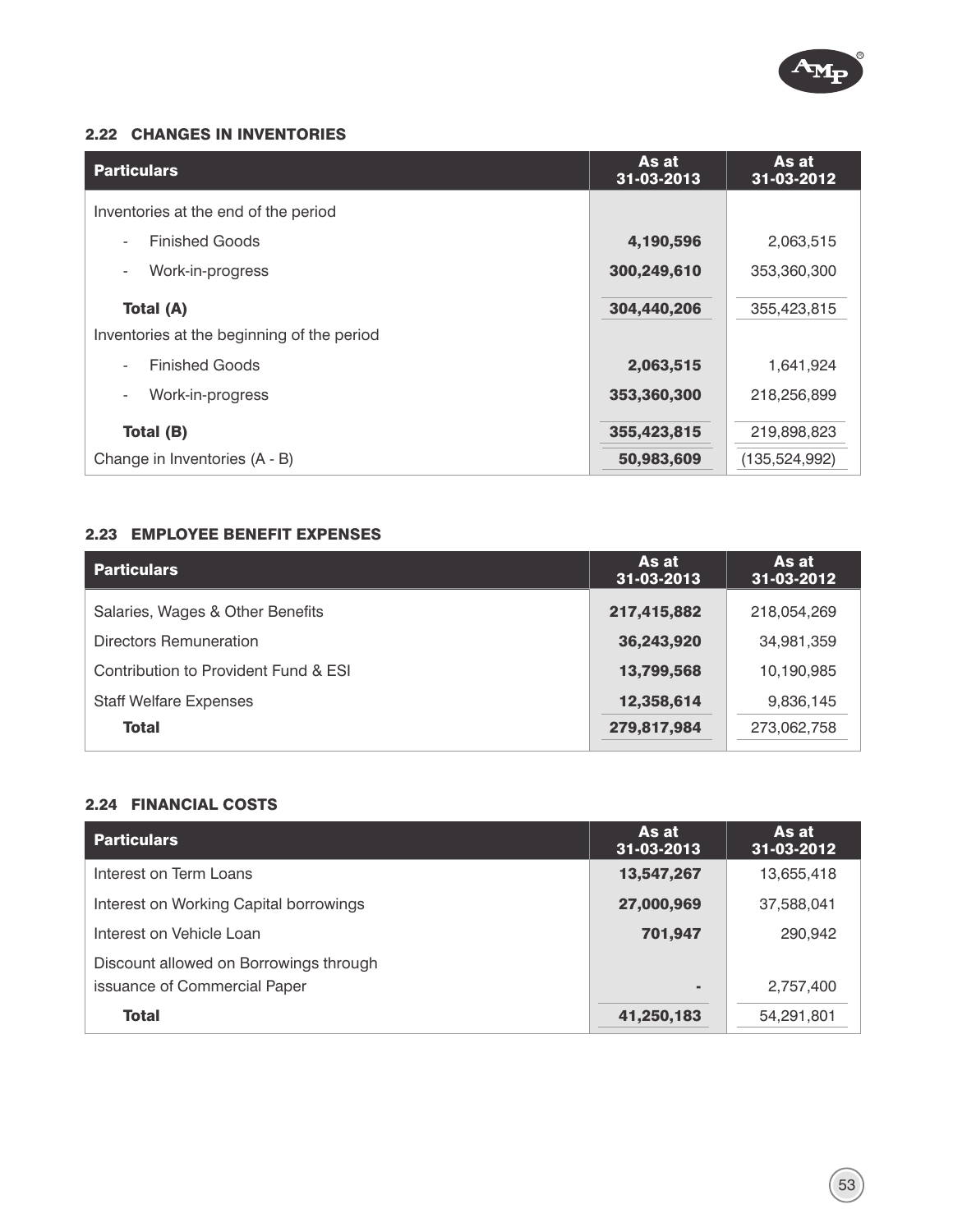### 2.22 CHANGES IN INVENTORIES

| Particulars | As at 31-03-2013 | As at 31-03-2012 |
|---|---|---|
| Inventories at the end of the period | | |
| - Finished Goods | **4,190,596** | 2,063,515 |
| - Work-in-progress | **300,249,610** | 353,360,300 |
| **Total (A)** | **304,440,206** | 355,423,815 |
| Inventories at the beginning of the period | | |
| - Finished Goods | **2,063,515** | 1,641,924 |
| - Work-in-progress | **353,360,300** | 218,256,899 |
| **Total (B)** | **355,423,815** | 219,898,823 |
| Change in Inventories (A - B) | **50,983,609** | (135,524,992) |

### 2.23 EMPLOYEE BENEFIT EXPENSES

| Particulars | As at 31-03-2013 | As at 31-03-2012 |
|---|---|---|
| Salaries, Wages & Other Benefits | **217,415,882** | 218,054,269 |
| Directors Remuneration | **36,243,920** | 34,981,359 |
| Contribution to Provident Fund & ESI | **13,799,568** | 10,190,985 |
| Staff Welfare Expenses | **12,358,614** | 9,836,145 |
| **Total** | **279,817,984** | 273,062,758 |

### 2.24 FINANCIAL COSTS

| Particulars | As at 31-03-2013 | As at 31-03-2012 |
|---|---|---|
| Interest on Term Loans | **13,547,267** | 13,655,418 |
| Interest on Working Capital borrowings | **27,000,969** | 37,588,041 |
| Interest on Vehicle Loan | **701,947** | 290,942 |
| Discount allowed on Borrowings through issuance of Commercial Paper | **-** | 2,757,400 |
| **Total** | **41,250,183** | 54,291,801 |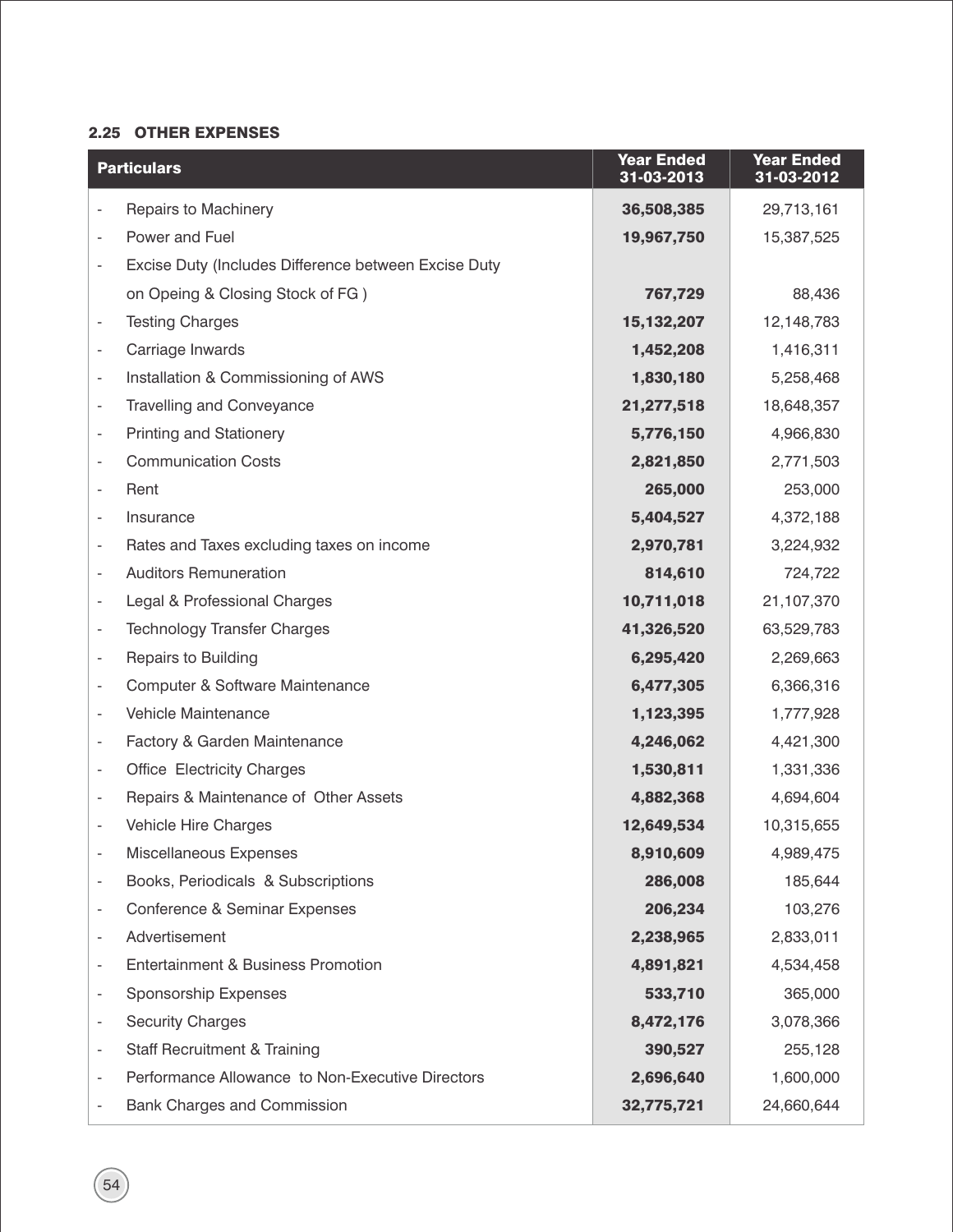### 2.25 OTHER EXPENSES

| Particulars | Year Ended 31-03-2013 | Year Ended 31-03-2012 |
|---|---|---|
| - Repairs to Machinery | **36,508,385** | 29,713,161 |
| - Power and Fuel | **19,967,750** | 15,387,525 |
| - Excise Duty (Includes Difference between Excise Duty on Opeing & Closing Stock of FG ) | **767,729** | 88,436 |
| - Testing Charges | **15,132,207** | 12,148,783 |
| - Carriage Inwards | **1,452,208** | 1,416,311 |
| - Installation & Commissioning of AWS | **1,830,180** | 5,258,468 |
| - Travelling and Conveyance | **21,277,518** | 18,648,357 |
| - Printing and Stationery | **5,776,150** | 4,966,830 |
| - Communication Costs | **2,821,850** | 2,771,503 |
| - Rent | **265,000** | 253,000 |
| - Insurance | **5,404,527** | 4,372,188 |
| - Rates and Taxes excluding taxes on income | **2,970,781** | 3,224,932 |
| - Auditors Remuneration | **814,610** | 724,722 |
| - Legal & Professional Charges | **10,711,018** | 21,107,370 |
| - Technology Transfer Charges | **41,326,520** | 63,529,783 |
| - Repairs to Building | **6,295,420** | 2,269,663 |
| - Computer & Software Maintenance | **6,477,305** | 6,366,316 |
| - Vehicle Maintenance | **1,123,395** | 1,777,928 |
| - Factory & Garden Maintenance | **4,246,062** | 4,421,300 |
| - Office Electricity Charges | **1,530,811** | 1,331,336 |
| - Repairs & Maintenance of Other Assets | **4,882,368** | 4,694,604 |
| - Vehicle Hire Charges | **12,649,534** | 10,315,655 |
| - Miscellaneous Expenses | **8,910,609** | 4,989,475 |
| - Books, Periodicals & Subscriptions | **286,008** | 185,644 |
| - Conference & Seminar Expenses | **206,234** | 103,276 |
| - Advertisement | **2,238,965** | 2,833,011 |
| - Entertainment & Business Promotion | **4,891,821** | 4,534,458 |
| - Sponsorship Expenses | **533,710** | 365,000 |
| - Security Charges | **8,472,176** | 3,078,366 |
| - Staff Recruitment & Training | **390,527** | 255,128 |
| - Performance Allowance to Non-Executive Directors | **2,696,640** | 1,600,000 |
| - Bank Charges and Commission | **32,775,721** | 24,660,644 |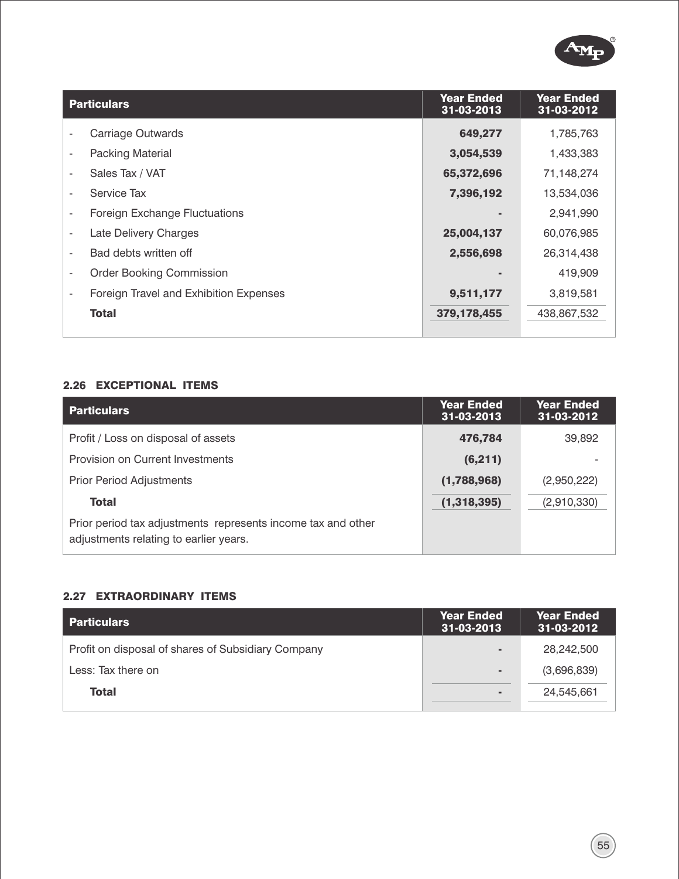| Particulars | Year Ended 31-03-2013 | Year Ended 31-03-2012 |
|---|---|---|
| - Carriage Outwards | **649,277** | 1,785,763 |
| - Packing Material | **3,054,539** | 1,433,383 |
| - Sales Tax / VAT | **65,372,696** | 71,148,274 |
| - Service Tax | **7,396,192** | 13,534,036 |
| - Foreign Exchange Fluctuations | **-** | 2,941,990 |
| - Late Delivery Charges | **25,004,137** | 60,076,985 |
| - Bad debts written off | **2,556,698** | 26,314,438 |
| - Order Booking Commission | **-** | 419,909 |
| - Foreign Travel and Exhibition Expenses | **9,511,177** | 3,819,581 |
| **Total** | **379,178,455** | 438,867,532 |

## 2.26 EXCEPTIONAL ITEMS

| Particulars | Year Ended 31-03-2013 | Year Ended 31-03-2012 |
|---|---|---|
| Profit / Loss on disposal of assets | **476,784** | 39,892 |
| Provision on Current Investments | **(6,211)** | - |
| Prior Period Adjustments | **(1,788,968)** | (2,950,222) |
| **Total** | **(1,318,395)** | (2,910,330) |
| Prior period tax adjustments represents income tax and other adjustments relating to earlier years. | | |

## 2.27 EXTRAORDINARY ITEMS

| Particulars | Year Ended 31-03-2013 | Year Ended 31-03-2012 |
|---|---|---|
| Profit on disposal of shares of Subsidiary Company | **-** | 28,242,500 |
| Less: Tax there on | **-** | (3,696,839) |
| **Total** | **-** | 24,545,661 |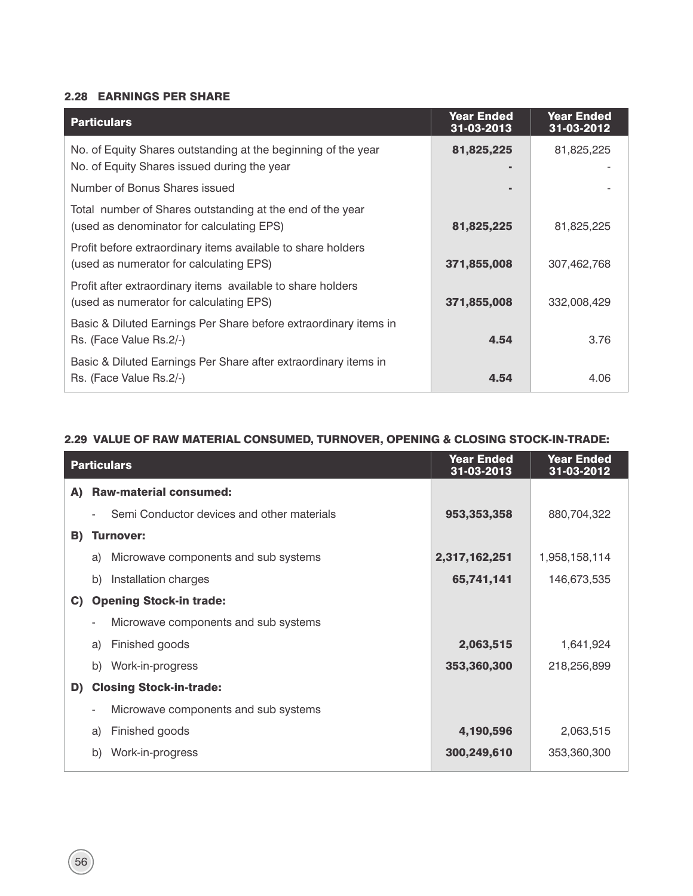### 2.28 EARNINGS PER SHARE

| Particulars | Year Ended 31-03-2013 | Year Ended 31-03-2012 |
|---|---|---|
| No. of Equity Shares outstanding at the beginning of the year | **81,825,225** | 81,825,225 |
| No. of Equity Shares issued during the year | **-** | - |
| Number of Bonus Shares issued | **-** | - |
| Total number of Shares outstanding at the end of the year (used as denominator for calculating EPS) | **81,825,225** | 81,825,225 |
| Profit before extraordinary items available to share holders (used as numerator for calculating EPS) | **371,855,008** | 307,462,768 |
| Profit after extraordinary items available to share holders (used as numerator for calculating EPS) | **371,855,008** | 332,008,429 |
| Basic & Diluted Earnings Per Share before extraordinary items in Rs. (Face Value Rs.2/-) | **4.54** | 3.76 |
| Basic & Diluted Earnings Per Share after extraordinary items in Rs. (Face Value Rs.2/-) | **4.54** | 4.06 |

### 2.29 VALUE OF RAW MATERIAL CONSUMED, TURNOVER, OPENING & CLOSING STOCK-IN-TRADE:

| Particulars | Year Ended 31-03-2013 | Year Ended 31-03-2012 |
|---|---|---|
| **A) Raw-material consumed:** | | |
| - Semi Conductor devices and other materials | **953,353,358** | 880,704,322 |
| **B) Turnover:** | | |
| a) Microwave components and sub systems | **2,317,162,251** | 1,958,158,114 |
| b) Installation charges | **65,741,141** | 146,673,535 |
| **C) Opening Stock-in trade:** | | |
| - Microwave components and sub systems | | |
| a) Finished goods | **2,063,515** | 1,641,924 |
| b) Work-in-progress | **353,360,300** | 218,256,899 |
| **D) Closing Stock-in-trade:** | | |
| - Microwave components and sub systems | | |
| a) Finished goods | **4,190,596** | 2,063,515 |
| b) Work-in-progress | **300,249,610** | 353,360,300 |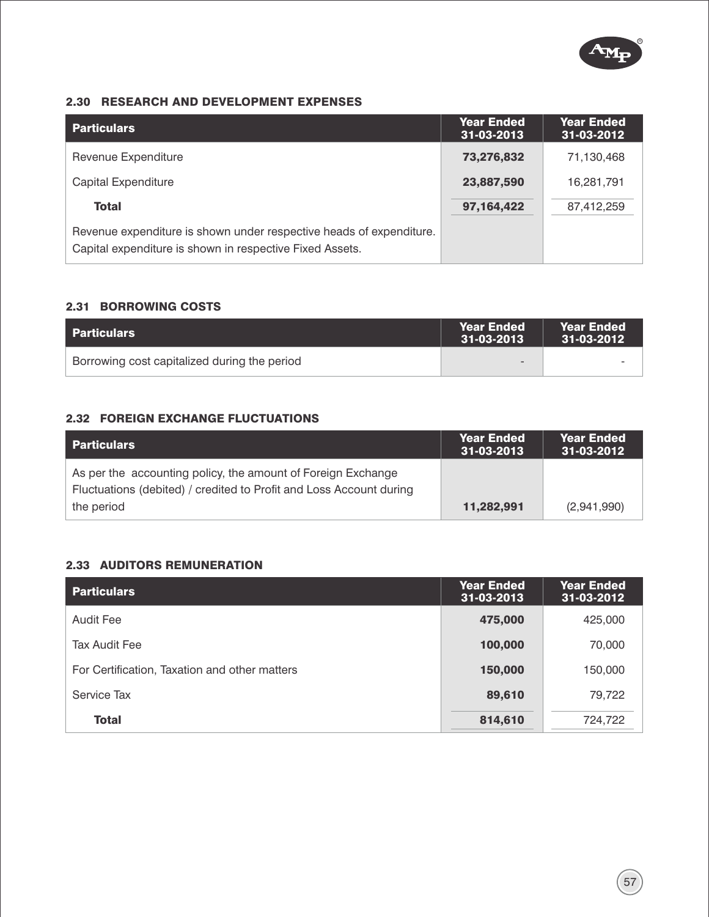### 2.30 RESEARCH AND DEVELOPMENT EXPENSES

| Particulars | Year Ended 31-03-2013 | Year Ended 31-03-2012 |
|---|---|---|
| Revenue Expenditure | **73,276,832** | 71,130,468 |
| Capital Expenditure | **23,887,590** | 16,281,791 |
| **Total** | **97,164,422** | 87,412,259 |
| Revenue expenditure is shown under respective heads of expenditure. Capital expenditure is shown in respective Fixed Assets. | | |

### 2.31 BORROWING COSTS

| Particulars | Year Ended 31-03-2013 | Year Ended 31-03-2012 |
|---|---|---|
| Borrowing cost capitalized during the period | - | - |

### 2.32 FOREIGN EXCHANGE FLUCTUATIONS

| Particulars | Year Ended 31-03-2013 | Year Ended 31-03-2012 |
|---|---|---|
| As per the accounting policy, the amount of Foreign Exchange Fluctuations (debited) / credited to Profit and Loss Account during the period | **11,282,991** | (2,941,990) |

### 2.33 AUDITORS REMUNERATION

| Particulars | Year Ended 31-03-2013 | Year Ended 31-03-2012 |
|---|---|---|
| Audit Fee | **475,000** | 425,000 |
| Tax Audit Fee | **100,000** | 70,000 |
| For Certification, Taxation and other matters | **150,000** | 150,000 |
| Service Tax | **89,610** | 79,722 |
| **Total** | **814,610** | 724,722 |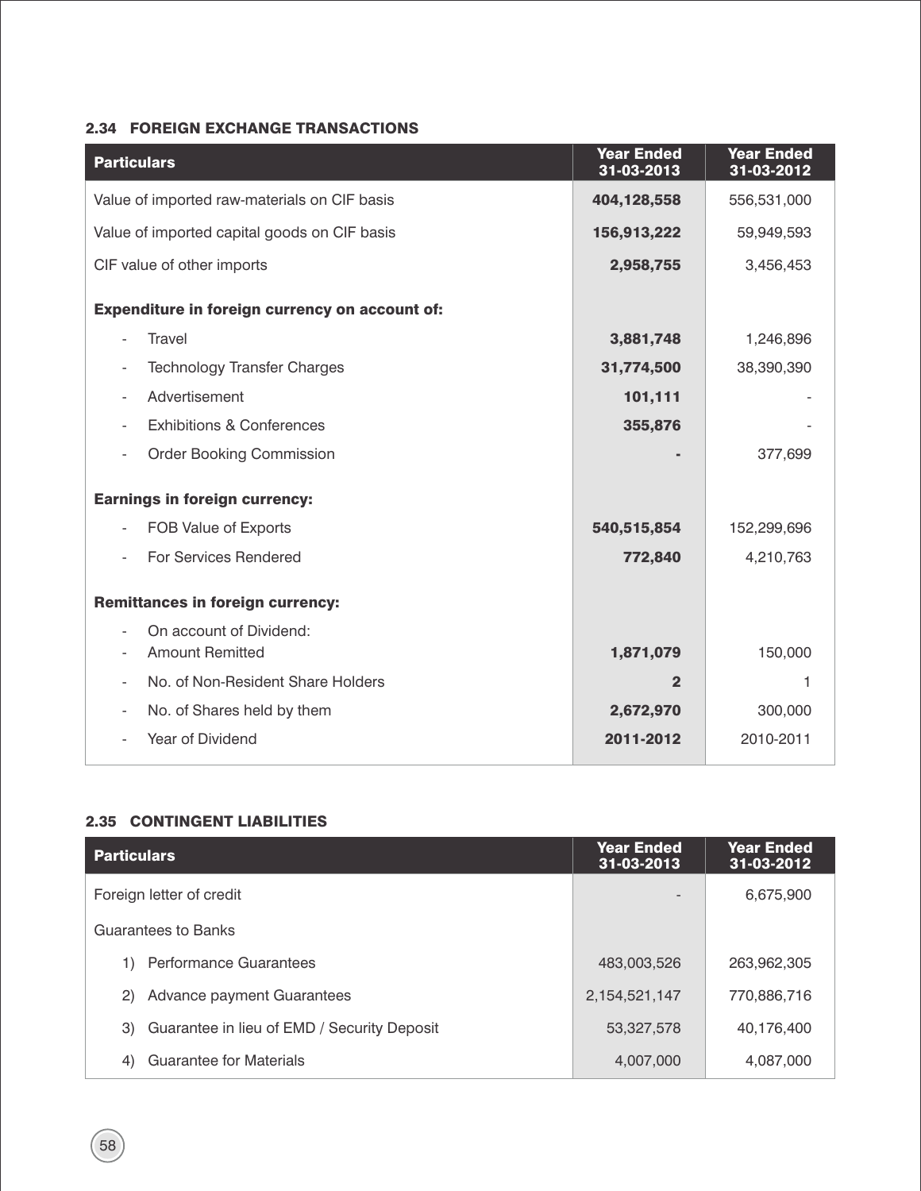## 2.34 FOREIGN EXCHANGE TRANSACTIONS

| Particulars | Year Ended 31-03-2013 | Year Ended 31-03-2012 |
|---|---|---|
| Value of imported raw-materials on CIF basis | **404,128,558** | 556,531,000 |
| Value of imported capital goods on CIF basis | **156,913,222** | 59,949,593 |
| CIF value of other imports | **2,958,755** | 3,456,453 |
| **Expenditure in foreign currency on account of:** | | |
| - Travel | **3,881,748** | 1,246,896 |
| - Technology Transfer Charges | **31,774,500** | 38,390,390 |
| - Advertisement | **101,111** | - |
| - Exhibitions & Conferences | **355,876** | - |
| - Order Booking Commission | **-** | 377,699 |
| **Earnings in foreign currency:** | | |
| - FOB Value of Exports | **540,515,854** | 152,299,696 |
| - For Services Rendered | **772,840** | 4,210,763 |
| **Remittances in foreign currency:** | | |
| - On account of Dividend: | | |
| - Amount Remitted | **1,871,079** | 150,000 |
| - No. of Non-Resident Share Holders | **2** | 1 |
| - No. of Shares held by them | **2,672,970** | 300,000 |
| - Year of Dividend | **2011-2012** | 2010-2011 |

## 2.35 CONTINGENT LIABILITIES

| Particulars | Year Ended 31-03-2013 | Year Ended 31-03-2012 |
|---|---|---|
| Foreign letter of credit | - | 6,675,900 |
| Guarantees to Banks | | |
| 1) Performance Guarantees | 483,003,526 | 263,962,305 |
| 2) Advance payment Guarantees | 2,154,521,147 | 770,886,716 |
| 3) Guarantee in lieu of EMD / Security Deposit | 53,327,578 | 40,176,400 |
| 4) Guarantee for Materials | 4,007,000 | 4,087,000 |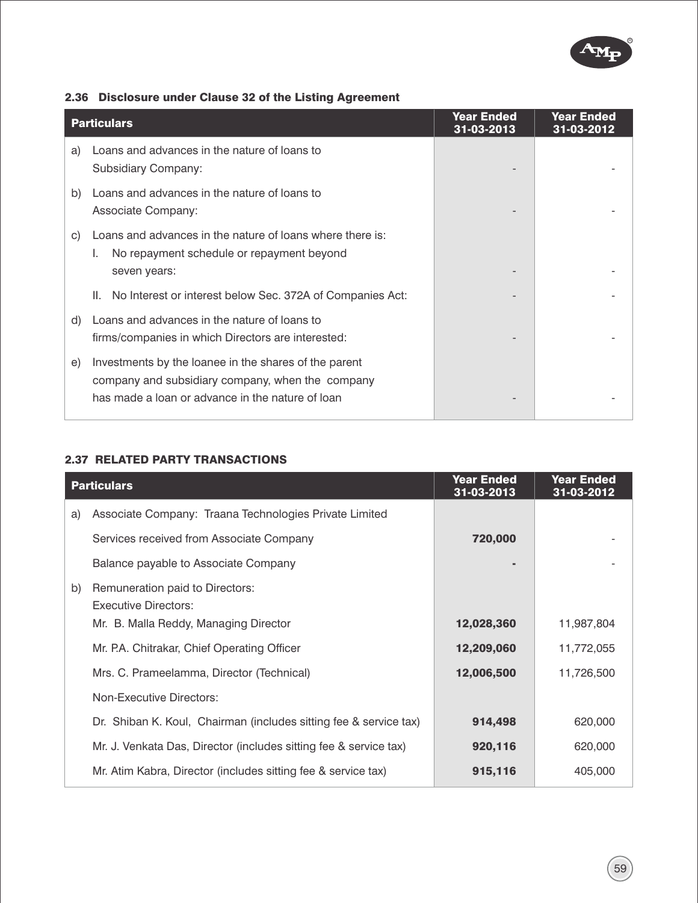### 2.36 Disclosure under Clause 32 of the Listing Agreement

| Particulars | Year Ended 31-03-2013 | Year Ended 31-03-2012 |
|---|---|---|
| a) Loans and advances in the nature of loans to Subsidiary Company: | - | - |
| b) Loans and advances in the nature of loans to Associate Company: | - | - |
| c) Loans and advances in the nature of loans where there is: | | |
| I. No repayment schedule or repayment beyond seven years: | - | - |
| II. No Interest or interest below Sec. 372A of Companies Act: | - | - |
| d) Loans and advances in the nature of loans to firms/companies in which Directors are interested: | - | - |
| e) Investments by the loanee in the shares of the parent company and subsidiary company, when the company has made a loan or advance in the nature of loan | - | - |

### 2.37 RELATED PARTY TRANSACTIONS

| Particulars | Year Ended 31-03-2013 | Year Ended 31-03-2012 |
|---|---|---|
| a) Associate Company: Traana Technologies Private Limited | | |
| Services received from Associate Company | **720,000** | - |
| Balance payable to Associate Company | **-** | - |
| b) Remuneration paid to Directors: | | |
| Executive Directors: | | |
| Mr. B. Malla Reddy, Managing Director | **12,028,360** | 11,987,804 |
| Mr. P.A. Chitrakar, Chief Operating Officer | **12,209,060** | 11,772,055 |
| Mrs. C. Prameelamma, Director (Technical) | **12,006,500** | 11,726,500 |
| Non-Executive Directors: | | |
| Dr. Shiban K. Koul, Chairman (includes sitting fee & service tax) | **914,498** | 620,000 |
| Mr. J. Venkata Das, Director (includes sitting fee & service tax) | **920,116** | 620,000 |
| Mr. Atim Kabra, Director (includes sitting fee & service tax) | **915,116** | 405,000 |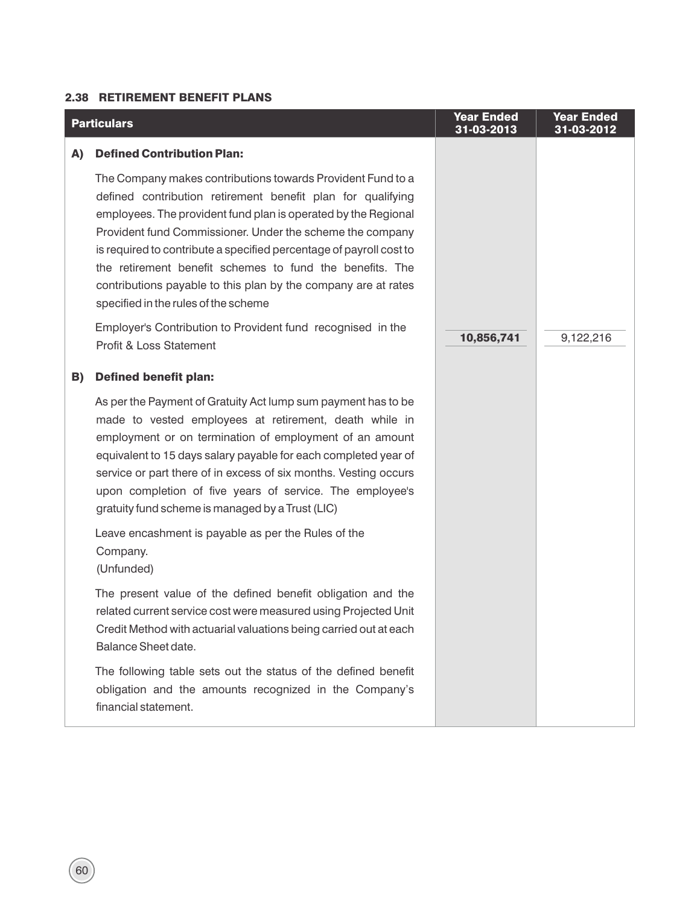### 2.38 RETIREMENT BENEFIT PLANS

| Particulars | Year Ended 31-03-2013 | Year Ended 31-03-2012 |
|---|---|---|
| **A) Defined Contribution Plan:** | | |
| The Company makes contributions towards Provident Fund to a defined contribution retirement benefit plan for qualifying employees. The provident fund plan is operated by the Regional Provident fund Commissioner. Under the scheme the company is required to contribute a specified percentage of payroll cost to the retirement benefit schemes to fund the benefits. The contributions payable to this plan by the company are at rates specified in the rules of the scheme | | |
| Employer's Contribution to Provident fund recognised in the Profit & Loss Statement | **10,856,741** | 9,122,216 |
| **B) Defined benefit plan:** | | |
| As per the Payment of Gratuity Act lump sum payment has to be made to vested employees at retirement, death while in employment or on termination of employment of an amount equivalent to 15 days salary payable for each completed year of service or part there of in excess of six months. Vesting occurs upon completion of five years of service. The employee's gratuity fund scheme is managed by a Trust (LIC) | | |
| Leave encashment is payable as per the Rules of the Company. (Unfunded) | | |
| The present value of the defined benefit obligation and the related current service cost were measured using Projected Unit Credit Method with actuarial valuations being carried out at each Balance Sheet date. | | |
| The following table sets out the status of the defined benefit obligation and the amounts recognized in the Company's financial statement. | | |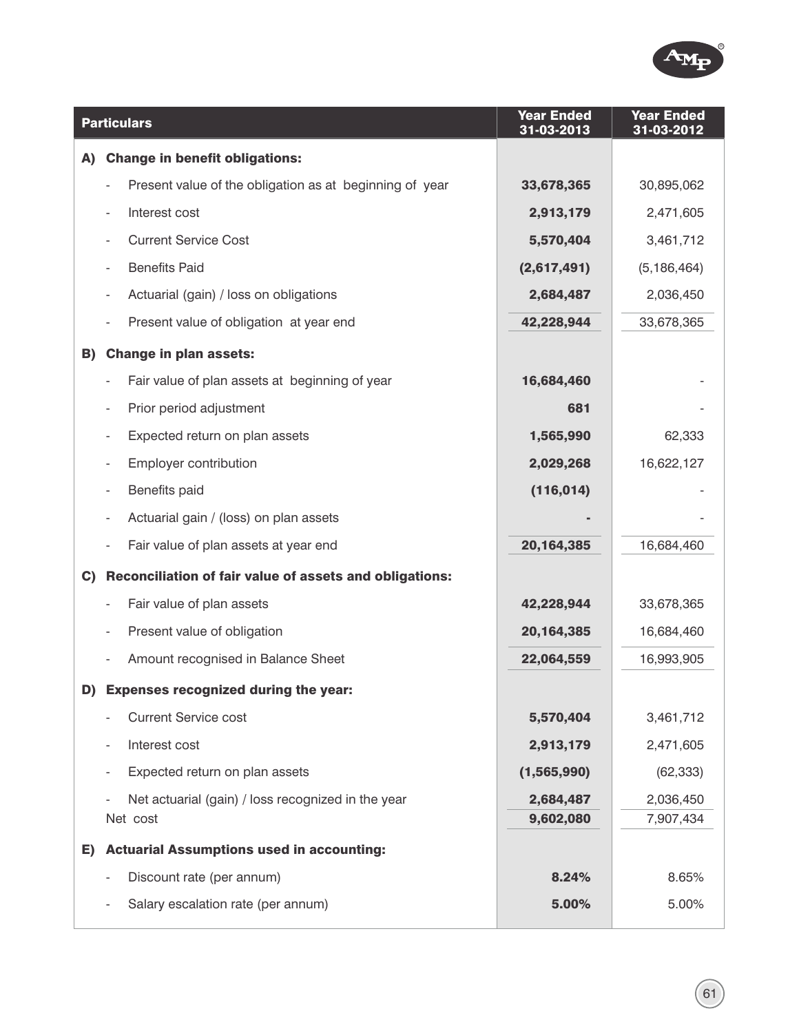| Particulars | Year Ended 31-03-2013 | Year Ended 31-03-2012 |
|---|---|---|
| **A) Change in benefit obligations:** | | |
| - Present value of the obligation as at beginning of year | **33,678,365** | 30,895,062 |
| - Interest cost | **2,913,179** | 2,471,605 |
| - Current Service Cost | **5,570,404** | 3,461,712 |
| - Benefits Paid | **(2,617,491)** | (5,186,464) |
| - Actuarial (gain) / loss on obligations | **2,684,487** | 2,036,450 |
| - Present value of obligation at year end | **42,228,944** | 33,678,365 |
| **B) Change in plan assets:** | | |
| - Fair value of plan assets at beginning of year | **16,684,460** | - |
| - Prior period adjustment | **681** | - |
| - Expected return on plan assets | **1,565,990** | 62,333 |
| - Employer contribution | **2,029,268** | 16,622,127 |
| - Benefits paid | **(116,014)** | - |
| - Actuarial gain / (loss) on plan assets | **-** | - |
| - Fair value of plan assets at year end | **20,164,385** | 16,684,460 |
| **C) Reconciliation of fair value of assets and obligations:** | | |
| - Fair value of plan assets | **42,228,944** | 33,678,365 |
| - Present value of obligation | **20,164,385** | 16,684,460 |
| - Amount recognised in Balance Sheet | **22,064,559** | 16,993,905 |
| **D) Expenses recognized during the year:** | | |
| - Current Service cost | **5,570,404** | 3,461,712 |
| - Interest cost | **2,913,179** | 2,471,605 |
| - Expected return on plan assets | **(1,565,990)** | (62,333) |
| - Net actuarial (gain) / loss recognized in the year | **2,684,487** | 2,036,450 |
| Net cost | **9,602,080** | 7,907,434 |
| **E) Actuarial Assumptions used in accounting:** | | |
| - Discount rate (per annum) | **8.24%** | 8.65% |
| - Salary escalation rate (per annum) | **5.00%** | 5.00% |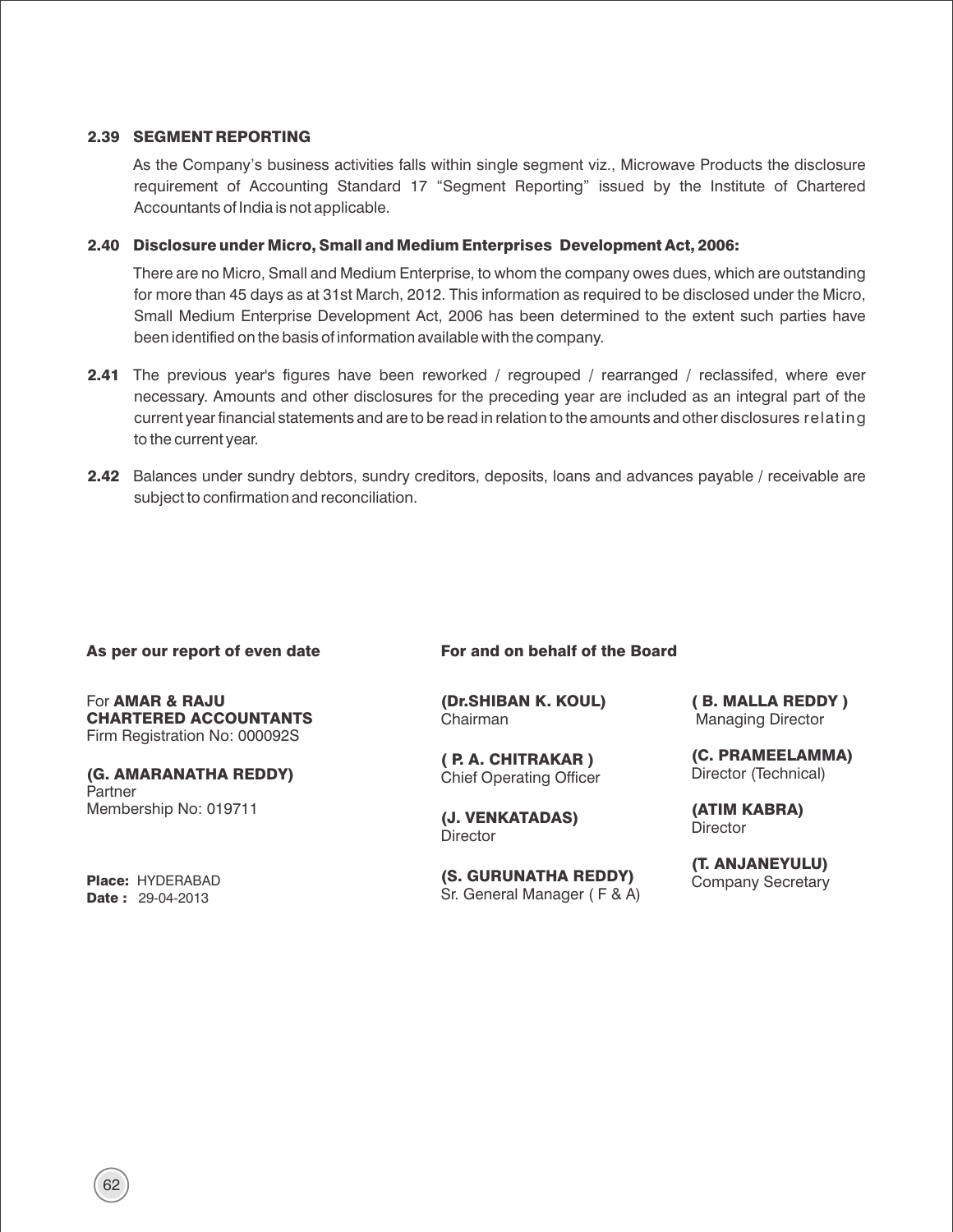**2.39 SEGMENT REPORTING**

As the Company's business activities falls within single segment viz., Microwave Products the disclosure requirement of Accounting Standard 17 "Segment Reporting" issued by the Institute of Chartered Accountants of India is not applicable.

**2.40 Disclosure under Micro, Small and Medium Enterprises Development Act, 2006:**

There are no Micro, Small and Medium Enterprise, to whom the company owes dues, which are outstanding for more than 45 days as at 31st March, 2012. This information as required to be disclosed under the Micro, Small Medium Enterprise Development Act, 2006 has been determined to the extent such parties have been identified on the basis of information available with the company.

**2.41** The previous year's figures have been reworked / regrouped / rearranged / reclassifed, where ever necessary. Amounts and other disclosures for the preceding year are included as an integral part of the current year financial statements and are to be read in relation to the amounts and other disclosures relating to the current year.

**2.42** Balances under sundry debtors, sundry creditors, deposits, loans and advances payable / receivable are subject to confirmation and reconciliation.

**As per our report of even date**

For **AMAR & RAJU**
**CHARTERED ACCOUNTANTS**
Firm Registration No: 000092S

**(G. AMARANATHA REDDY)**
Partner
Membership No: 019711

**Place:** HYDERABAD
**Date :** 29-04-2013

**For and on behalf of the Board**

**(Dr.SHIBAN K. KOUL)**
Chairman

**( B. MALLA REDDY )**
Managing Director

**( P. A. CHITRAKAR )**
Chief Operating Officer

**(C. PRAMEELAMMA)**
Director (Technical)

**(J. VENKATADAS)**
Director

**(ATIM KABRA)**
Director

**(S. GURUNATHA REDDY)**
Sr. General Manager ( F & A)

**(T. ANJANEYULU)**
Company Secretary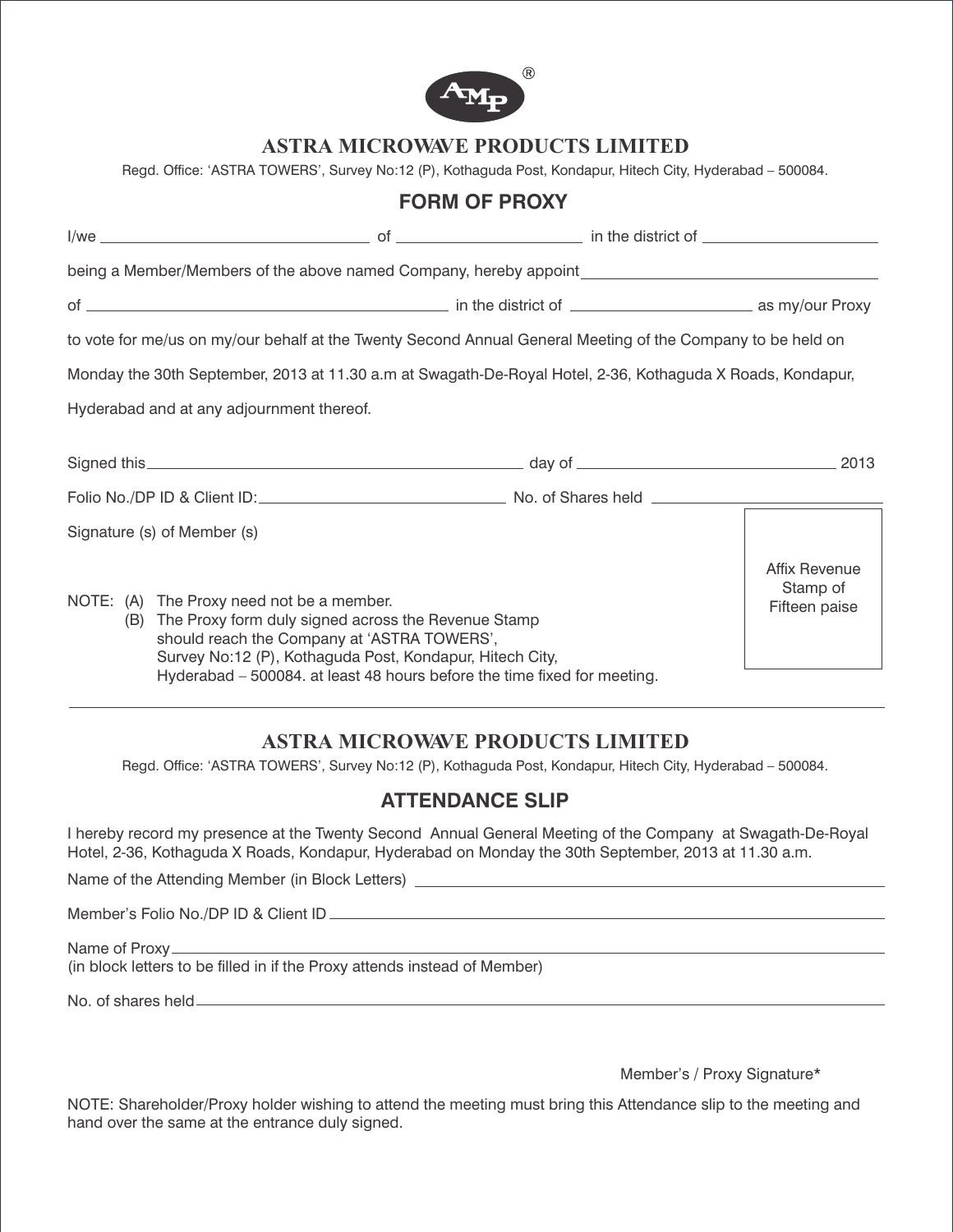# ASTRA MICROWAVE PRODUCTS LIMITED

Regd. Office: 'ASTRA TOWERS', Survey No:12 (P), Kothaguda Post, Kondapur, Hitech City, Hyderabad – 500084.

## FORM OF PROXY

I/we ______________________ of ______________________ in the district of ______________________

being a Member/Members of the above named Company, hereby appoint ______________________

of ______________________ in the district of ______________________ as my/our Proxy

to vote for me/us on my/our behalf at the Twenty Second Annual General Meeting of the Company to be held on Monday the 30th September, 2013 at 11.30 a.m at Swagath-De-Royal Hotel, 2-36, Kothaguda X Roads, Kondapur, Hyderabad and at any adjournment thereof.

Signed this ______________________ day of ______________________ 2013

Folio No./DP ID & Client ID: ______________________ No. of Shares held ______________________

Signature (s) of Member (s)

Affix Revenue Stamp of Fifteen paise

NOTE: (A) The Proxy need not be a member.

(B) The Proxy form duly signed across the Revenue Stamp should reach the Company at 'ASTRA TOWERS', Survey No:12 (P), Kothaguda Post, Kondapur, Hitech City, Hyderabad – 500084. at least 48 hours before the time fixed for meeting.

---

# ASTRA MICROWAVE PRODUCTS LIMITED

Regd. Office: 'ASTRA TOWERS', Survey No:12 (P), Kothaguda Post, Kondapur, Hitech City, Hyderabad – 500084.

## ATTENDANCE SLIP

I hereby record my presence at the Twenty Second Annual General Meeting of the Company at Swagath-De-Royal Hotel, 2-36, Kothaguda X Roads, Kondapur, Hyderabad on Monday the 30th September, 2013 at 11.30 a.m.

Name of the Attending Member (in Block Letters) ______________________

Member's Folio No./DP ID & Client ID ______________________

Name of Proxy ______________________
(in block letters to be filled in if the Proxy attends instead of Member)

No. of shares held ______________________

Member's / Proxy Signature*

NOTE: Shareholder/Proxy holder wishing to attend the meeting must bring this Attendance slip to the meeting and hand over the same at the entrance duly signed.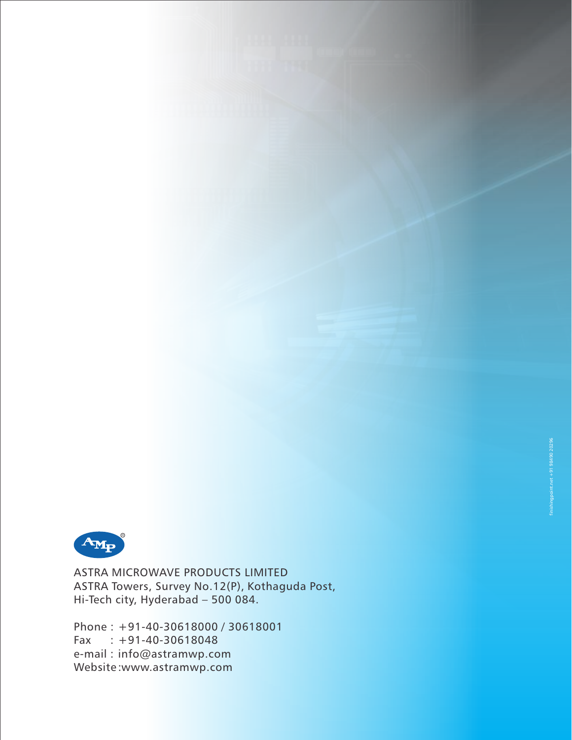ASTRA MICROWAVE PRODUCTS LIMITED
ASTRA Towers, Survey No.12(P), Kothaguda Post,
Hi-Tech city, Hyderabad – 500 084.

Phone : +91-40-30618000 / 30618001
Fax : +91-40-30618048
e-mail : info@astramwp.com
Website : www.astramwp.com